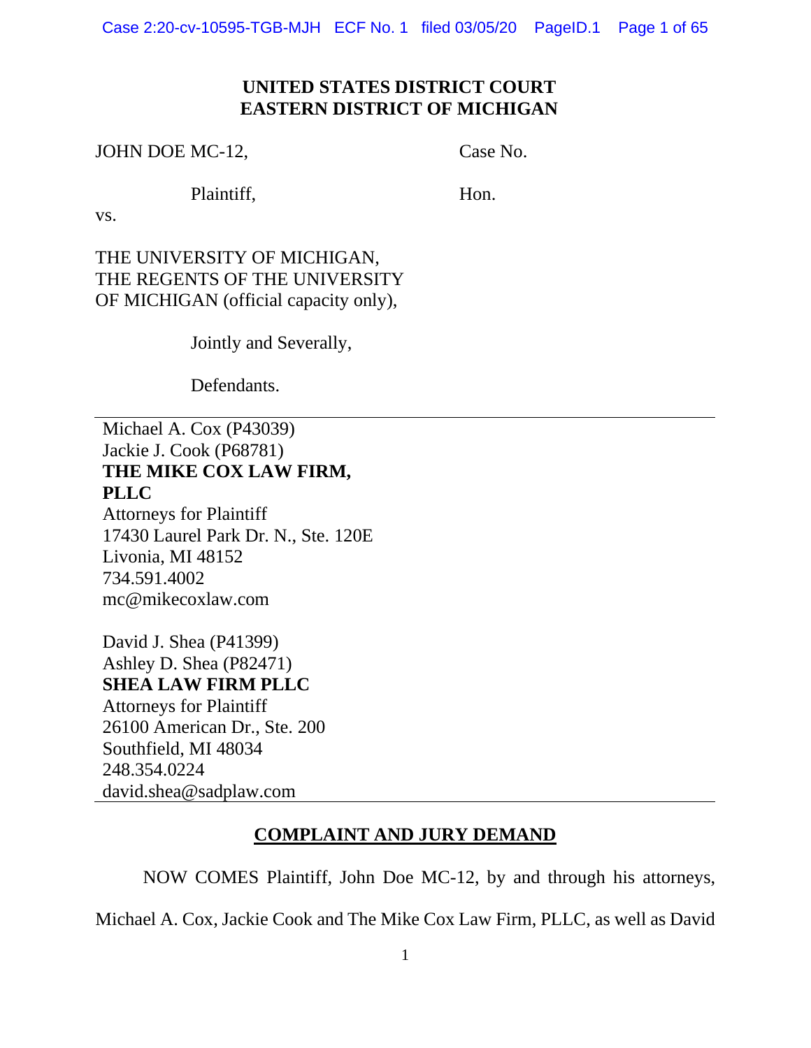**UNITED STATES DISTRICT COURT**
**EASTERN DISTRICT OF MICHIGAN**

JOHN DOE MC-12,

Plaintiff,

vs.

THE UNIVERSITY OF MICHIGAN,
THE REGENTS OF THE UNIVERSITY
OF MICHIGAN (official capacity only),

Jointly and Severally,

Defendants.

Case No.

Hon.

---

Michael A. Cox (P43039)
Jackie J. Cook (P68781)
**THE MIKE COX LAW FIRM, PLLC**
Attorneys for Plaintiff
17430 Laurel Park Dr. N., Ste. 120E
Livonia, MI 48152
734.591.4002
mc@mikecoxlaw.com

David J. Shea (P41399)
Ashley D. Shea (P82471)
**SHEA LAW FIRM PLLC**
Attorneys for Plaintiff
26100 American Dr., Ste. 200
Southfield, MI 48034
248.354.0224
david.shea@sadplaw.com

---

## COMPLAINT AND JURY DEMAND

NOW COMES Plaintiff, John Doe MC-12, by and through his attorneys, Michael A. Cox, Jackie Cook and The Mike Cox Law Firm, PLLC, as well as David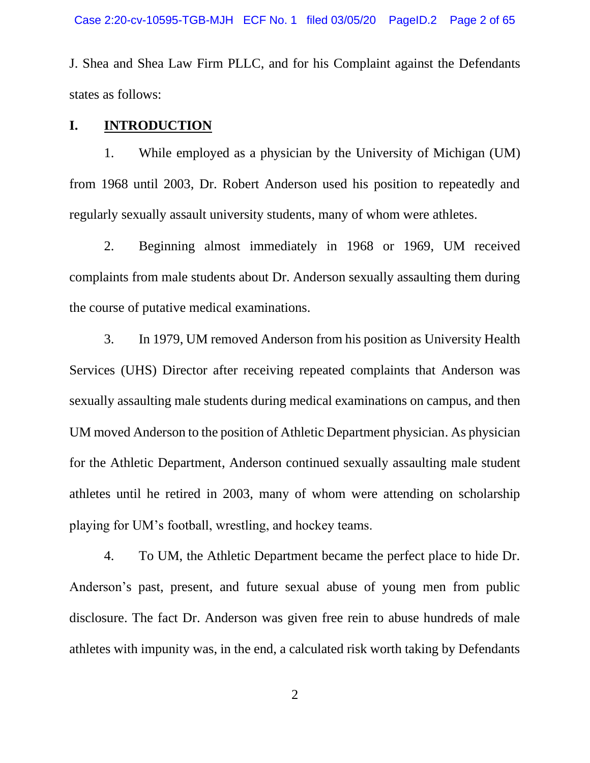J. Shea and Shea Law Firm PLLC, and for his Complaint against the Defendants states as follows:

## I. INTRODUCTION

1. While employed as a physician by the University of Michigan (UM) from 1968 until 2003, Dr. Robert Anderson used his position to repeatedly and regularly sexually assault university students, many of whom were athletes.

2. Beginning almost immediately in 1968 or 1969, UM received complaints from male students about Dr. Anderson sexually assaulting them during the course of putative medical examinations.

3. In 1979, UM removed Anderson from his position as University Health Services (UHS) Director after receiving repeated complaints that Anderson was sexually assaulting male students during medical examinations on campus, and then UM moved Anderson to the position of Athletic Department physician. As physician for the Athletic Department, Anderson continued sexually assaulting male student athletes until he retired in 2003, many of whom were attending on scholarship playing for UM's football, wrestling, and hockey teams.

4. To UM, the Athletic Department became the perfect place to hide Dr. Anderson's past, present, and future sexual abuse of young men from public disclosure. The fact Dr. Anderson was given free rein to abuse hundreds of male athletes with impunity was, in the end, a calculated risk worth taking by Defendants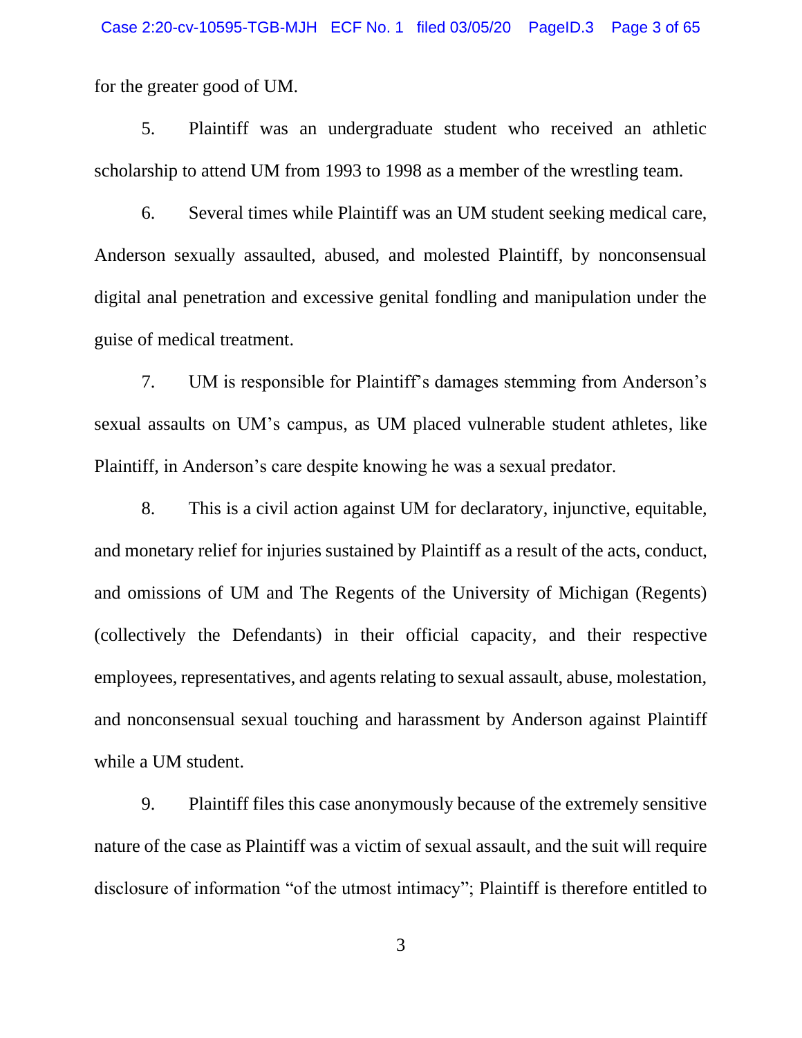for the greater good of UM.

5. Plaintiff was an undergraduate student who received an athletic scholarship to attend UM from 1993 to 1998 as a member of the wrestling team.

6. Several times while Plaintiff was an UM student seeking medical care, Anderson sexually assaulted, abused, and molested Plaintiff, by nonconsensual digital anal penetration and excessive genital fondling and manipulation under the guise of medical treatment.

7. UM is responsible for Plaintiff's damages stemming from Anderson's sexual assaults on UM's campus, as UM placed vulnerable student athletes, like Plaintiff, in Anderson's care despite knowing he was a sexual predator.

8. This is a civil action against UM for declaratory, injunctive, equitable, and monetary relief for injuries sustained by Plaintiff as a result of the acts, conduct, and omissions of UM and The Regents of the University of Michigan (Regents) (collectively the Defendants) in their official capacity, and their respective employees, representatives, and agents relating to sexual assault, abuse, molestation, and nonconsensual sexual touching and harassment by Anderson against Plaintiff while a UM student.

9. Plaintiff files this case anonymously because of the extremely sensitive nature of the case as Plaintiff was a victim of sexual assault, and the suit will require disclosure of information "of the utmost intimacy"; Plaintiff is therefore entitled to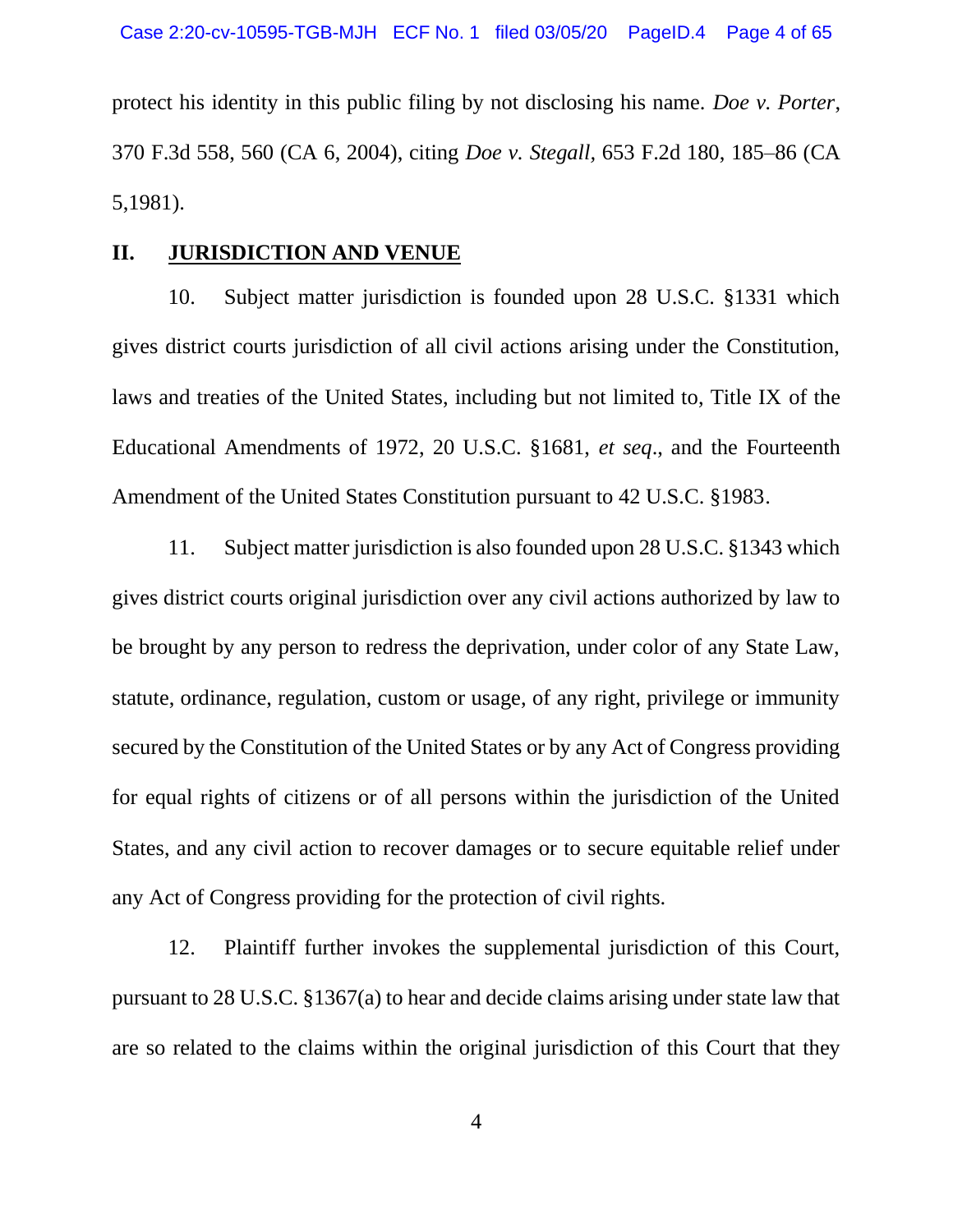protect his identity in this public filing by not disclosing his name. *Doe v. Porter*, 370 F.3d 558, 560 (CA 6, 2004), citing *Doe v. Stegall*, 653 F.2d 180, 185–86 (CA 5,1981).

## II. JURISDICTION AND VENUE

10. Subject matter jurisdiction is founded upon 28 U.S.C. §1331 which gives district courts jurisdiction of all civil actions arising under the Constitution, laws and treaties of the United States, including but not limited to, Title IX of the Educational Amendments of 1972, 20 U.S.C. §1681, *et seq*., and the Fourteenth Amendment of the United States Constitution pursuant to 42 U.S.C. §1983.

11. Subject matter jurisdiction is also founded upon 28 U.S.C. §1343 which gives district courts original jurisdiction over any civil actions authorized by law to be brought by any person to redress the deprivation, under color of any State Law, statute, ordinance, regulation, custom or usage, of any right, privilege or immunity secured by the Constitution of the United States or by any Act of Congress providing for equal rights of citizens or of all persons within the jurisdiction of the United States, and any civil action to recover damages or to secure equitable relief under any Act of Congress providing for the protection of civil rights.

12. Plaintiff further invokes the supplemental jurisdiction of this Court, pursuant to 28 U.S.C. §1367(a) to hear and decide claims arising under state law that are so related to the claims within the original jurisdiction of this Court that they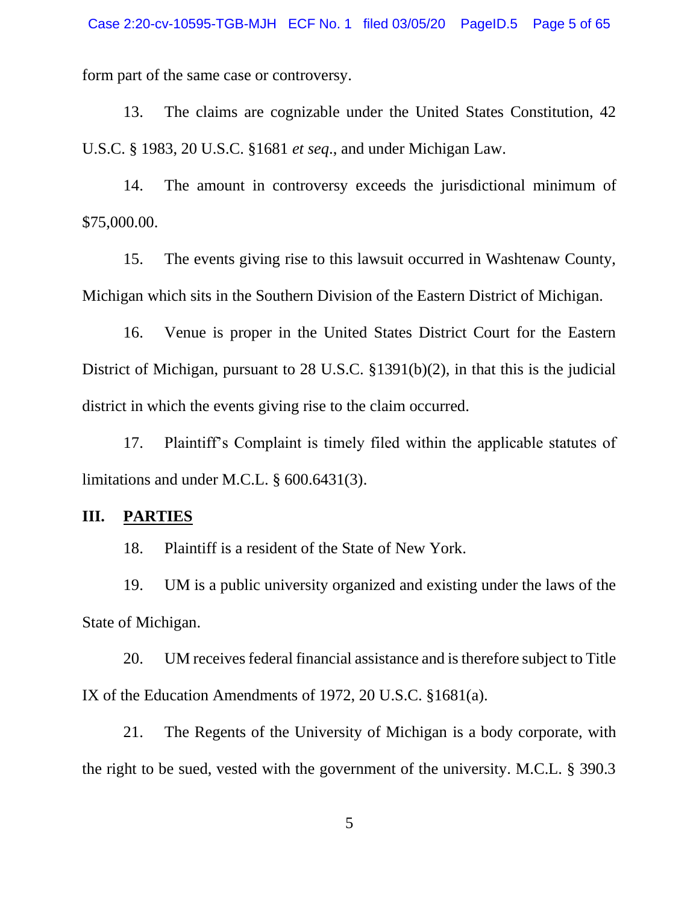form part of the same case or controversy.

13. The claims are cognizable under the United States Constitution, 42 U.S.C. § 1983, 20 U.S.C. §1681 *et seq*., and under Michigan Law.

14. The amount in controversy exceeds the jurisdictional minimum of $75,000.00.

15. The events giving rise to this lawsuit occurred in Washtenaw County, Michigan which sits in the Southern Division of the Eastern District of Michigan.

16. Venue is proper in the United States District Court for the Eastern District of Michigan, pursuant to 28 U.S.C. §1391(b)(2), in that this is the judicial district in which the events giving rise to the claim occurred.

17. Plaintiff's Complaint is timely filed within the applicable statutes of limitations and under M.C.L. § 600.6431(3).

## III. <u>PARTIES</u>

18. Plaintiff is a resident of the State of New York.

19. UM is a public university organized and existing under the laws of the State of Michigan.

20. UM receives federal financial assistance and is therefore subject to Title IX of the Education Amendments of 1972, 20 U.S.C. §1681(a).

21. The Regents of the University of Michigan is a body corporate, with the right to be sued, vested with the government of the university. M.C.L. § 390.3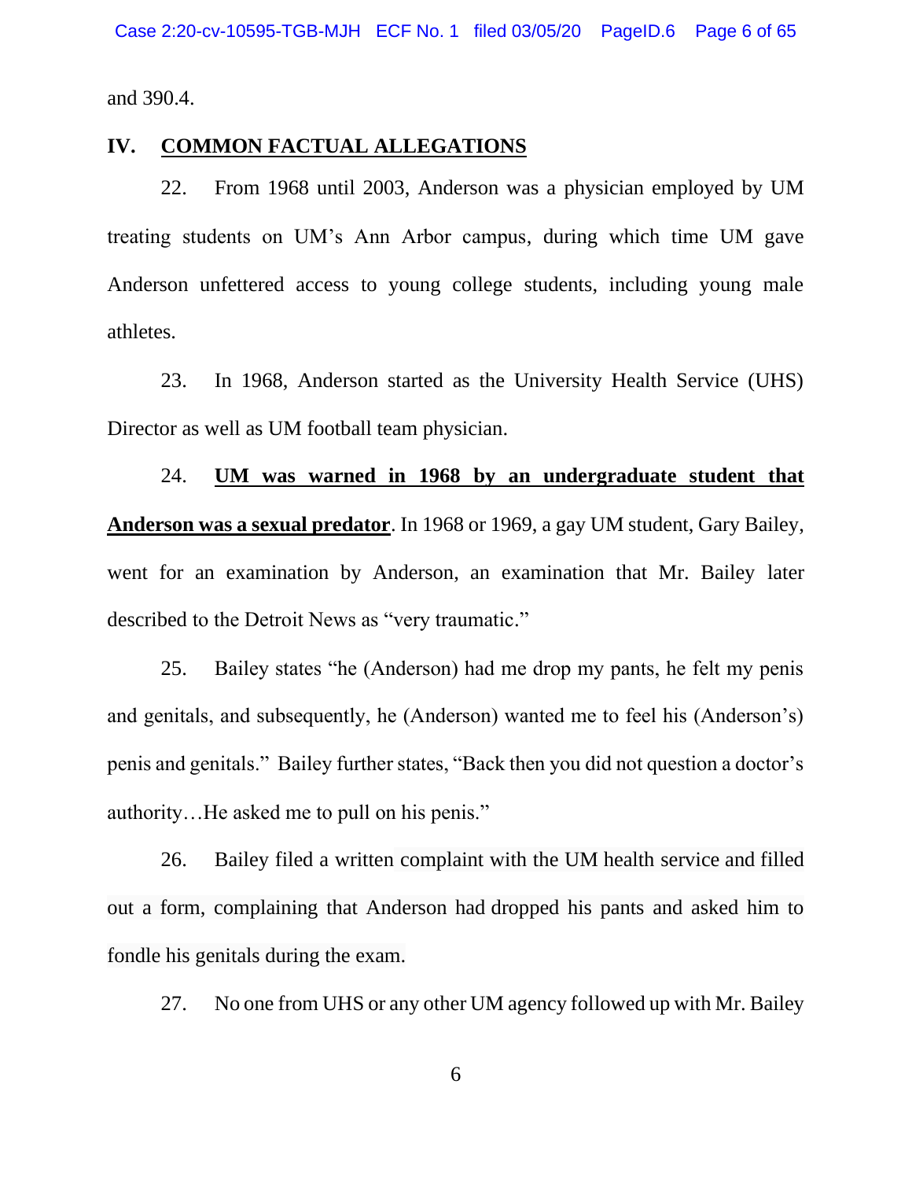and 390.4.

## IV. COMMON FACTUAL ALLEGATIONS

22. From 1968 until 2003, Anderson was a physician employed by UM treating students on UM's Ann Arbor campus, during which time UM gave Anderson unfettered access to young college students, including young male athletes.

23. In 1968, Anderson started as the University Health Service (UHS) Director as well as UM football team physician.

24. **UM was warned in 1968 by an undergraduate student that Anderson was a sexual predator**. In 1968 or 1969, a gay UM student, Gary Bailey, went for an examination by Anderson, an examination that Mr. Bailey later described to the Detroit News as "very traumatic."

25. Bailey states "he (Anderson) had me drop my pants, he felt my penis and genitals, and subsequently, he (Anderson) wanted me to feel his (Anderson's) penis and genitals." Bailey further states, "Back then you did not question a doctor's authority…He asked me to pull on his penis."

26. Bailey filed a written complaint with the UM health service and filled out a form, complaining that Anderson had dropped his pants and asked him to fondle his genitals during the exam.

27. No one from UHS or any other UM agency followed up with Mr. Bailey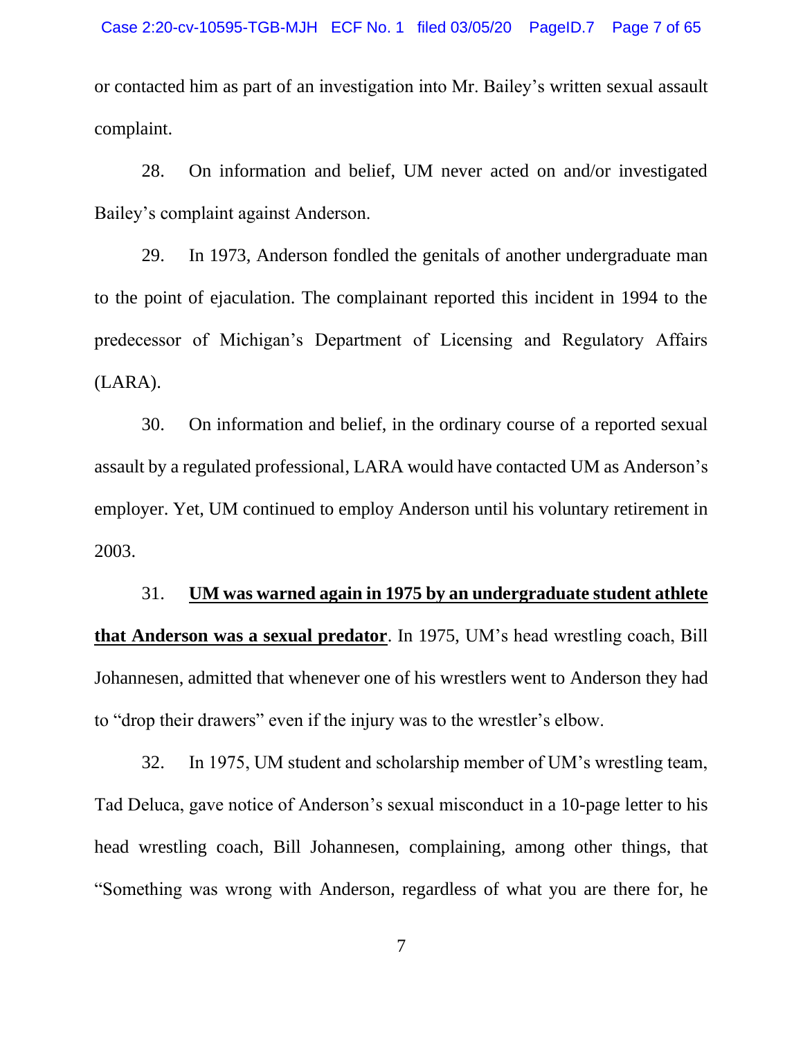or contacted him as part of an investigation into Mr. Bailey's written sexual assault complaint.

28. On information and belief, UM never acted on and/or investigated Bailey's complaint against Anderson.

29. In 1973, Anderson fondled the genitals of another undergraduate man to the point of ejaculation. The complainant reported this incident in 1994 to the predecessor of Michigan's Department of Licensing and Regulatory Affairs (LARA).

30. On information and belief, in the ordinary course of a reported sexual assault by a regulated professional, LARA would have contacted UM as Anderson's employer. Yet, UM continued to employ Anderson until his voluntary retirement in 2003.

31. <u>**UM was warned again in 1975 by an undergraduate student athlete that Anderson was a sexual predator**</u>. In 1975, UM's head wrestling coach, Bill Johannesen, admitted that whenever one of his wrestlers went to Anderson they had to "drop their drawers" even if the injury was to the wrestler's elbow.

32. In 1975, UM student and scholarship member of UM's wrestling team, Tad Deluca, gave notice of Anderson's sexual misconduct in a 10-page letter to his head wrestling coach, Bill Johannesen, complaining, among other things, that "Something was wrong with Anderson, regardless of what you are there for, he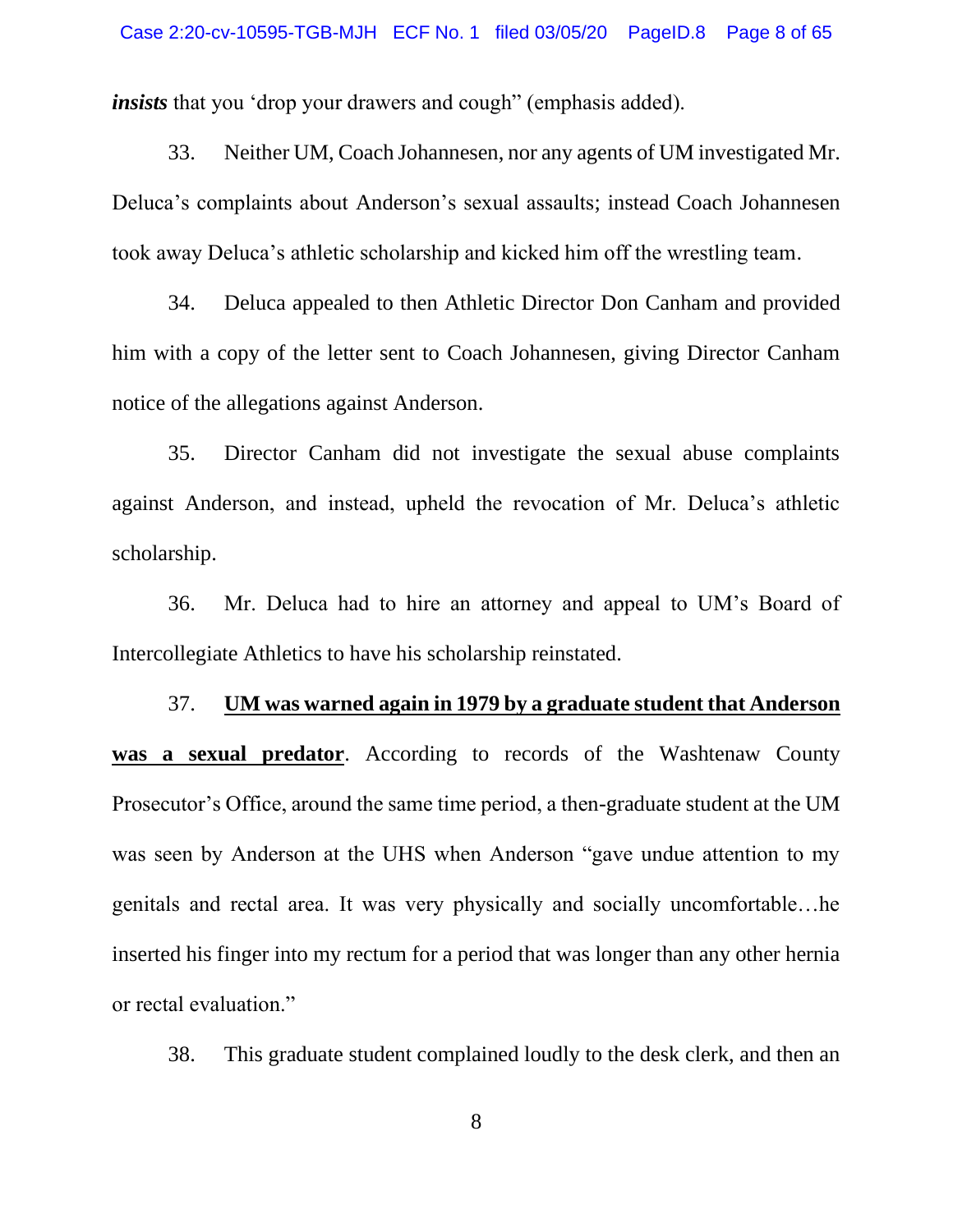***insists*** that you 'drop your drawers and cough" (emphasis added).

33. Neither UM, Coach Johannesen, nor any agents of UM investigated Mr. Deluca's complaints about Anderson's sexual assaults; instead Coach Johannesen took away Deluca's athletic scholarship and kicked him off the wrestling team.

34. Deluca appealed to then Athletic Director Don Canham and provided him with a copy of the letter sent to Coach Johannesen, giving Director Canham notice of the allegations against Anderson.

35. Director Canham did not investigate the sexual abuse complaints against Anderson, and instead, upheld the revocation of Mr. Deluca's athletic scholarship.

36. Mr. Deluca had to hire an attorney and appeal to UM's Board of Intercollegiate Athletics to have his scholarship reinstated.

37. **<u>UM was warned again in 1979 by a graduate student that Anderson was a sexual predator</u>**. According to records of the Washtenaw County Prosecutor's Office, around the same time period, a then-graduate student at the UM was seen by Anderson at the UHS when Anderson "gave undue attention to my genitals and rectal area. It was very physically and socially uncomfortable…he inserted his finger into my rectum for a period that was longer than any other hernia or rectal evaluation."

38. This graduate student complained loudly to the desk clerk, and then an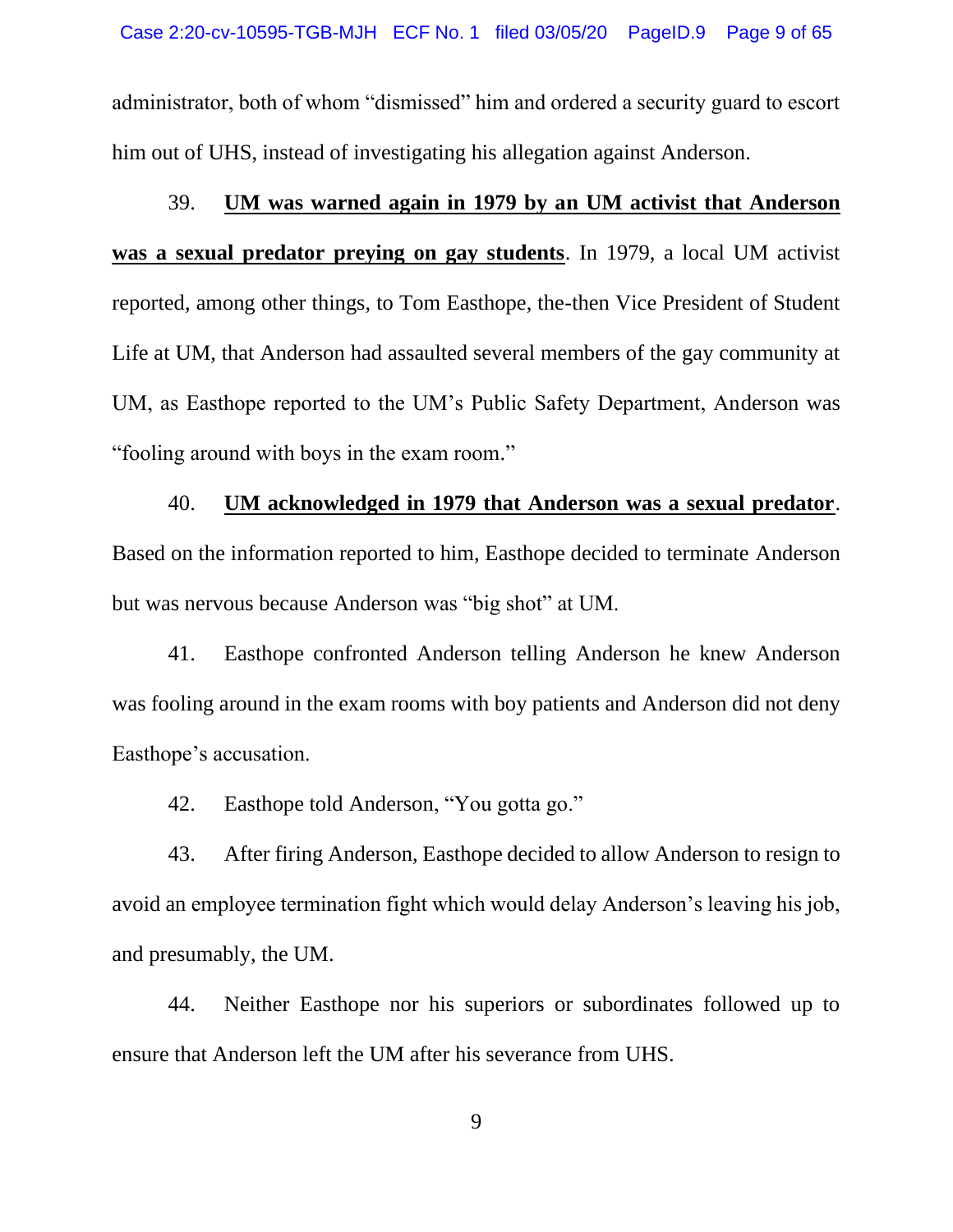administrator, both of whom "dismissed" him and ordered a security guard to escort him out of UHS, instead of investigating his allegation against Anderson.

39. **UM was warned again in 1979 by an UM activist that Anderson was a sexual predator preying on gay students**. In 1979, a local UM activist reported, among other things, to Tom Easthope, the-then Vice President of Student Life at UM, that Anderson had assaulted several members of the gay community at UM, as Easthope reported to the UM's Public Safety Department, Anderson was "fooling around with boys in the exam room."

40. **UM acknowledged in 1979 that Anderson was a sexual predator**. Based on the information reported to him, Easthope decided to terminate Anderson but was nervous because Anderson was "big shot" at UM.

41. Easthope confronted Anderson telling Anderson he knew Anderson was fooling around in the exam rooms with boy patients and Anderson did not deny Easthope's accusation.

42. Easthope told Anderson, "You gotta go."

43. After firing Anderson, Easthope decided to allow Anderson to resign to avoid an employee termination fight which would delay Anderson's leaving his job, and presumably, the UM.

44. Neither Easthope nor his superiors or subordinates followed up to ensure that Anderson left the UM after his severance from UHS.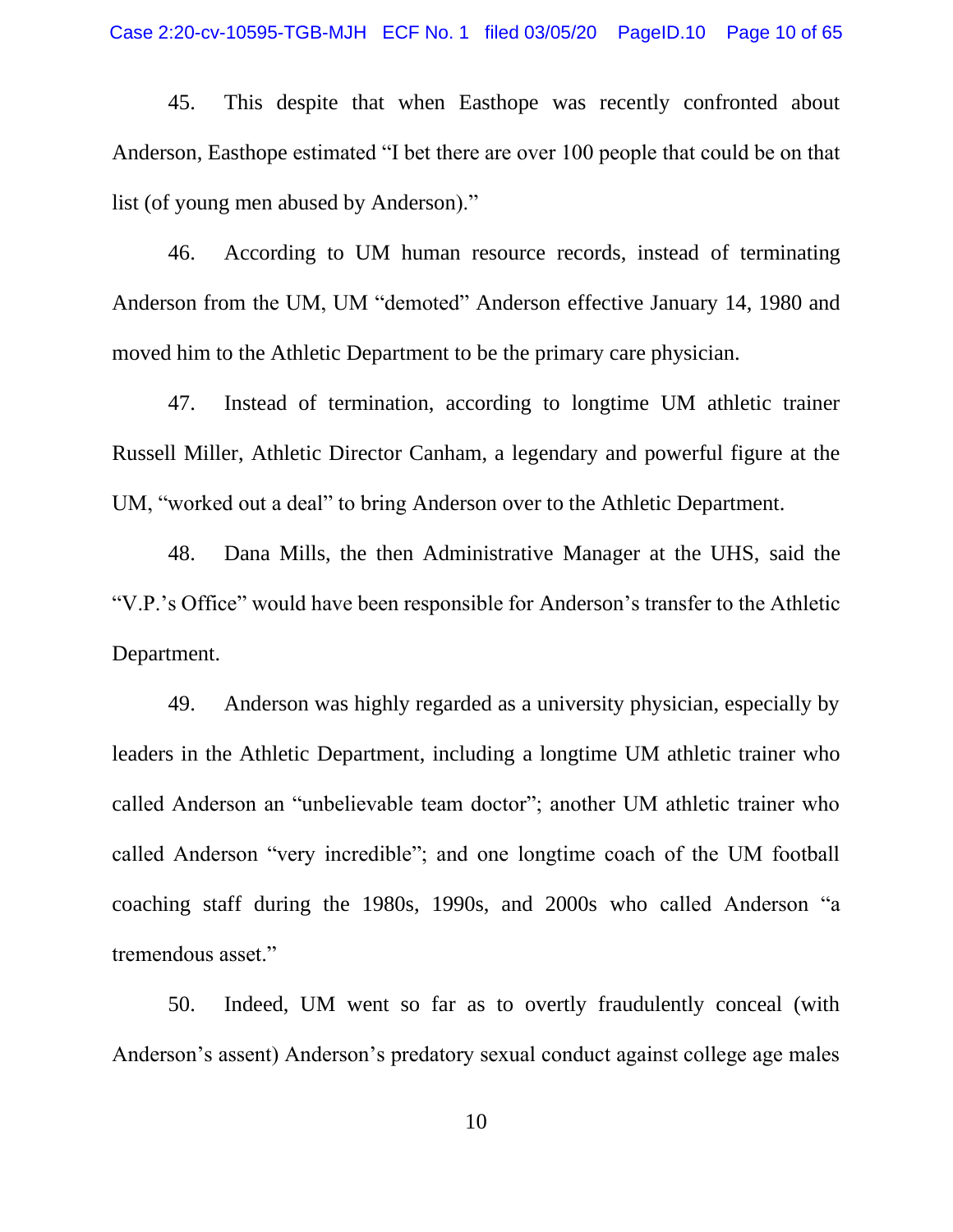45. This despite that when Easthope was recently confronted about Anderson, Easthope estimated "I bet there are over 100 people that could be on that list (of young men abused by Anderson)."

46. According to UM human resource records, instead of terminating Anderson from the UM, UM "demoted" Anderson effective January 14, 1980 and moved him to the Athletic Department to be the primary care physician.

47. Instead of termination, according to longtime UM athletic trainer Russell Miller, Athletic Director Canham, a legendary and powerful figure at the UM, "worked out a deal" to bring Anderson over to the Athletic Department.

48. Dana Mills, the then Administrative Manager at the UHS, said the "V.P.'s Office" would have been responsible for Anderson's transfer to the Athletic Department.

49. Anderson was highly regarded as a university physician, especially by leaders in the Athletic Department, including a longtime UM athletic trainer who called Anderson an "unbelievable team doctor"; another UM athletic trainer who called Anderson "very incredible"; and one longtime coach of the UM football coaching staff during the 1980s, 1990s, and 2000s who called Anderson "a tremendous asset."

50. Indeed, UM went so far as to overtly fraudulently conceal (with Anderson's assent) Anderson's predatory sexual conduct against college age males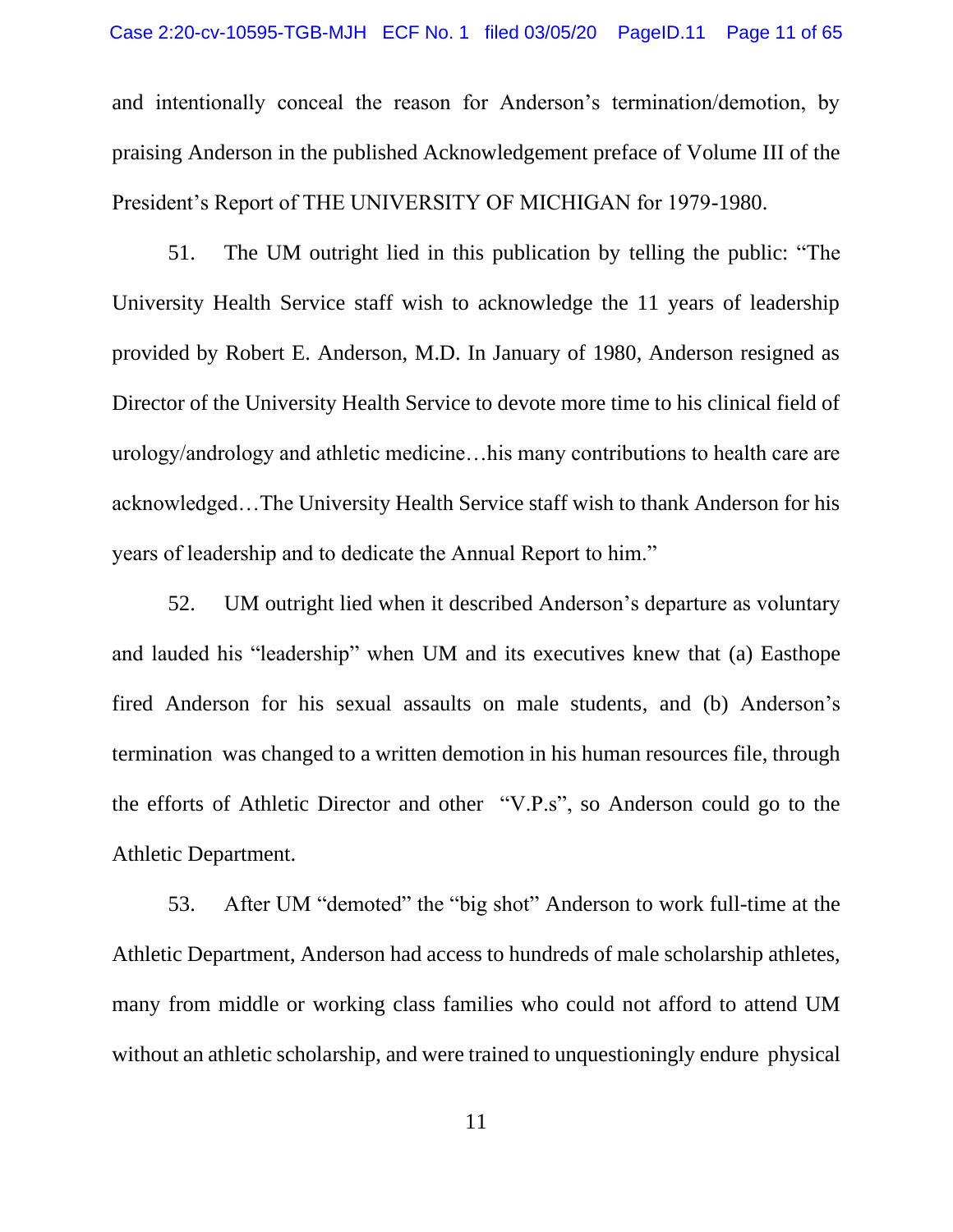and intentionally conceal the reason for Anderson's termination/demotion, by praising Anderson in the published Acknowledgement preface of Volume III of the President's Report of THE UNIVERSITY OF MICHIGAN for 1979-1980.

51. The UM outright lied in this publication by telling the public: "The University Health Service staff wish to acknowledge the 11 years of leadership provided by Robert E. Anderson, M.D. In January of 1980, Anderson resigned as Director of the University Health Service to devote more time to his clinical field of urology/andrology and athletic medicine…his many contributions to health care are acknowledged…The University Health Service staff wish to thank Anderson for his years of leadership and to dedicate the Annual Report to him."

52. UM outright lied when it described Anderson's departure as voluntary and lauded his "leadership" when UM and its executives knew that (a) Easthope fired Anderson for his sexual assaults on male students, and (b) Anderson's termination was changed to a written demotion in his human resources file, through the efforts of Athletic Director and other "V.P.s", so Anderson could go to the Athletic Department.

53. After UM "demoted" the "big shot" Anderson to work full-time at the Athletic Department, Anderson had access to hundreds of male scholarship athletes, many from middle or working class families who could not afford to attend UM without an athletic scholarship, and were trained to unquestioningly endure physical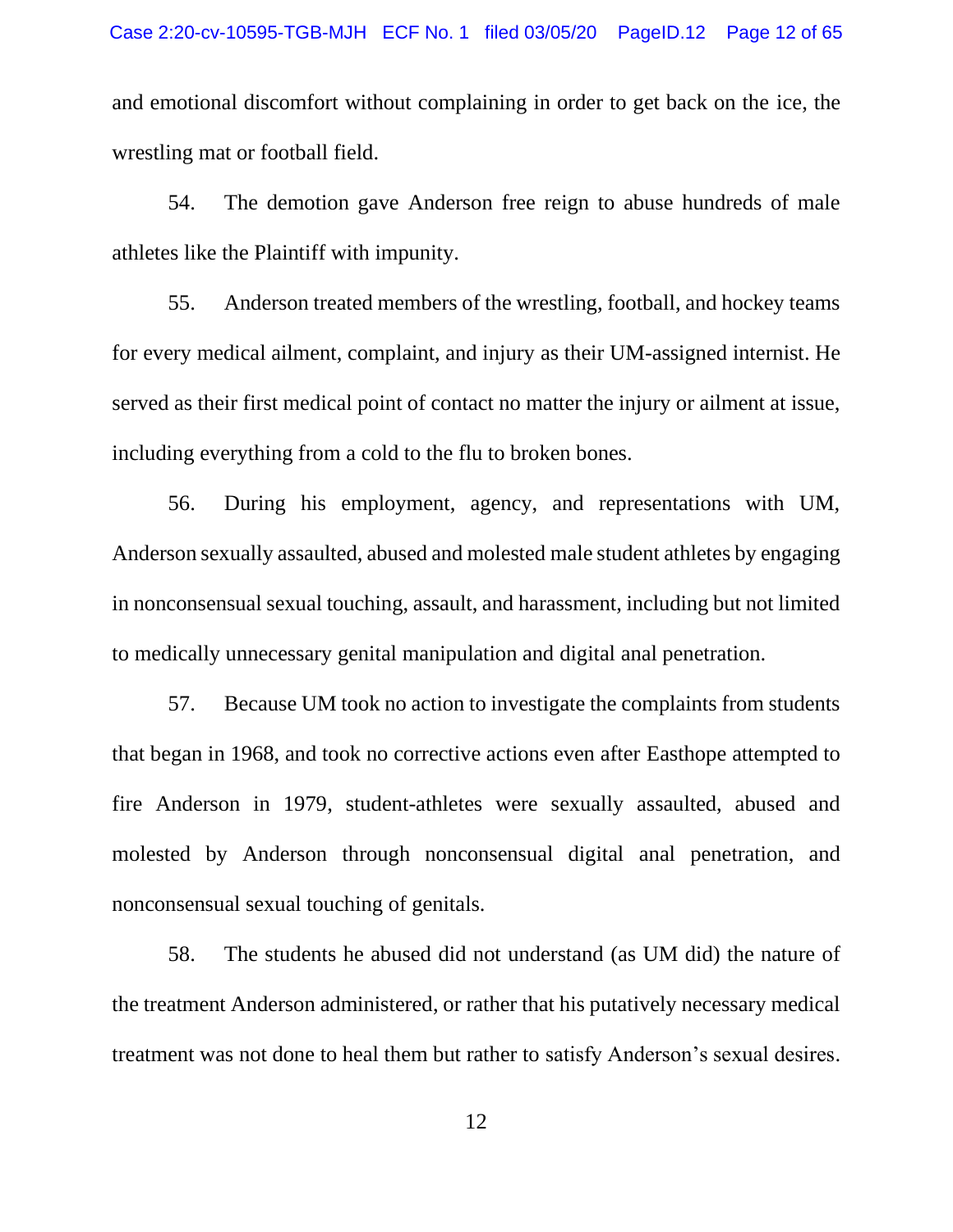and emotional discomfort without complaining in order to get back on the ice, the wrestling mat or football field.

54. The demotion gave Anderson free reign to abuse hundreds of male athletes like the Plaintiff with impunity.

55. Anderson treated members of the wrestling, football, and hockey teams for every medical ailment, complaint, and injury as their UM-assigned internist. He served as their first medical point of contact no matter the injury or ailment at issue, including everything from a cold to the flu to broken bones.

56. During his employment, agency, and representations with UM, Anderson sexually assaulted, abused and molested male student athletes by engaging in nonconsensual sexual touching, assault, and harassment, including but not limited to medically unnecessary genital manipulation and digital anal penetration.

57. Because UM took no action to investigate the complaints from students that began in 1968, and took no corrective actions even after Easthope attempted to fire Anderson in 1979, student-athletes were sexually assaulted, abused and molested by Anderson through nonconsensual digital anal penetration, and nonconsensual sexual touching of genitals.

58. The students he abused did not understand (as UM did) the nature of the treatment Anderson administered, or rather that his putatively necessary medical treatment was not done to heal them but rather to satisfy Anderson's sexual desires.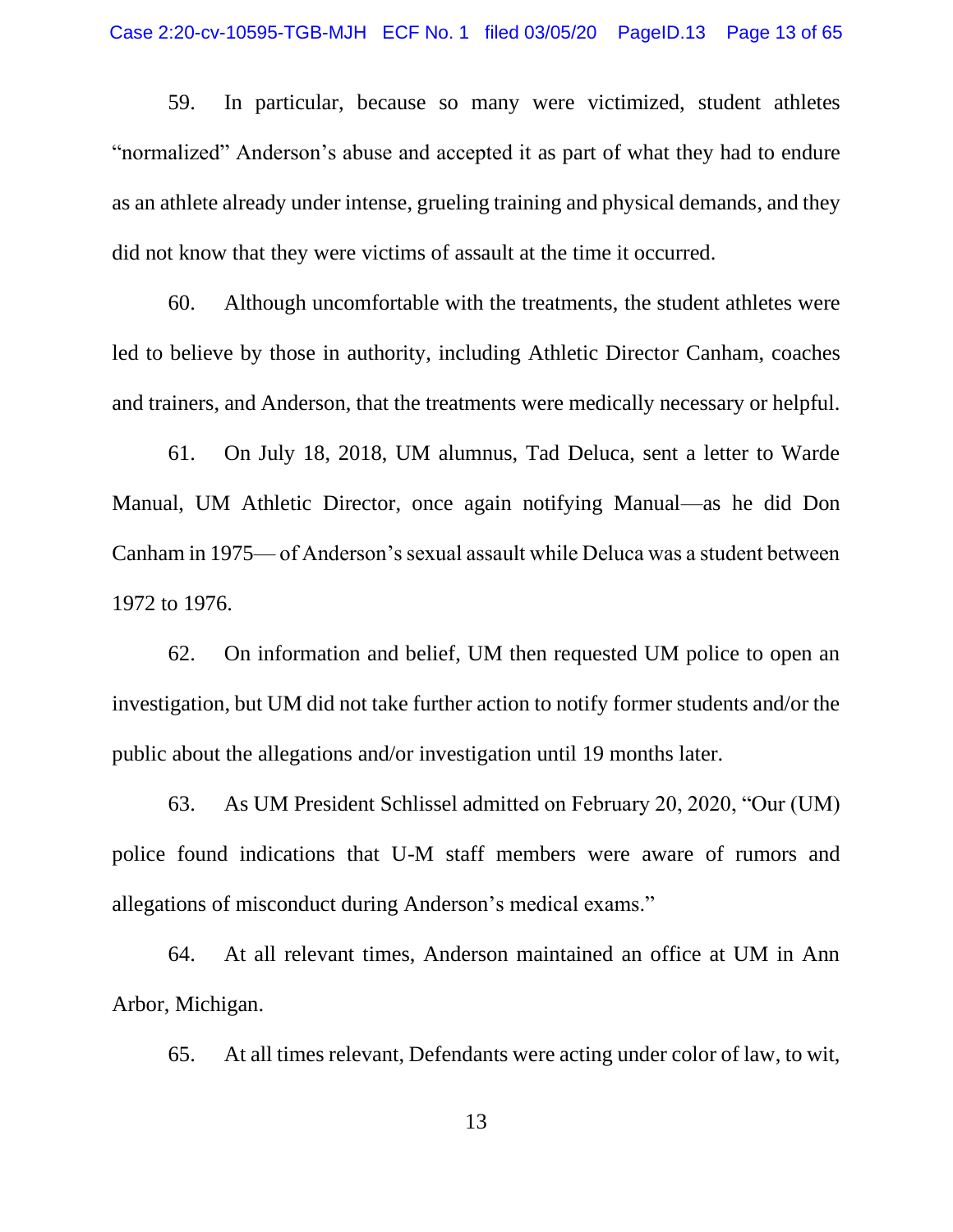59. In particular, because so many were victimized, student athletes "normalized" Anderson's abuse and accepted it as part of what they had to endure as an athlete already under intense, grueling training and physical demands, and they did not know that they were victims of assault at the time it occurred.

60. Although uncomfortable with the treatments, the student athletes were led to believe by those in authority, including Athletic Director Canham, coaches and trainers, and Anderson, that the treatments were medically necessary or helpful.

61. On July 18, 2018, UM alumnus, Tad Deluca, sent a letter to Warde Manual, UM Athletic Director, once again notifying Manual—as he did Don Canham in 1975— of Anderson's sexual assault while Deluca was a student between 1972 to 1976.

62. On information and belief, UM then requested UM police to open an investigation, but UM did not take further action to notify former students and/or the public about the allegations and/or investigation until 19 months later.

63. As UM President Schlissel admitted on February 20, 2020, "Our (UM) police found indications that U-M staff members were aware of rumors and allegations of misconduct during Anderson's medical exams."

64. At all relevant times, Anderson maintained an office at UM in Ann Arbor, Michigan.

65. At all times relevant, Defendants were acting under color of law, to wit,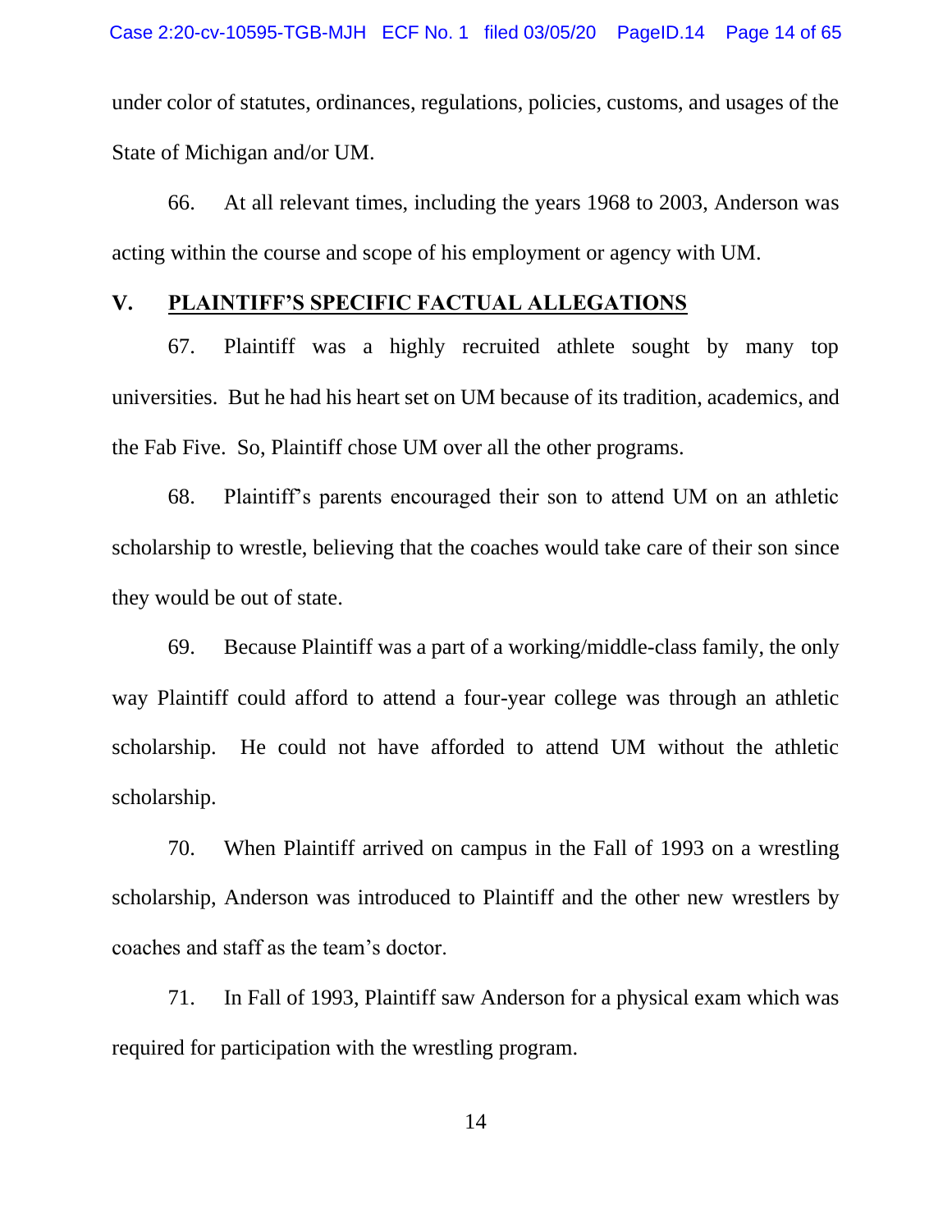under color of statutes, ordinances, regulations, policies, customs, and usages of the State of Michigan and/or UM.

66. At all relevant times, including the years 1968 to 2003, Anderson was acting within the course and scope of his employment or agency with UM.

## V. PLAINTIFF'S SPECIFIC FACTUAL ALLEGATIONS

67. Plaintiff was a highly recruited athlete sought by many top universities. But he had his heart set on UM because of its tradition, academics, and the Fab Five. So, Plaintiff chose UM over all the other programs.

68. Plaintiff's parents encouraged their son to attend UM on an athletic scholarship to wrestle, believing that the coaches would take care of their son since they would be out of state.

69. Because Plaintiff was a part of a working/middle-class family, the only way Plaintiff could afford to attend a four-year college was through an athletic scholarship. He could not have afforded to attend UM without the athletic scholarship.

70. When Plaintiff arrived on campus in the Fall of 1993 on a wrestling scholarship, Anderson was introduced to Plaintiff and the other new wrestlers by coaches and staff as the team's doctor.

71. In Fall of 1993, Plaintiff saw Anderson for a physical exam which was required for participation with the wrestling program.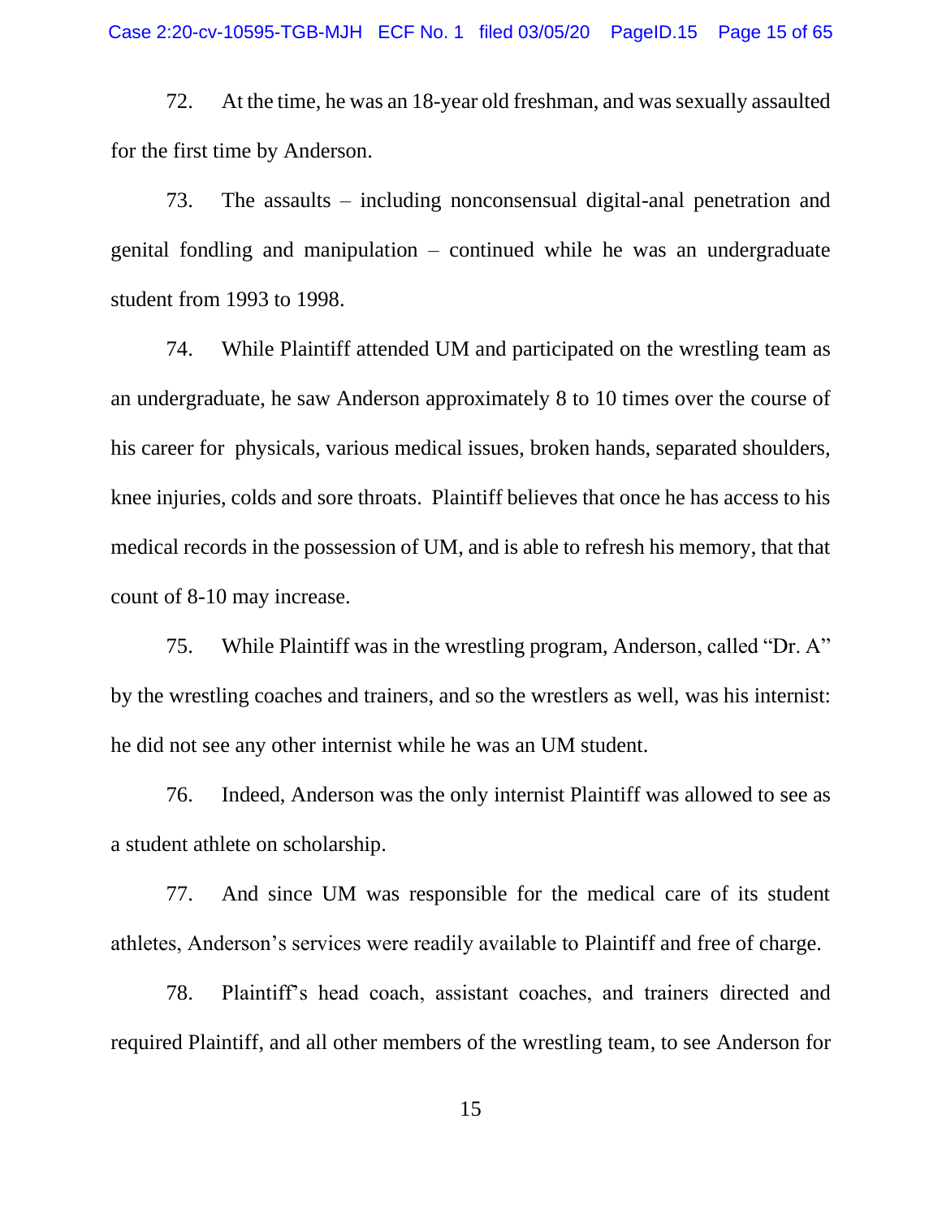72. At the time, he was an 18-year old freshman, and was sexually assaulted for the first time by Anderson.

73. The assaults – including nonconsensual digital-anal penetration and genital fondling and manipulation – continued while he was an undergraduate student from 1993 to 1998.

74. While Plaintiff attended UM and participated on the wrestling team as an undergraduate, he saw Anderson approximately 8 to 10 times over the course of his career for physicals, various medical issues, broken hands, separated shoulders, knee injuries, colds and sore throats. Plaintiff believes that once he has access to his medical records in the possession of UM, and is able to refresh his memory, that that count of 8-10 may increase.

75. While Plaintiff was in the wrestling program, Anderson, called "Dr. A" by the wrestling coaches and trainers, and so the wrestlers as well, was his internist: he did not see any other internist while he was an UM student.

76. Indeed, Anderson was the only internist Plaintiff was allowed to see as a student athlete on scholarship.

77. And since UM was responsible for the medical care of its student athletes, Anderson's services were readily available to Plaintiff and free of charge.

78. Plaintiff's head coach, assistant coaches, and trainers directed and required Plaintiff, and all other members of the wrestling team, to see Anderson for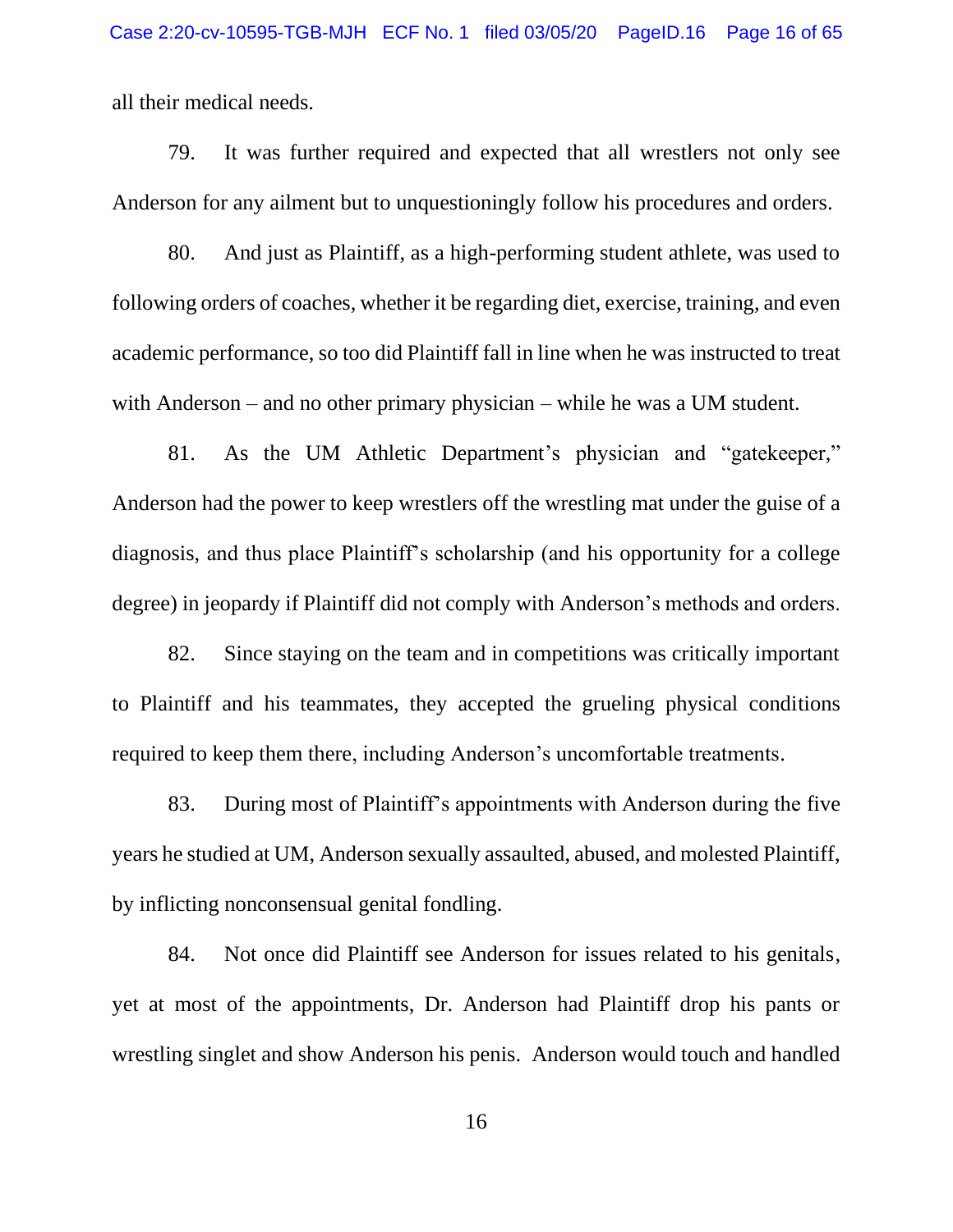all their medical needs.

79. It was further required and expected that all wrestlers not only see Anderson for any ailment but to unquestioningly follow his procedures and orders.

80. And just as Plaintiff, as a high-performing student athlete, was used to following orders of coaches, whether it be regarding diet, exercise, training, and even academic performance, so too did Plaintiff fall in line when he was instructed to treat with Anderson – and no other primary physician – while he was a UM student.

81. As the UM Athletic Department's physician and "gatekeeper," Anderson had the power to keep wrestlers off the wrestling mat under the guise of a diagnosis, and thus place Plaintiff's scholarship (and his opportunity for a college degree) in jeopardy if Plaintiff did not comply with Anderson's methods and orders.

82. Since staying on the team and in competitions was critically important to Plaintiff and his teammates, they accepted the grueling physical conditions required to keep them there, including Anderson's uncomfortable treatments.

83. During most of Plaintiff's appointments with Anderson during the five years he studied at UM, Anderson sexually assaulted, abused, and molested Plaintiff, by inflicting nonconsensual genital fondling.

84. Not once did Plaintiff see Anderson for issues related to his genitals, yet at most of the appointments, Dr. Anderson had Plaintiff drop his pants or wrestling singlet and show Anderson his penis. Anderson would touch and handled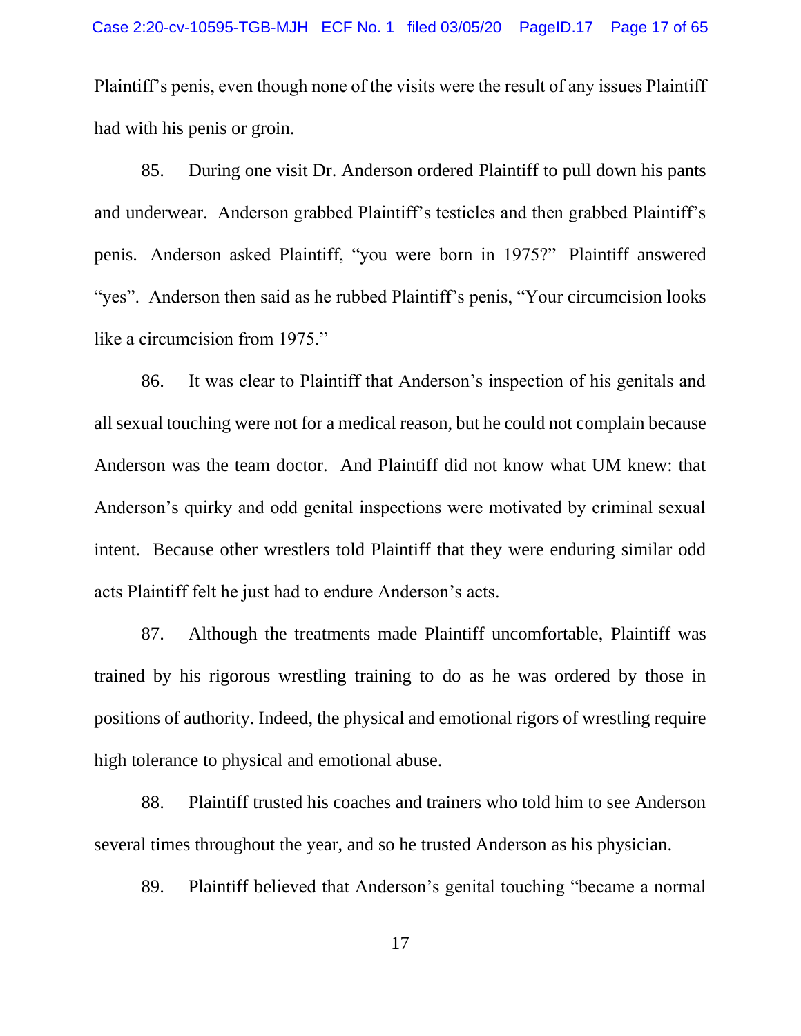Plaintiff's penis, even though none of the visits were the result of any issues Plaintiff had with his penis or groin.

85. During one visit Dr. Anderson ordered Plaintiff to pull down his pants and underwear. Anderson grabbed Plaintiff's testicles and then grabbed Plaintiff's penis. Anderson asked Plaintiff, "you were born in 1975?" Plaintiff answered "yes". Anderson then said as he rubbed Plaintiff's penis, "Your circumcision looks like a circumcision from 1975."

86. It was clear to Plaintiff that Anderson's inspection of his genitals and all sexual touching were not for a medical reason, but he could not complain because Anderson was the team doctor. And Plaintiff did not know what UM knew: that Anderson's quirky and odd genital inspections were motivated by criminal sexual intent. Because other wrestlers told Plaintiff that they were enduring similar odd acts Plaintiff felt he just had to endure Anderson's acts.

87. Although the treatments made Plaintiff uncomfortable, Plaintiff was trained by his rigorous wrestling training to do as he was ordered by those in positions of authority. Indeed, the physical and emotional rigors of wrestling require high tolerance to physical and emotional abuse.

88. Plaintiff trusted his coaches and trainers who told him to see Anderson several times throughout the year, and so he trusted Anderson as his physician.

89. Plaintiff believed that Anderson's genital touching "became a normal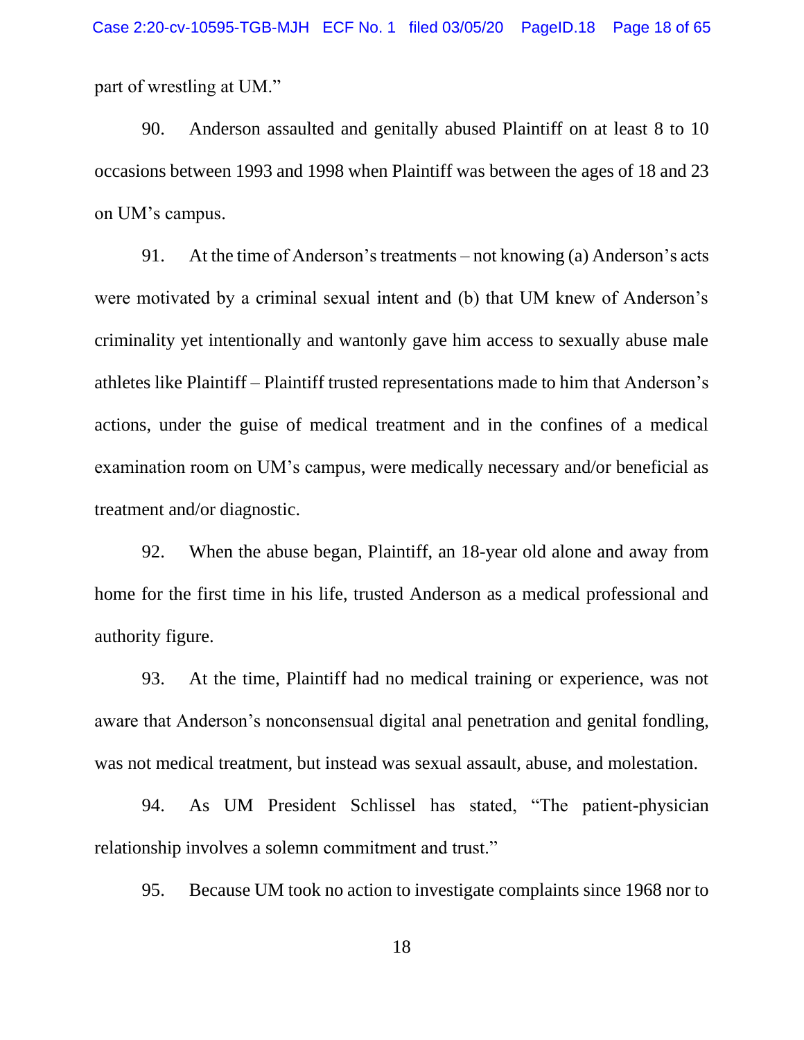part of wrestling at UM."

90. Anderson assaulted and genitally abused Plaintiff on at least 8 to 10 occasions between 1993 and 1998 when Plaintiff was between the ages of 18 and 23 on UM's campus.

91. At the time of Anderson's treatments – not knowing (a) Anderson's acts were motivated by a criminal sexual intent and (b) that UM knew of Anderson's criminality yet intentionally and wantonly gave him access to sexually abuse male athletes like Plaintiff – Plaintiff trusted representations made to him that Anderson's actions, under the guise of medical treatment and in the confines of a medical examination room on UM's campus, were medically necessary and/or beneficial as treatment and/or diagnostic.

92. When the abuse began, Plaintiff, an 18-year old alone and away from home for the first time in his life, trusted Anderson as a medical professional and authority figure.

93. At the time, Plaintiff had no medical training or experience, was not aware that Anderson's nonconsensual digital anal penetration and genital fondling, was not medical treatment, but instead was sexual assault, abuse, and molestation.

94. As UM President Schlissel has stated, "The patient-physician relationship involves a solemn commitment and trust."

95. Because UM took no action to investigate complaints since 1968 nor to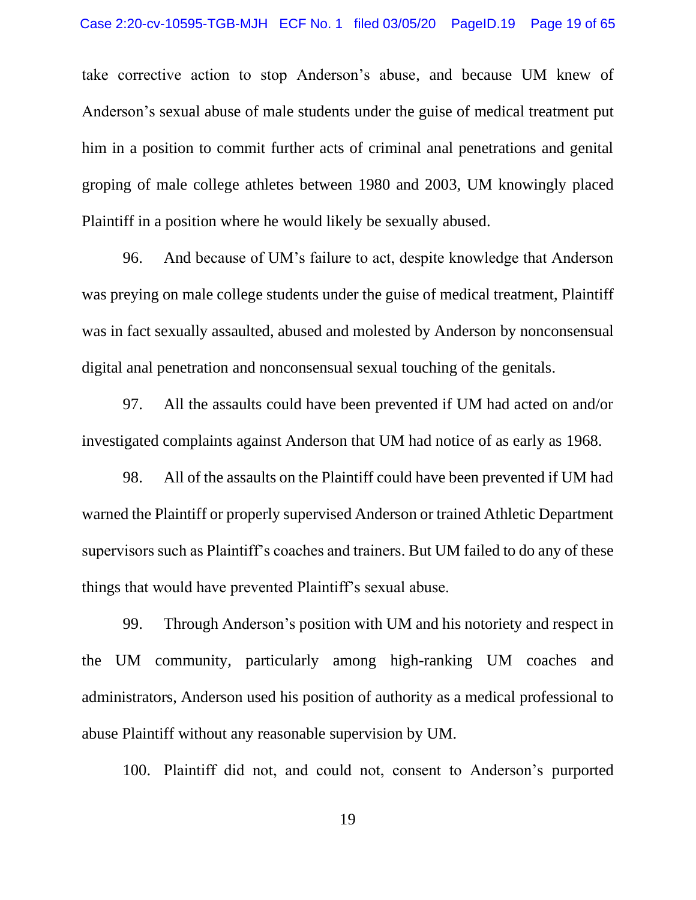take corrective action to stop Anderson's abuse, and because UM knew of Anderson's sexual abuse of male students under the guise of medical treatment put him in a position to commit further acts of criminal anal penetrations and genital groping of male college athletes between 1980 and 2003, UM knowingly placed Plaintiff in a position where he would likely be sexually abused.

96. And because of UM's failure to act, despite knowledge that Anderson was preying on male college students under the guise of medical treatment, Plaintiff was in fact sexually assaulted, abused and molested by Anderson by nonconsensual digital anal penetration and nonconsensual sexual touching of the genitals.

97. All the assaults could have been prevented if UM had acted on and/or investigated complaints against Anderson that UM had notice of as early as 1968.

98. All of the assaults on the Plaintiff could have been prevented if UM had warned the Plaintiff or properly supervised Anderson or trained Athletic Department supervisors such as Plaintiff's coaches and trainers. But UM failed to do any of these things that would have prevented Plaintiff's sexual abuse.

99. Through Anderson's position with UM and his notoriety and respect in the UM community, particularly among high-ranking UM coaches and administrators, Anderson used his position of authority as a medical professional to abuse Plaintiff without any reasonable supervision by UM.

100. Plaintiff did not, and could not, consent to Anderson's purported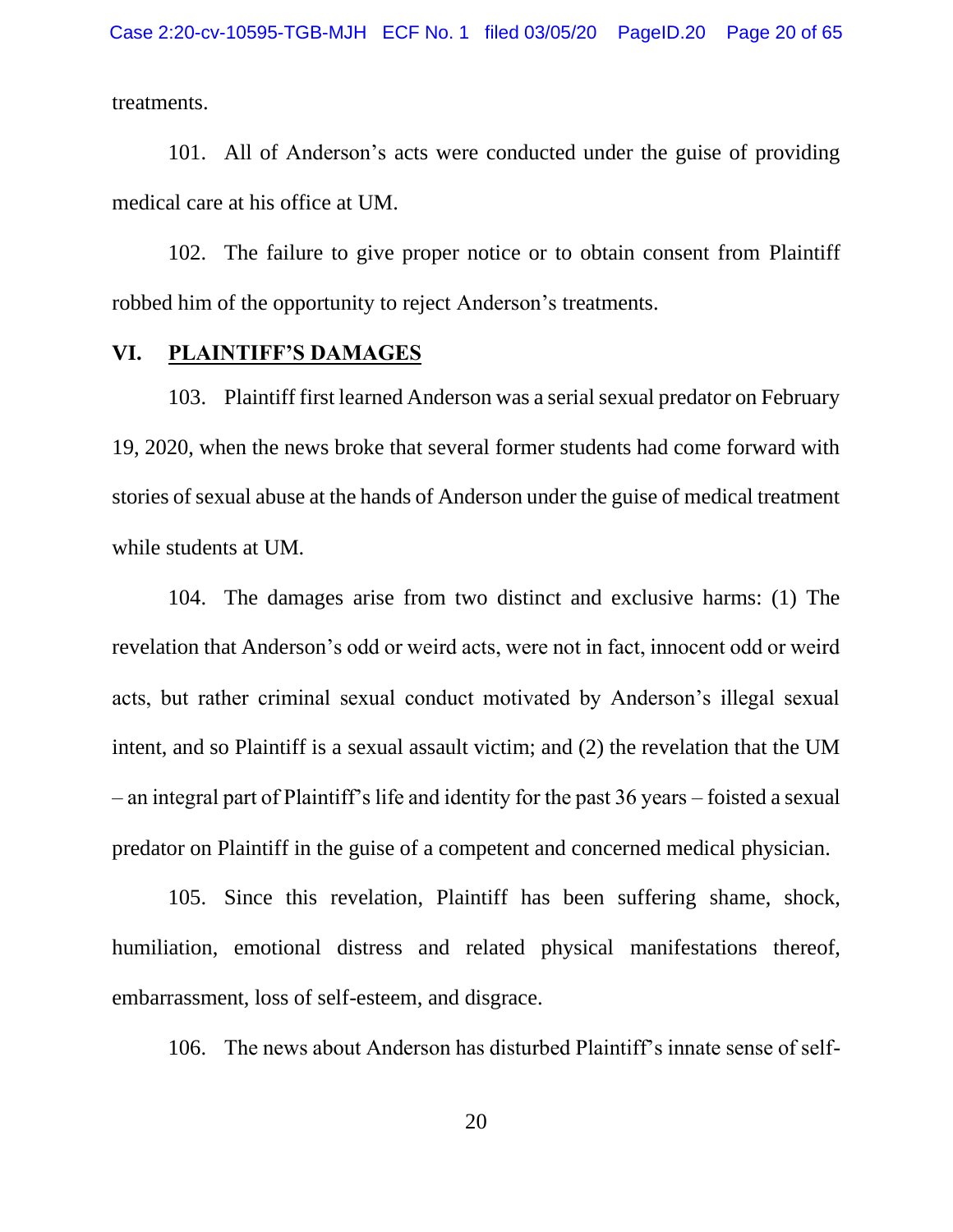treatments.

101. All of Anderson's acts were conducted under the guise of providing medical care at his office at UM.

102. The failure to give proper notice or to obtain consent from Plaintiff robbed him of the opportunity to reject Anderson's treatments.

## VI. <u>PLAINTIFF'S DAMAGES</u>

103. Plaintiff first learned Anderson was a serial sexual predator on February 19, 2020, when the news broke that several former students had come forward with stories of sexual abuse at the hands of Anderson under the guise of medical treatment while students at UM.

104. The damages arise from two distinct and exclusive harms: (1) The revelation that Anderson's odd or weird acts, were not in fact, innocent odd or weird acts, but rather criminal sexual conduct motivated by Anderson's illegal sexual intent, and so Plaintiff is a sexual assault victim; and (2) the revelation that the UM – an integral part of Plaintiff's life and identity for the past 36 years – foisted a sexual predator on Plaintiff in the guise of a competent and concerned medical physician.

105. Since this revelation, Plaintiff has been suffering shame, shock, humiliation, emotional distress and related physical manifestations thereof, embarrassment, loss of self-esteem, and disgrace.

106. The news about Anderson has disturbed Plaintiff's innate sense of self-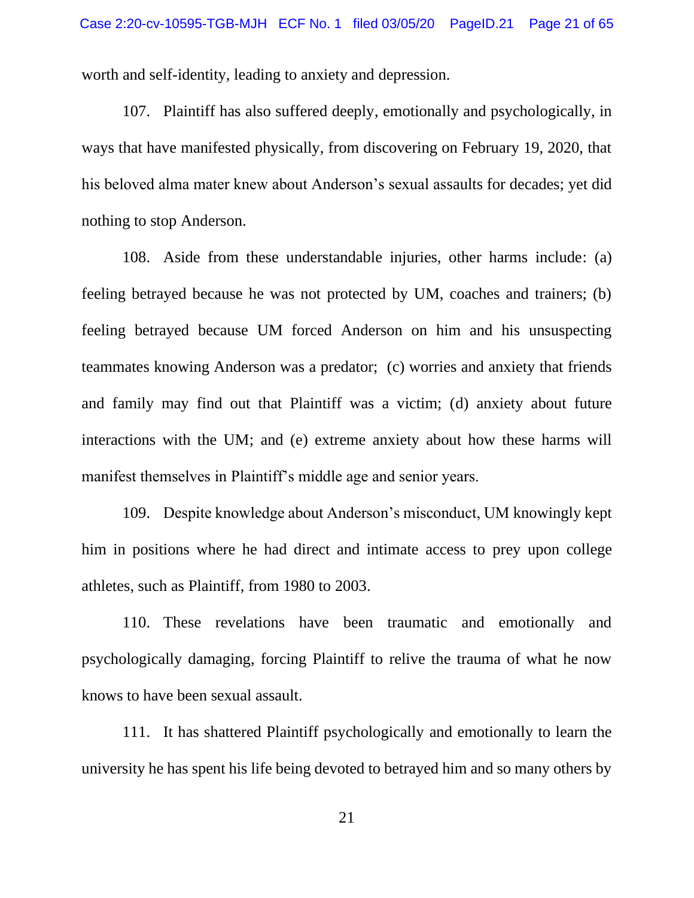worth and self-identity, leading to anxiety and depression.

107. Plaintiff has also suffered deeply, emotionally and psychologically, in ways that have manifested physically, from discovering on February 19, 2020, that his beloved alma mater knew about Anderson's sexual assaults for decades; yet did nothing to stop Anderson.

108. Aside from these understandable injuries, other harms include: (a) feeling betrayed because he was not protected by UM, coaches and trainers; (b) feeling betrayed because UM forced Anderson on him and his unsuspecting teammates knowing Anderson was a predator; (c) worries and anxiety that friends and family may find out that Plaintiff was a victim; (d) anxiety about future interactions with the UM; and (e) extreme anxiety about how these harms will manifest themselves in Plaintiff's middle age and senior years.

109. Despite knowledge about Anderson's misconduct, UM knowingly kept him in positions where he had direct and intimate access to prey upon college athletes, such as Plaintiff, from 1980 to 2003.

110. These revelations have been traumatic and emotionally and psychologically damaging, forcing Plaintiff to relive the trauma of what he now knows to have been sexual assault.

111. It has shattered Plaintiff psychologically and emotionally to learn the university he has spent his life being devoted to betrayed him and so many others by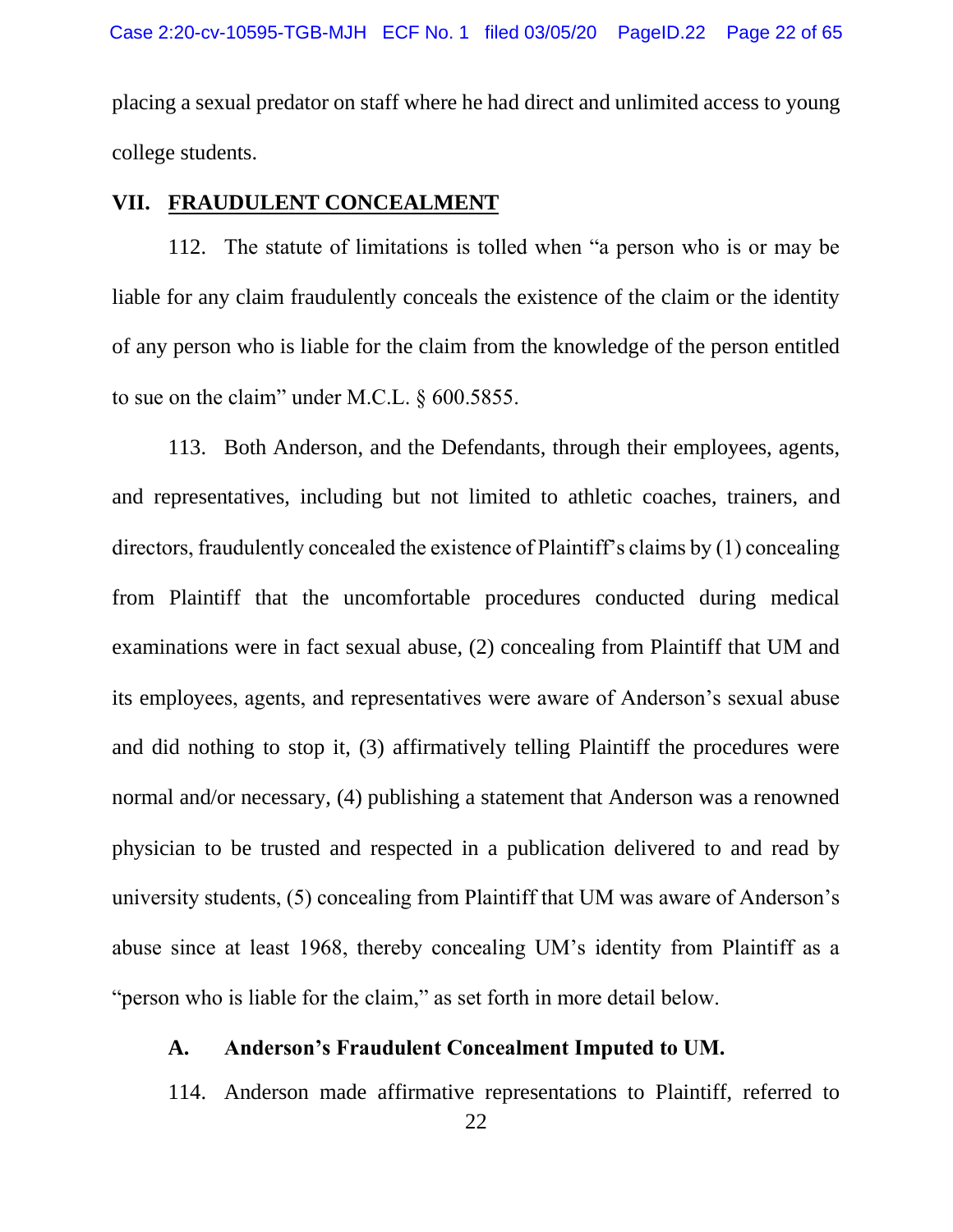placing a sexual predator on staff where he had direct and unlimited access to young college students.

## VII. FRAUDULENT CONCEALMENT

112. The statute of limitations is tolled when "a person who is or may be liable for any claim fraudulently conceals the existence of the claim or the identity of any person who is liable for the claim from the knowledge of the person entitled to sue on the claim" under M.C.L. § 600.5855.

113. Both Anderson, and the Defendants, through their employees, agents, and representatives, including but not limited to athletic coaches, trainers, and directors, fraudulently concealed the existence of Plaintiff's claims by (1) concealing from Plaintiff that the uncomfortable procedures conducted during medical examinations were in fact sexual abuse, (2) concealing from Plaintiff that UM and its employees, agents, and representatives were aware of Anderson's sexual abuse and did nothing to stop it, (3) affirmatively telling Plaintiff the procedures were normal and/or necessary, (4) publishing a statement that Anderson was a renowned physician to be trusted and respected in a publication delivered to and read by university students, (5) concealing from Plaintiff that UM was aware of Anderson's abuse since at least 1968, thereby concealing UM's identity from Plaintiff as a "person who is liable for the claim," as set forth in more detail below.

### A. Anderson's Fraudulent Concealment Imputed to UM.

114. Anderson made affirmative representations to Plaintiff, referred to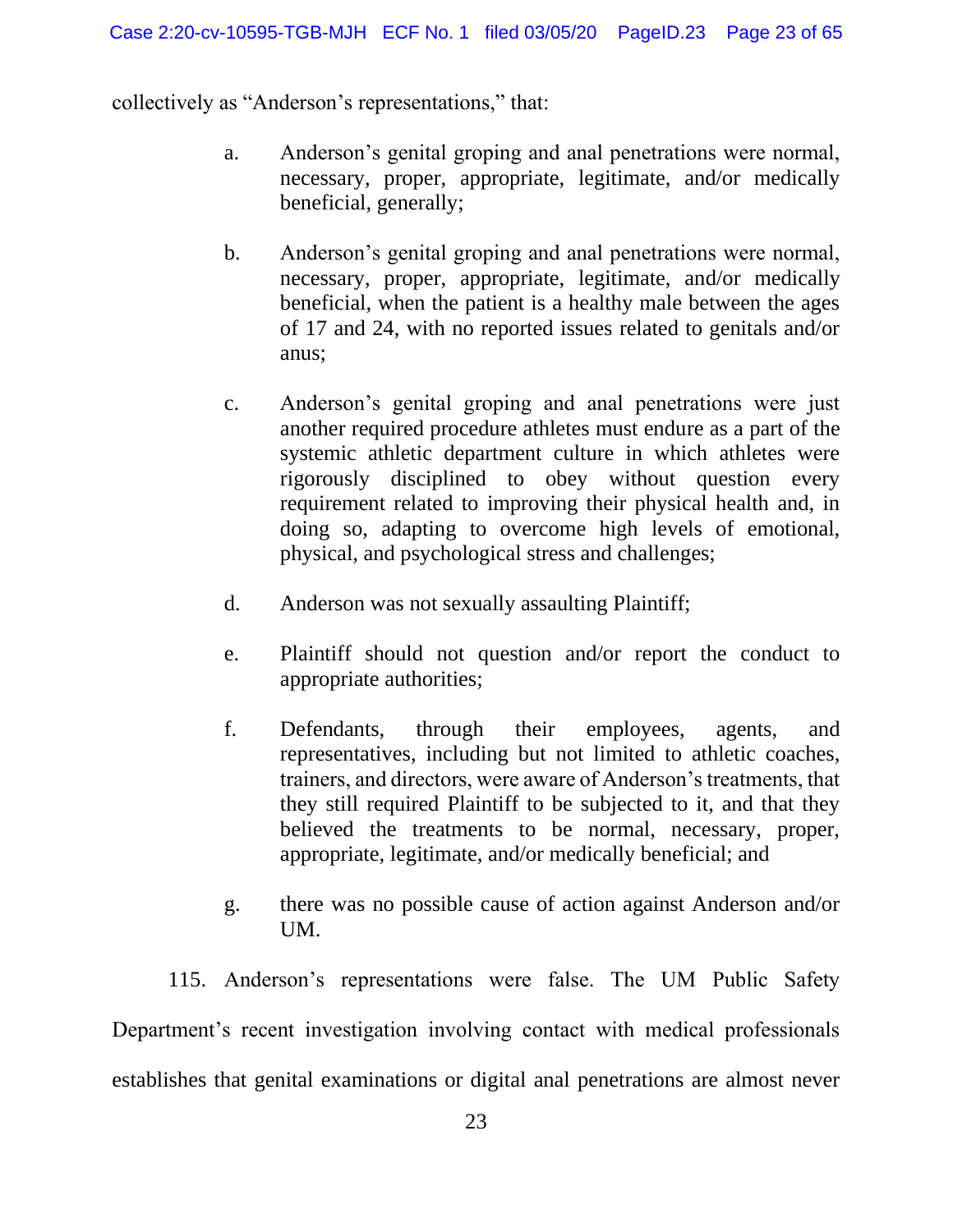collectively as "Anderson's representations," that:

a. Anderson's genital groping and anal penetrations were normal, necessary, proper, appropriate, legitimate, and/or medically beneficial, generally;

b. Anderson's genital groping and anal penetrations were normal, necessary, proper, appropriate, legitimate, and/or medically beneficial, when the patient is a healthy male between the ages of 17 and 24, with no reported issues related to genitals and/or anus;

c. Anderson's genital groping and anal penetrations were just another required procedure athletes must endure as a part of the systemic athletic department culture in which athletes were rigorously disciplined to obey without question every requirement related to improving their physical health and, in doing so, adapting to overcome high levels of emotional, physical, and psychological stress and challenges;

d. Anderson was not sexually assaulting Plaintiff;

e. Plaintiff should not question and/or report the conduct to appropriate authorities;

f. Defendants, through their employees, agents, and representatives, including but not limited to athletic coaches, trainers, and directors, were aware of Anderson's treatments, that they still required Plaintiff to be subjected to it, and that they believed the treatments to be normal, necessary, proper, appropriate, legitimate, and/or medically beneficial; and

g. there was no possible cause of action against Anderson and/or UM.

115. Anderson's representations were false. The UM Public Safety Department's recent investigation involving contact with medical professionals establishes that genital examinations or digital anal penetrations are almost never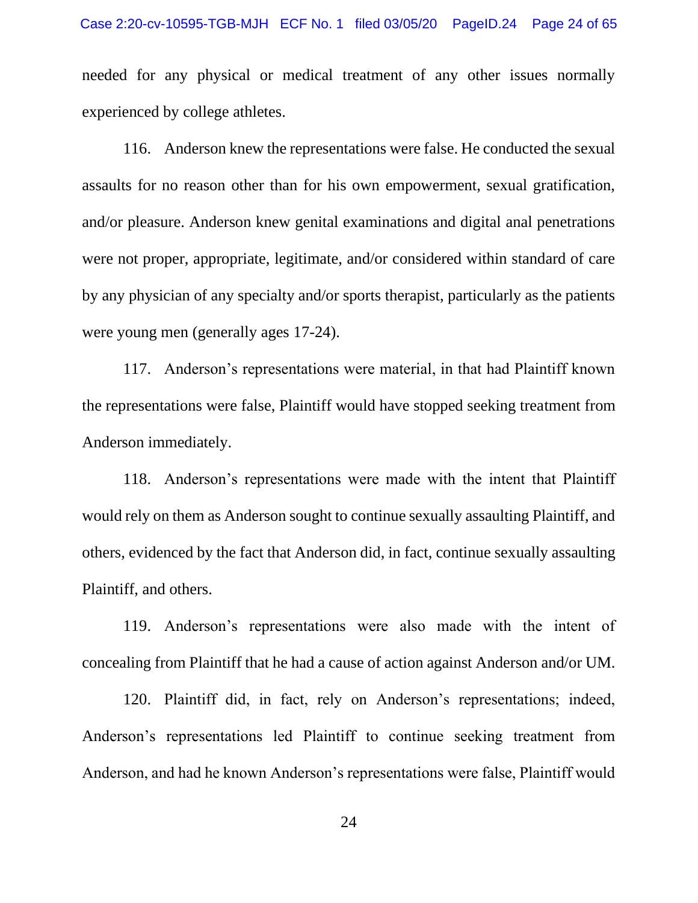needed for any physical or medical treatment of any other issues normally experienced by college athletes.

116. Anderson knew the representations were false. He conducted the sexual assaults for no reason other than for his own empowerment, sexual gratification, and/or pleasure. Anderson knew genital examinations and digital anal penetrations were not proper, appropriate, legitimate, and/or considered within standard of care by any physician of any specialty and/or sports therapist, particularly as the patients were young men (generally ages 17-24).

117. Anderson's representations were material, in that had Plaintiff known the representations were false, Plaintiff would have stopped seeking treatment from Anderson immediately.

118. Anderson's representations were made with the intent that Plaintiff would rely on them as Anderson sought to continue sexually assaulting Plaintiff, and others, evidenced by the fact that Anderson did, in fact, continue sexually assaulting Plaintiff, and others.

119. Anderson's representations were also made with the intent of concealing from Plaintiff that he had a cause of action against Anderson and/or UM.

120. Plaintiff did, in fact, rely on Anderson's representations; indeed, Anderson's representations led Plaintiff to continue seeking treatment from Anderson, and had he known Anderson's representations were false, Plaintiff would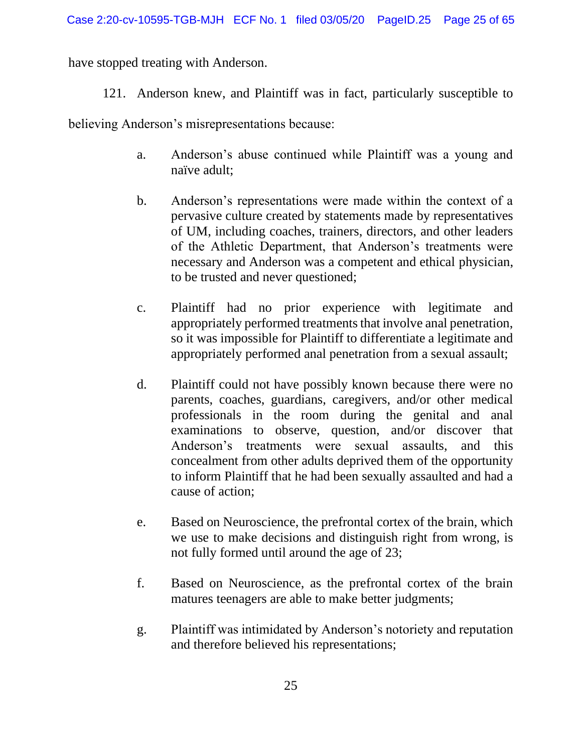have stopped treating with Anderson.

121. Anderson knew, and Plaintiff was in fact, particularly susceptible to believing Anderson's misrepresentations because:

a. Anderson's abuse continued while Plaintiff was a young and naïve adult;

b. Anderson's representations were made within the context of a pervasive culture created by statements made by representatives of UM, including coaches, trainers, directors, and other leaders of the Athletic Department, that Anderson's treatments were necessary and Anderson was a competent and ethical physician, to be trusted and never questioned;

c. Plaintiff had no prior experience with legitimate and appropriately performed treatments that involve anal penetration, so it was impossible for Plaintiff to differentiate a legitimate and appropriately performed anal penetration from a sexual assault;

d. Plaintiff could not have possibly known because there were no parents, coaches, guardians, caregivers, and/or other medical professionals in the room during the genital and anal examinations to observe, question, and/or discover that Anderson's treatments were sexual assaults, and this concealment from other adults deprived them of the opportunity to inform Plaintiff that he had been sexually assaulted and had a cause of action;

e. Based on Neuroscience, the prefrontal cortex of the brain, which we use to make decisions and distinguish right from wrong, is not fully formed until around the age of 23;

f. Based on Neuroscience, as the prefrontal cortex of the brain matures teenagers are able to make better judgments;

g. Plaintiff was intimidated by Anderson's notoriety and reputation and therefore believed his representations;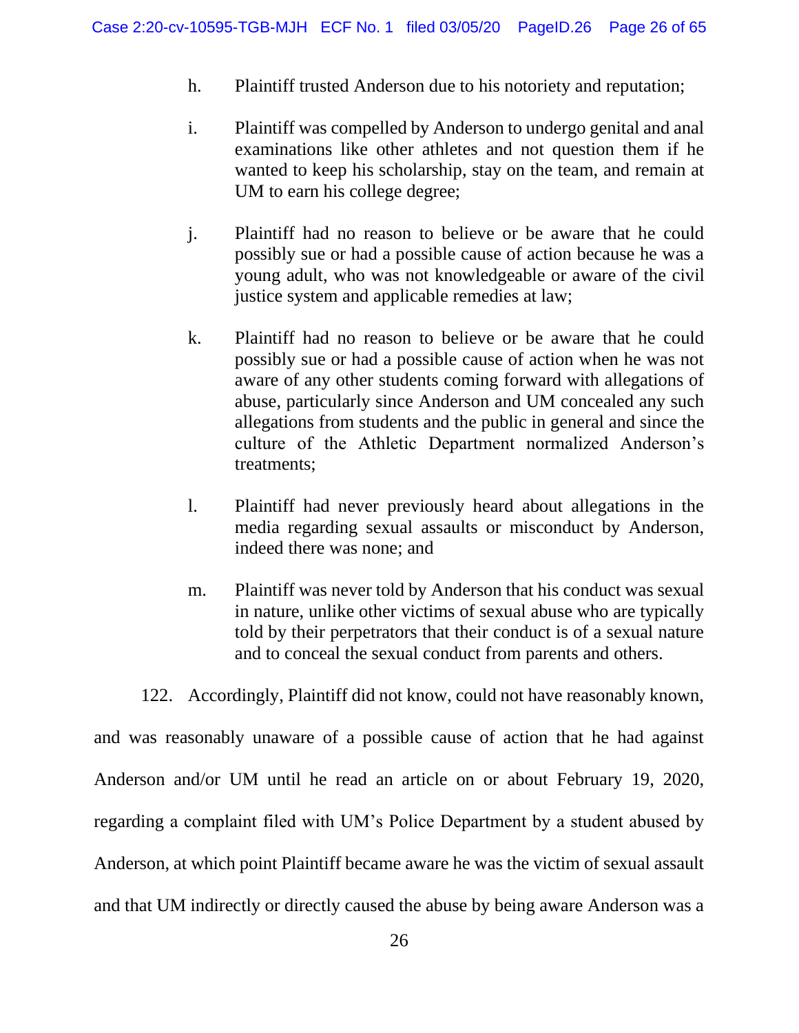h. Plaintiff trusted Anderson due to his notoriety and reputation;

i. Plaintiff was compelled by Anderson to undergo genital and anal examinations like other athletes and not question them if he wanted to keep his scholarship, stay on the team, and remain at UM to earn his college degree;

j. Plaintiff had no reason to believe or be aware that he could possibly sue or had a possible cause of action because he was a young adult, who was not knowledgeable or aware of the civil justice system and applicable remedies at law;

k. Plaintiff had no reason to believe or be aware that he could possibly sue or had a possible cause of action when he was not aware of any other students coming forward with allegations of abuse, particularly since Anderson and UM concealed any such allegations from students and the public in general and since the culture of the Athletic Department normalized Anderson's treatments;

l. Plaintiff had never previously heard about allegations in the media regarding sexual assaults or misconduct by Anderson, indeed there was none; and

m. Plaintiff was never told by Anderson that his conduct was sexual in nature, unlike other victims of sexual abuse who are typically told by their perpetrators that their conduct is of a sexual nature and to conceal the sexual conduct from parents and others.

122. Accordingly, Plaintiff did not know, could not have reasonably known, and was reasonably unaware of a possible cause of action that he had against Anderson and/or UM until he read an article on or about February 19, 2020, regarding a complaint filed with UM's Police Department by a student abused by Anderson, at which point Plaintiff became aware he was the victim of sexual assault and that UM indirectly or directly caused the abuse by being aware Anderson was a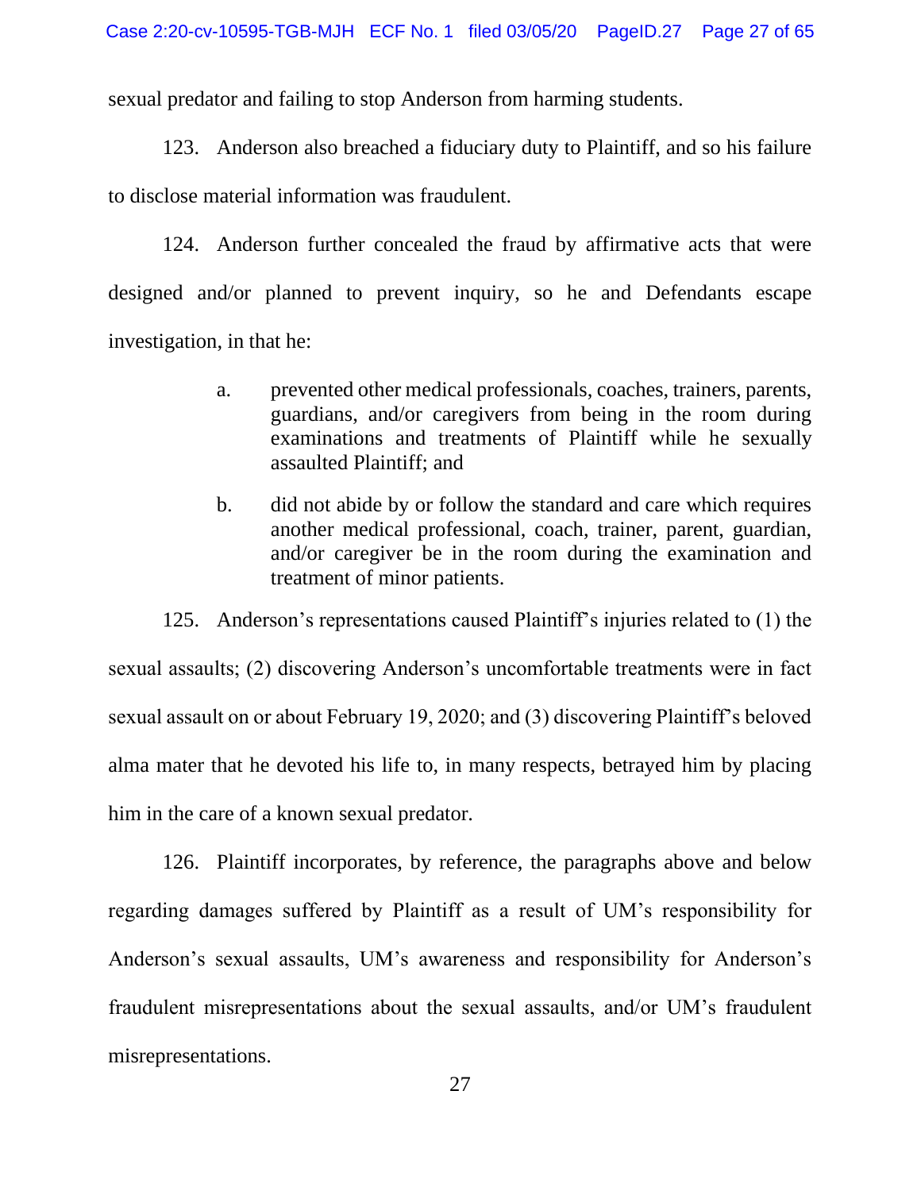sexual predator and failing to stop Anderson from harming students.

123. Anderson also breached a fiduciary duty to Plaintiff, and so his failure to disclose material information was fraudulent.

124. Anderson further concealed the fraud by affirmative acts that were designed and/or planned to prevent inquiry, so he and Defendants escape investigation, in that he:

> a. prevented other medical professionals, coaches, trainers, parents, guardians, and/or caregivers from being in the room during examinations and treatments of Plaintiff while he sexually assaulted Plaintiff; and
>
> b. did not abide by or follow the standard and care which requires another medical professional, coach, trainer, parent, guardian, and/or caregiver be in the room during the examination and treatment of minor patients.

125. Anderson's representations caused Plaintiff's injuries related to (1) the sexual assaults; (2) discovering Anderson's uncomfortable treatments were in fact sexual assault on or about February 19, 2020; and (3) discovering Plaintiff's beloved alma mater that he devoted his life to, in many respects, betrayed him by placing him in the care of a known sexual predator.

126. Plaintiff incorporates, by reference, the paragraphs above and below regarding damages suffered by Plaintiff as a result of UM's responsibility for Anderson's sexual assaults, UM's awareness and responsibility for Anderson's fraudulent misrepresentations about the sexual assaults, and/or UM's fraudulent misrepresentations.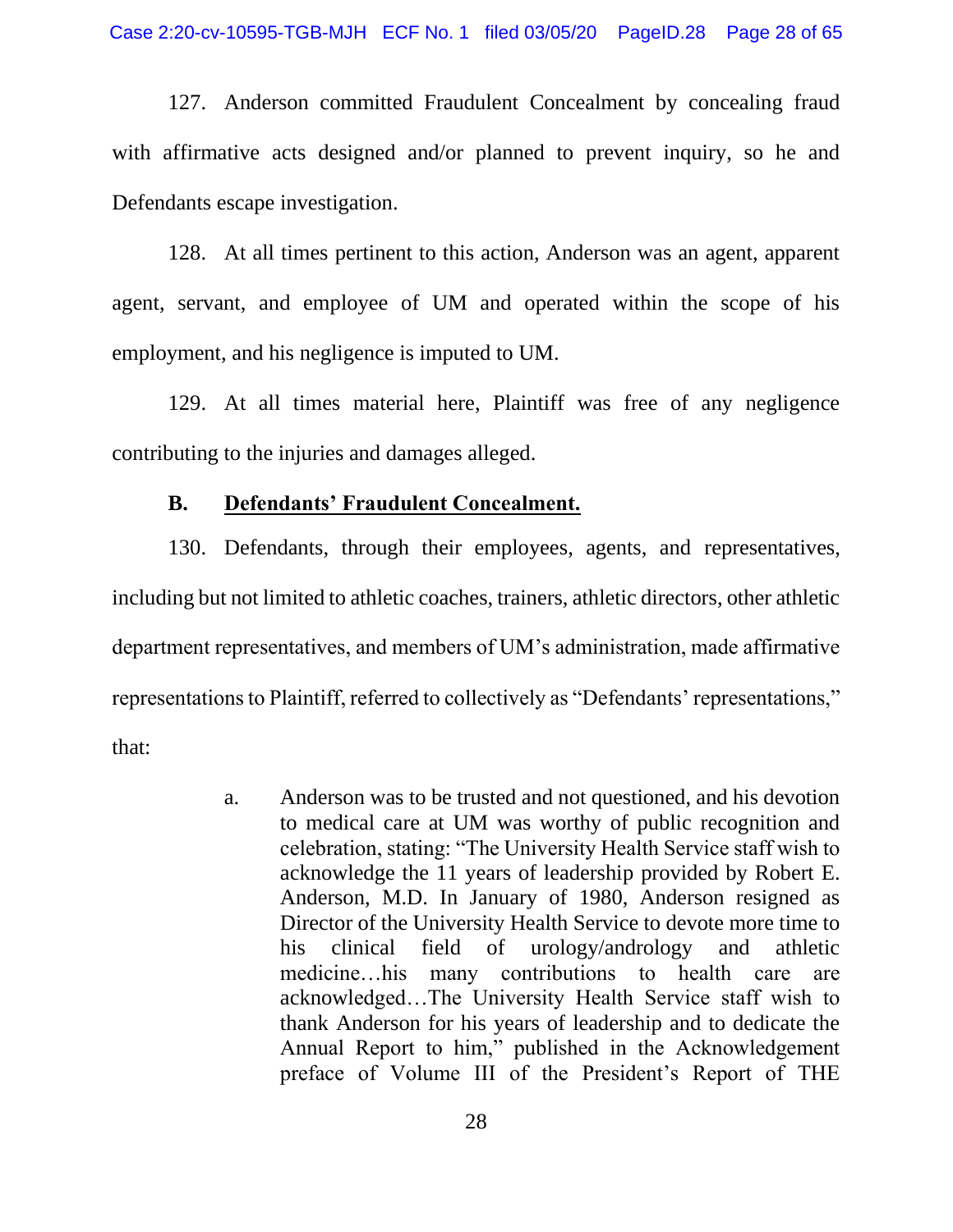127. Anderson committed Fraudulent Concealment by concealing fraud with affirmative acts designed and/or planned to prevent inquiry, so he and Defendants escape investigation.

128. At all times pertinent to this action, Anderson was an agent, apparent agent, servant, and employee of UM and operated within the scope of his employment, and his negligence is imputed to UM.

129. At all times material here, Plaintiff was free of any negligence contributing to the injuries and damages alleged.

### B. <u>Defendants' Fraudulent Concealment.</u>

130. Defendants, through their employees, agents, and representatives, including but not limited to athletic coaches, trainers, athletic directors, other athletic department representatives, and members of UM's administration, made affirmative representations to Plaintiff, referred to collectively as "Defendants' representations," that:

> a. Anderson was to be trusted and not questioned, and his devotion to medical care at UM was worthy of public recognition and celebration, stating: "The University Health Service staff wish to acknowledge the 11 years of leadership provided by Robert E. Anderson, M.D. In January of 1980, Anderson resigned as Director of the University Health Service to devote more time to his clinical field of urology/andrology and athletic medicine…his many contributions to health care are acknowledged…The University Health Service staff wish to thank Anderson for his years of leadership and to dedicate the Annual Report to him," published in the Acknowledgement preface of Volume III of the President's Report of THE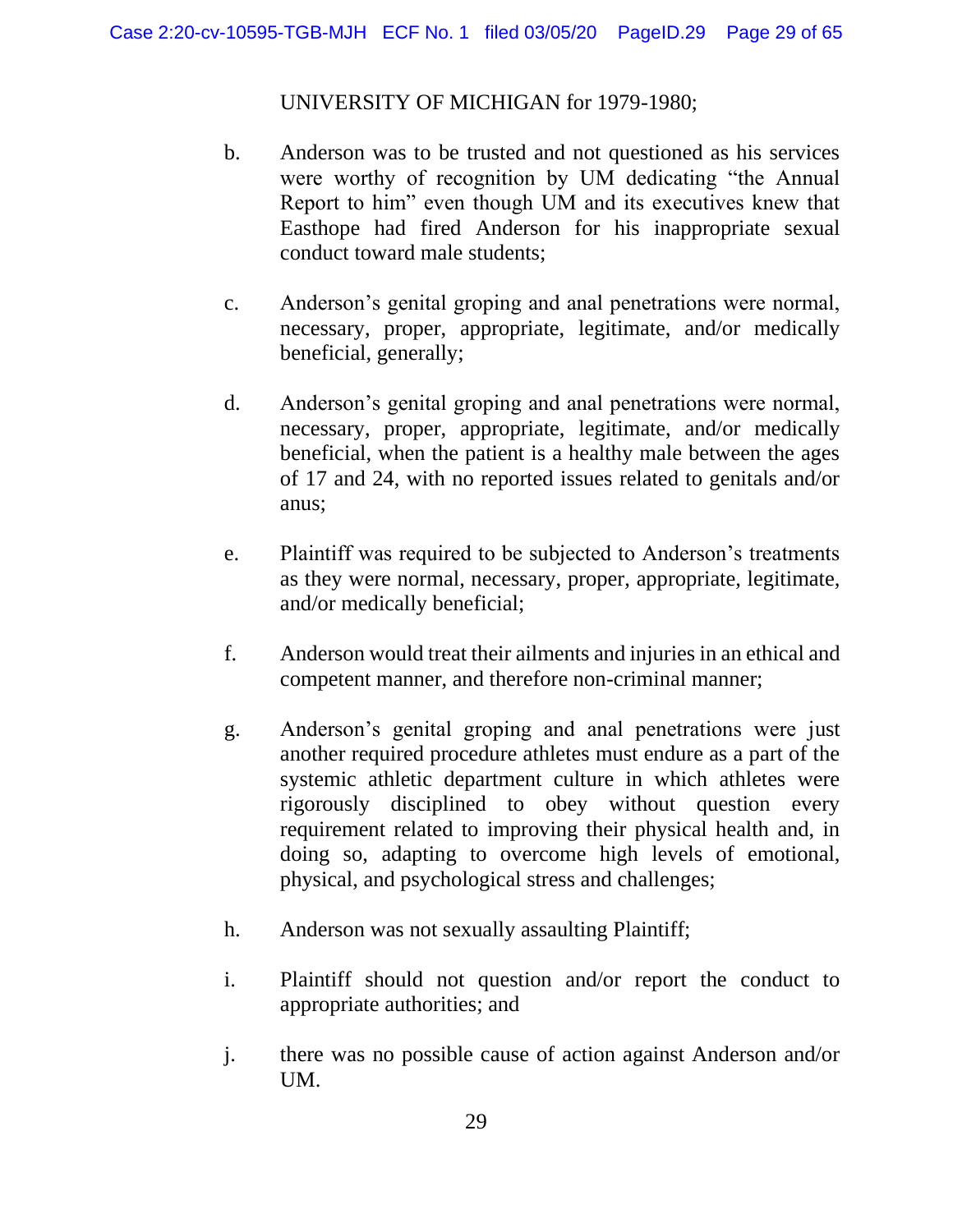UNIVERSITY OF MICHIGAN for 1979-1980;

b. Anderson was to be trusted and not questioned as his services were worthy of recognition by UM dedicating "the Annual Report to him" even though UM and its executives knew that Easthope had fired Anderson for his inappropriate sexual conduct toward male students;

c. Anderson's genital groping and anal penetrations were normal, necessary, proper, appropriate, legitimate, and/or medically beneficial, generally;

d. Anderson's genital groping and anal penetrations were normal, necessary, proper, appropriate, legitimate, and/or medically beneficial, when the patient is a healthy male between the ages of 17 and 24, with no reported issues related to genitals and/or anus;

e. Plaintiff was required to be subjected to Anderson's treatments as they were normal, necessary, proper, appropriate, legitimate, and/or medically beneficial;

f. Anderson would treat their ailments and injuries in an ethical and competent manner, and therefore non-criminal manner;

g. Anderson's genital groping and anal penetrations were just another required procedure athletes must endure as a part of the systemic athletic department culture in which athletes were rigorously disciplined to obey without question every requirement related to improving their physical health and, in doing so, adapting to overcome high levels of emotional, physical, and psychological stress and challenges;

h. Anderson was not sexually assaulting Plaintiff;

i. Plaintiff should not question and/or report the conduct to appropriate authorities; and

j. there was no possible cause of action against Anderson and/or UM.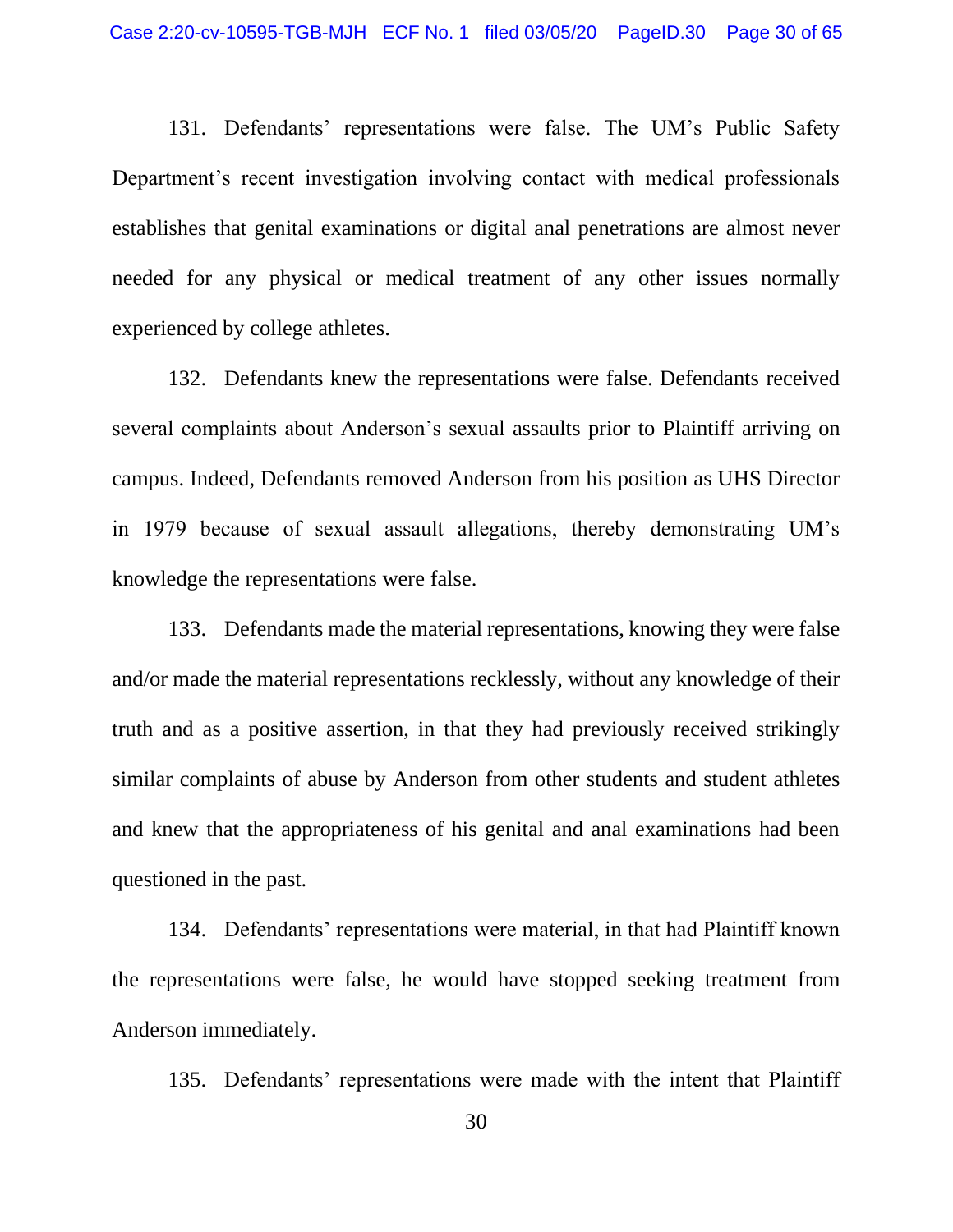131. Defendants' representations were false. The UM's Public Safety Department's recent investigation involving contact with medical professionals establishes that genital examinations or digital anal penetrations are almost never needed for any physical or medical treatment of any other issues normally experienced by college athletes.

132. Defendants knew the representations were false. Defendants received several complaints about Anderson's sexual assaults prior to Plaintiff arriving on campus. Indeed, Defendants removed Anderson from his position as UHS Director in 1979 because of sexual assault allegations, thereby demonstrating UM's knowledge the representations were false.

133. Defendants made the material representations, knowing they were false and/or made the material representations recklessly, without any knowledge of their truth and as a positive assertion, in that they had previously received strikingly similar complaints of abuse by Anderson from other students and student athletes and knew that the appropriateness of his genital and anal examinations had been questioned in the past.

134. Defendants' representations were material, in that had Plaintiff known the representations were false, he would have stopped seeking treatment from Anderson immediately.

135. Defendants' representations were made with the intent that Plaintiff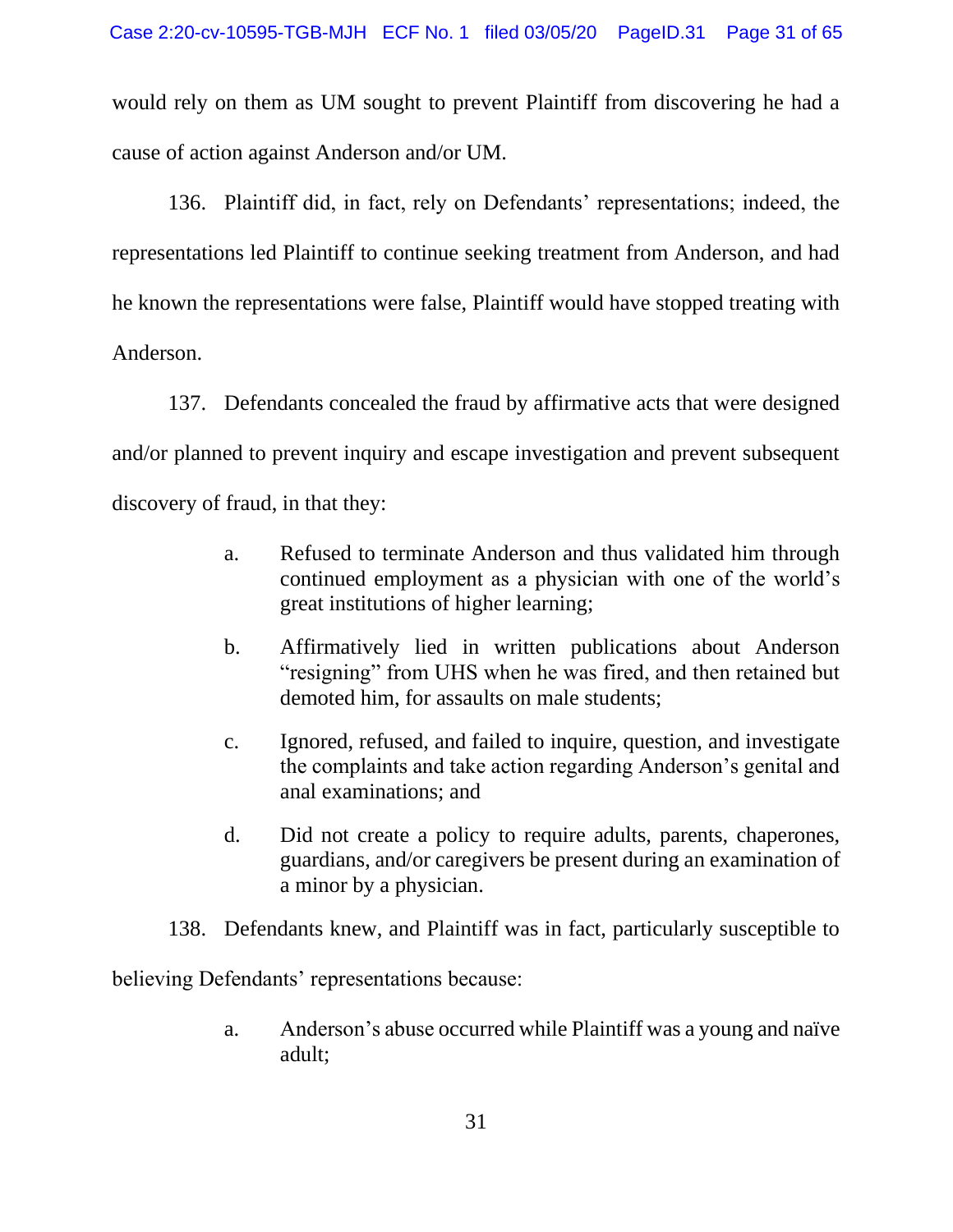would rely on them as UM sought to prevent Plaintiff from discovering he had a cause of action against Anderson and/or UM.

136. Plaintiff did, in fact, rely on Defendants' representations; indeed, the representations led Plaintiff to continue seeking treatment from Anderson, and had he known the representations were false, Plaintiff would have stopped treating with Anderson.

137. Defendants concealed the fraud by affirmative acts that were designed and/or planned to prevent inquiry and escape investigation and prevent subsequent discovery of fraud, in that they:

> a. Refused to terminate Anderson and thus validated him through continued employment as a physician with one of the world's great institutions of higher learning;
>
> b. Affirmatively lied in written publications about Anderson "resigning" from UHS when he was fired, and then retained but demoted him, for assaults on male students;
>
> c. Ignored, refused, and failed to inquire, question, and investigate the complaints and take action regarding Anderson's genital and anal examinations; and
>
> d. Did not create a policy to require adults, parents, chaperones, guardians, and/or caregivers be present during an examination of a minor by a physician.

138. Defendants knew, and Plaintiff was in fact, particularly susceptible to believing Defendants' representations because:

> a. Anderson's abuse occurred while Plaintiff was a young and naïve adult;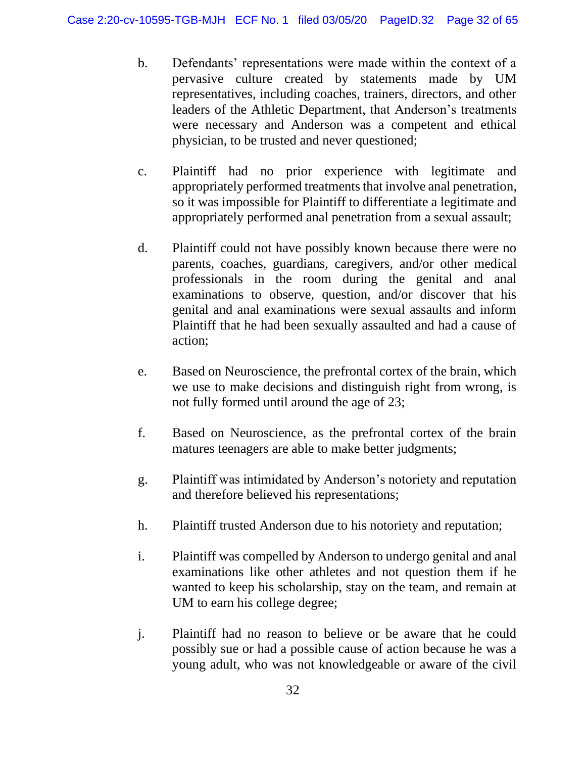b. Defendants' representations were made within the context of a pervasive culture created by statements made by UM representatives, including coaches, trainers, directors, and other leaders of the Athletic Department, that Anderson's treatments were necessary and Anderson was a competent and ethical physician, to be trusted and never questioned;

c. Plaintiff had no prior experience with legitimate and appropriately performed treatments that involve anal penetration, so it was impossible for Plaintiff to differentiate a legitimate and appropriately performed anal penetration from a sexual assault;

d. Plaintiff could not have possibly known because there were no parents, coaches, guardians, caregivers, and/or other medical professionals in the room during the genital and anal examinations to observe, question, and/or discover that his genital and anal examinations were sexual assaults and inform Plaintiff that he had been sexually assaulted and had a cause of action;

e. Based on Neuroscience, the prefrontal cortex of the brain, which we use to make decisions and distinguish right from wrong, is not fully formed until around the age of 23;

f. Based on Neuroscience, as the prefrontal cortex of the brain matures teenagers are able to make better judgments;

g. Plaintiff was intimidated by Anderson's notoriety and reputation and therefore believed his representations;

h. Plaintiff trusted Anderson due to his notoriety and reputation;

i. Plaintiff was compelled by Anderson to undergo genital and anal examinations like other athletes and not question them if he wanted to keep his scholarship, stay on the team, and remain at UM to earn his college degree;

j. Plaintiff had no reason to believe or be aware that he could possibly sue or had a possible cause of action because he was a young adult, who was not knowledgeable or aware of the civil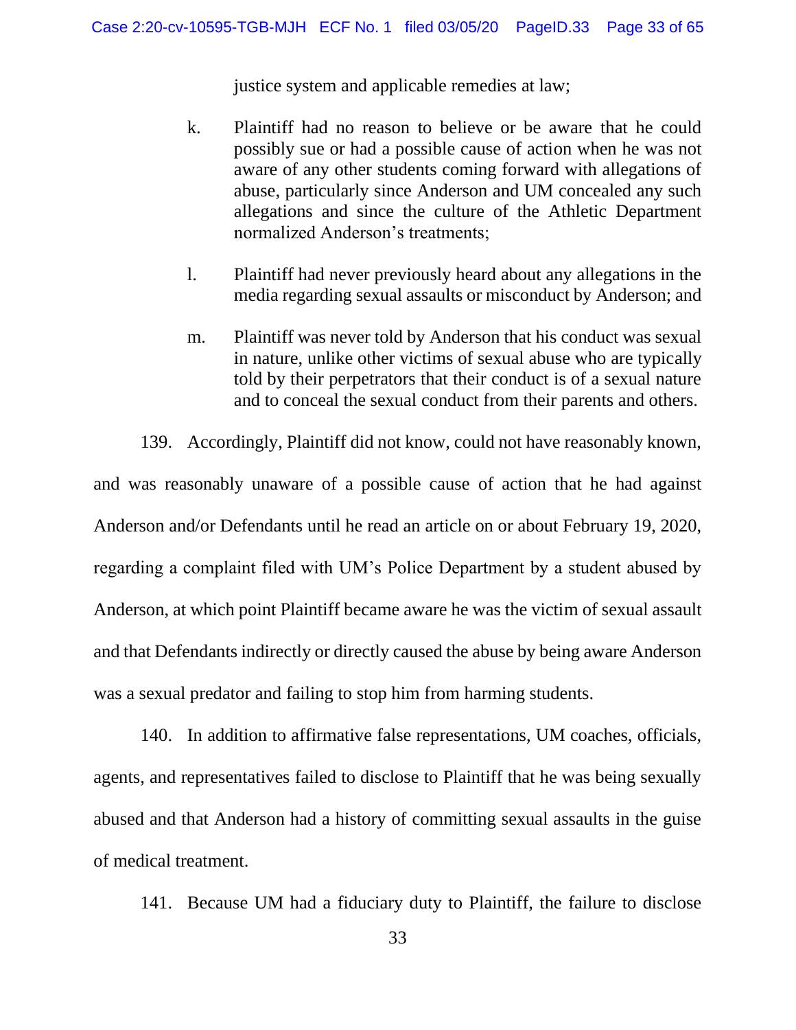justice system and applicable remedies at law;

k. Plaintiff had no reason to believe or be aware that he could possibly sue or had a possible cause of action when he was not aware of any other students coming forward with allegations of abuse, particularly since Anderson and UM concealed any such allegations and since the culture of the Athletic Department normalized Anderson's treatments;

l. Plaintiff had never previously heard about any allegations in the media regarding sexual assaults or misconduct by Anderson; and

m. Plaintiff was never told by Anderson that his conduct was sexual in nature, unlike other victims of sexual abuse who are typically told by their perpetrators that their conduct is of a sexual nature and to conceal the sexual conduct from their parents and others.

139. Accordingly, Plaintiff did not know, could not have reasonably known, and was reasonably unaware of a possible cause of action that he had against Anderson and/or Defendants until he read an article on or about February 19, 2020, regarding a complaint filed with UM's Police Department by a student abused by Anderson, at which point Plaintiff became aware he was the victim of sexual assault and that Defendants indirectly or directly caused the abuse by being aware Anderson was a sexual predator and failing to stop him from harming students.

140. In addition to affirmative false representations, UM coaches, officials, agents, and representatives failed to disclose to Plaintiff that he was being sexually abused and that Anderson had a history of committing sexual assaults in the guise of medical treatment.

141. Because UM had a fiduciary duty to Plaintiff, the failure to disclose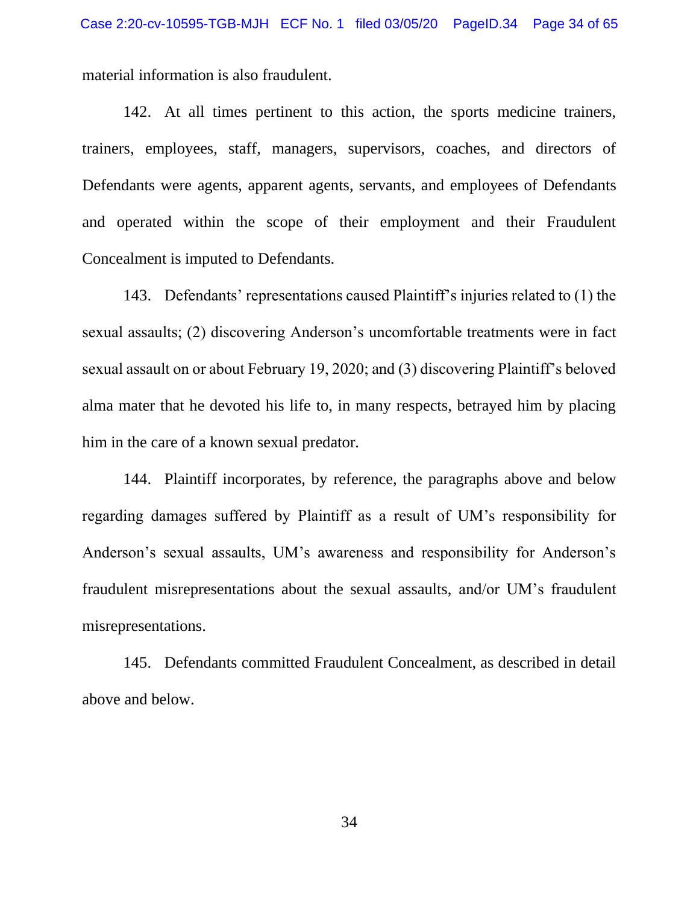material information is also fraudulent.

142. At all times pertinent to this action, the sports medicine trainers, trainers, employees, staff, managers, supervisors, coaches, and directors of Defendants were agents, apparent agents, servants, and employees of Defendants and operated within the scope of their employment and their Fraudulent Concealment is imputed to Defendants.

143. Defendants' representations caused Plaintiff's injuries related to (1) the sexual assaults; (2) discovering Anderson's uncomfortable treatments were in fact sexual assault on or about February 19, 2020; and (3) discovering Plaintiff's beloved alma mater that he devoted his life to, in many respects, betrayed him by placing him in the care of a known sexual predator.

144. Plaintiff incorporates, by reference, the paragraphs above and below regarding damages suffered by Plaintiff as a result of UM's responsibility for Anderson's sexual assaults, UM's awareness and responsibility for Anderson's fraudulent misrepresentations about the sexual assaults, and/or UM's fraudulent misrepresentations.

145. Defendants committed Fraudulent Concealment, as described in detail above and below.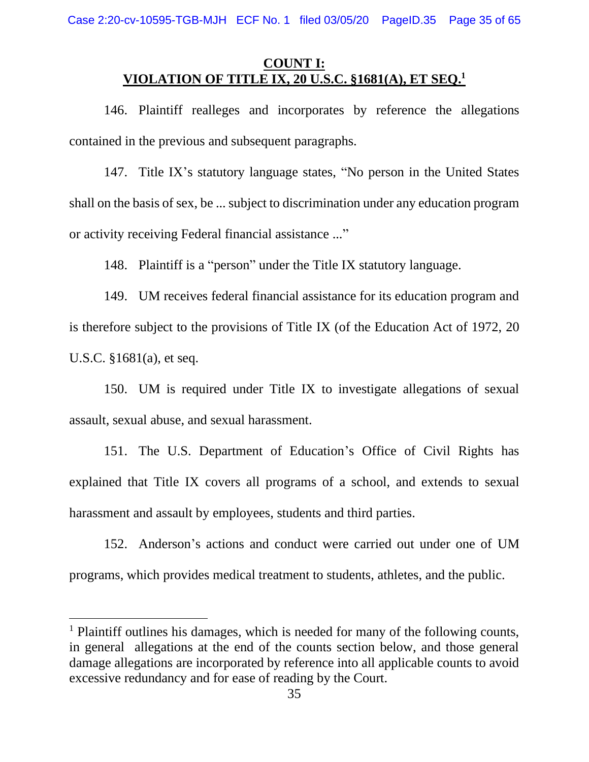## COUNT I: VIOLATION OF TITLE IX, 20 U.S.C. §1681(A), ET SEQ.[1]

146. Plaintiff realleges and incorporates by reference the allegations contained in the previous and subsequent paragraphs.

147. Title IX's statutory language states, "No person in the United States shall on the basis of sex, be ... subject to discrimination under any education program or activity receiving Federal financial assistance ..."

148. Plaintiff is a "person" under the Title IX statutory language.

149. UM receives federal financial assistance for its education program and is therefore subject to the provisions of Title IX (of the Education Act of 1972, 20 U.S.C. §1681(a), et seq.

150. UM is required under Title IX to investigate allegations of sexual assault, sexual abuse, and sexual harassment.

151. The U.S. Department of Education's Office of Civil Rights has explained that Title IX covers all programs of a school, and extends to sexual harassment and assault by employees, students and third parties.

152. Anderson's actions and conduct were carried out under one of UM programs, which provides medical treatment to students, athletes, and the public.

[1] Plaintiff outlines his damages, which is needed for many of the following counts, in general allegations at the end of the counts section below, and those general damage allegations are incorporated by reference into all applicable counts to avoid excessive redundancy and for ease of reading by the Court.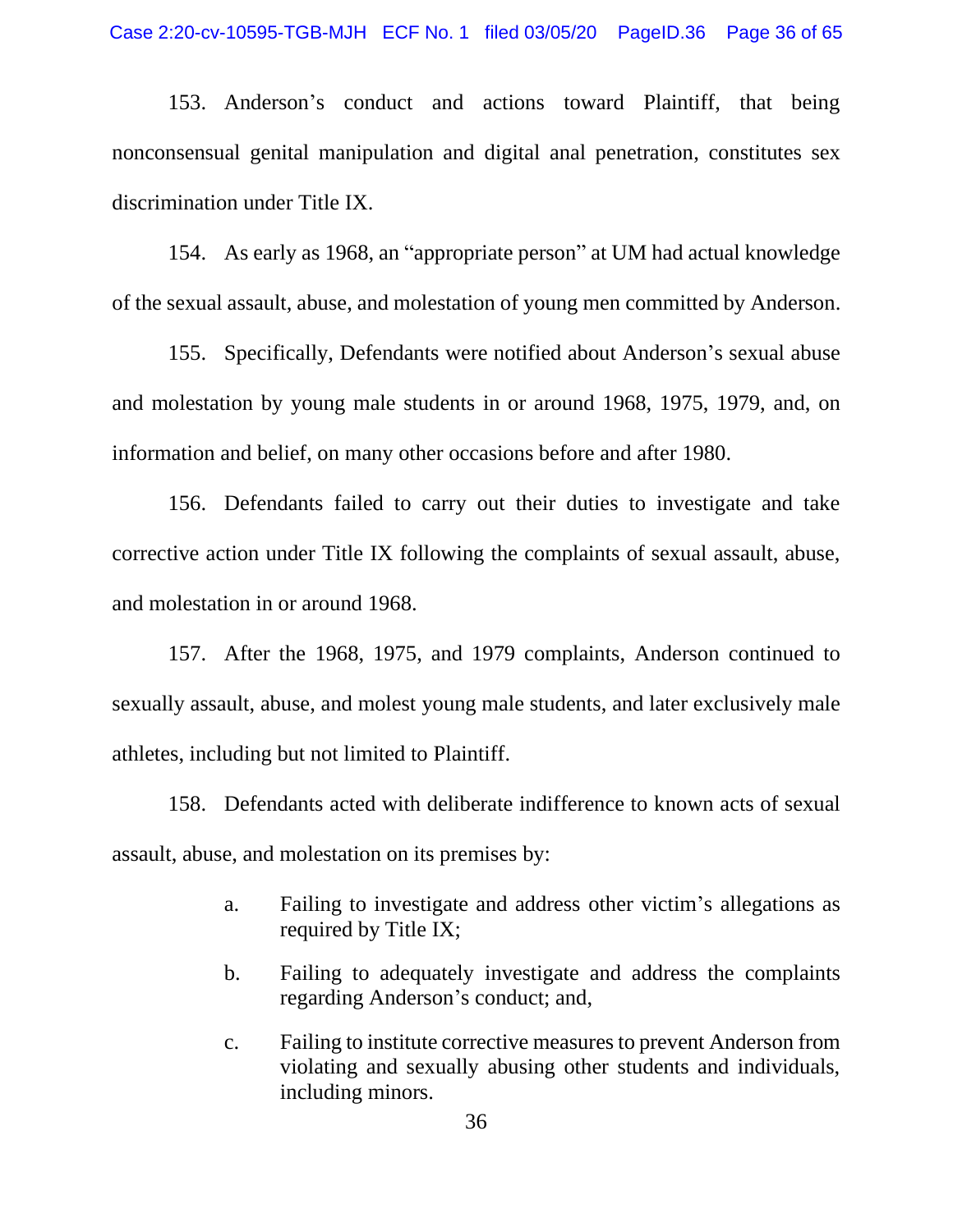153. Anderson's conduct and actions toward Plaintiff, that being nonconsensual genital manipulation and digital anal penetration, constitutes sex discrimination under Title IX.

154. As early as 1968, an "appropriate person" at UM had actual knowledge of the sexual assault, abuse, and molestation of young men committed by Anderson.

155. Specifically, Defendants were notified about Anderson's sexual abuse and molestation by young male students in or around 1968, 1975, 1979, and, on information and belief, on many other occasions before and after 1980.

156. Defendants failed to carry out their duties to investigate and take corrective action under Title IX following the complaints of sexual assault, abuse, and molestation in or around 1968.

157. After the 1968, 1975, and 1979 complaints, Anderson continued to sexually assault, abuse, and molest young male students, and later exclusively male athletes, including but not limited to Plaintiff.

158. Defendants acted with deliberate indifference to known acts of sexual assault, abuse, and molestation on its premises by:

> a. Failing to investigate and address other victim's allegations as required by Title IX;
>
> b. Failing to adequately investigate and address the complaints regarding Anderson's conduct; and,
>
> c. Failing to institute corrective measures to prevent Anderson from violating and sexually abusing other students and individuals, including minors.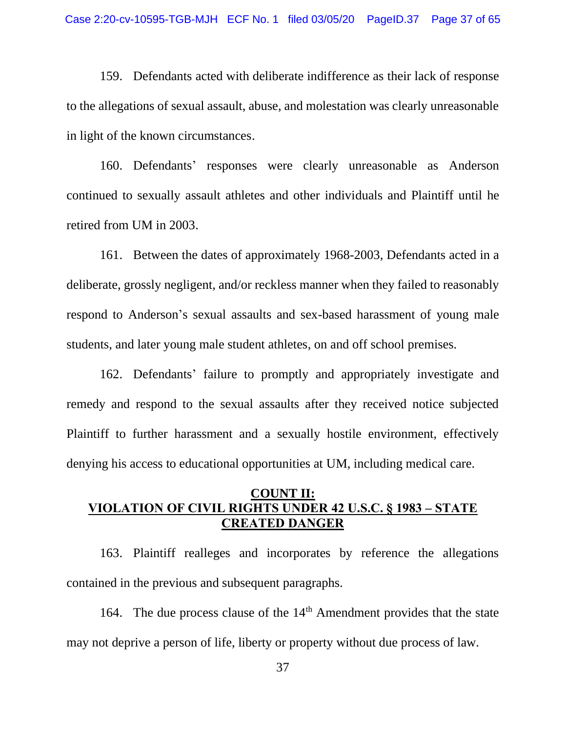159. Defendants acted with deliberate indifference as their lack of response to the allegations of sexual assault, abuse, and molestation was clearly unreasonable in light of the known circumstances.

160. Defendants' responses were clearly unreasonable as Anderson continued to sexually assault athletes and other individuals and Plaintiff until he retired from UM in 2003.

161. Between the dates of approximately 1968-2003, Defendants acted in a deliberate, grossly negligent, and/or reckless manner when they failed to reasonably respond to Anderson's sexual assaults and sex-based harassment of young male students, and later young male student athletes, on and off school premises.

162. Defendants' failure to promptly and appropriately investigate and remedy and respond to the sexual assaults after they received notice subjected Plaintiff to further harassment and a sexually hostile environment, effectively denying his access to educational opportunities at UM, including medical care.

## COUNT II: VIOLATION OF CIVIL RIGHTS UNDER 42 U.S.C. § 1983 – STATE CREATED DANGER

163. Plaintiff realleges and incorporates by reference the allegations contained in the previous and subsequent paragraphs.

164. The due process clause of the 14th Amendment provides that the state may not deprive a person of life, liberty or property without due process of law.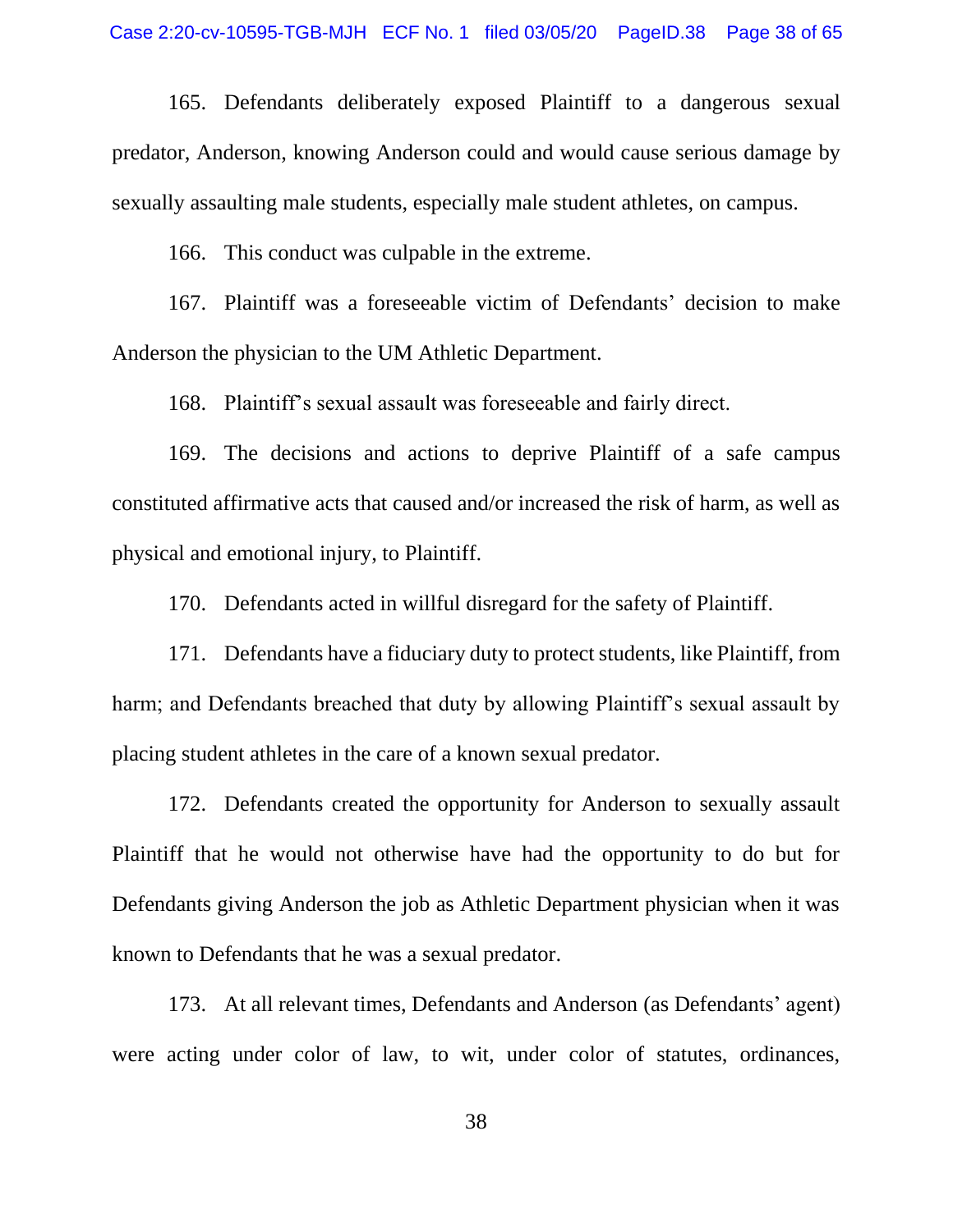165. Defendants deliberately exposed Plaintiff to a dangerous sexual predator, Anderson, knowing Anderson could and would cause serious damage by sexually assaulting male students, especially male student athletes, on campus.

166. This conduct was culpable in the extreme.

167. Plaintiff was a foreseeable victim of Defendants' decision to make Anderson the physician to the UM Athletic Department.

168. Plaintiff's sexual assault was foreseeable and fairly direct.

169. The decisions and actions to deprive Plaintiff of a safe campus constituted affirmative acts that caused and/or increased the risk of harm, as well as physical and emotional injury, to Plaintiff.

170. Defendants acted in willful disregard for the safety of Plaintiff.

171. Defendants have a fiduciary duty to protect students, like Plaintiff, from harm; and Defendants breached that duty by allowing Plaintiff's sexual assault by placing student athletes in the care of a known sexual predator.

172. Defendants created the opportunity for Anderson to sexually assault Plaintiff that he would not otherwise have had the opportunity to do but for Defendants giving Anderson the job as Athletic Department physician when it was known to Defendants that he was a sexual predator.

173. At all relevant times, Defendants and Anderson (as Defendants' agent) were acting under color of law, to wit, under color of statutes, ordinances,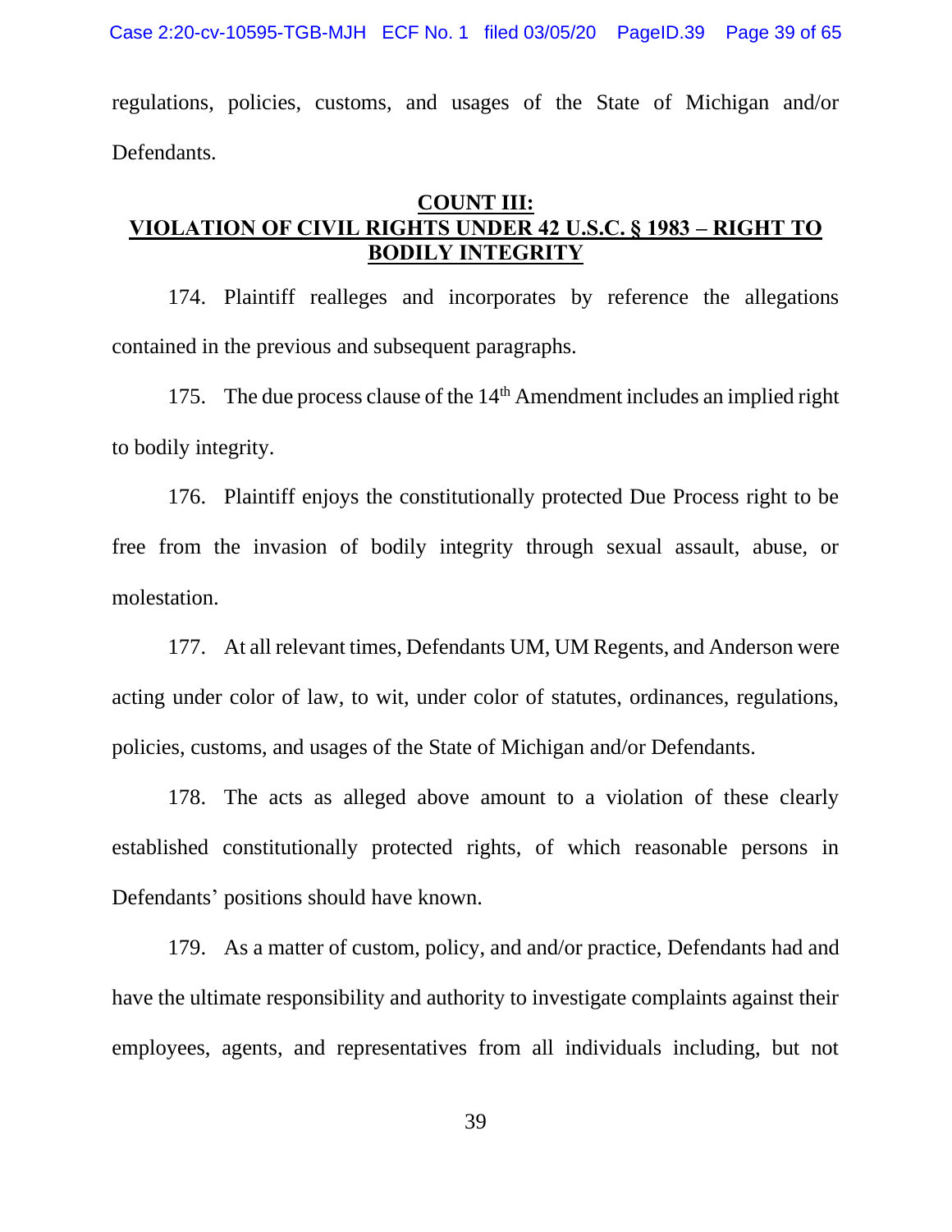regulations, policies, customs, and usages of the State of Michigan and/or Defendants.

## COUNT III: VIOLATION OF CIVIL RIGHTS UNDER 42 U.S.C. § 1983 – RIGHT TO BODILY INTEGRITY

174. Plaintiff realleges and incorporates by reference the allegations contained in the previous and subsequent paragraphs.

175. The due process clause of the 14th Amendment includes an implied right to bodily integrity.

176. Plaintiff enjoys the constitutionally protected Due Process right to be free from the invasion of bodily integrity through sexual assault, abuse, or molestation.

177. At all relevant times, Defendants UM, UM Regents, and Anderson were acting under color of law, to wit, under color of statutes, ordinances, regulations, policies, customs, and usages of the State of Michigan and/or Defendants.

178. The acts as alleged above amount to a violation of these clearly established constitutionally protected rights, of which reasonable persons in Defendants' positions should have known.

179. As a matter of custom, policy, and and/or practice, Defendants had and have the ultimate responsibility and authority to investigate complaints against their employees, agents, and representatives from all individuals including, but not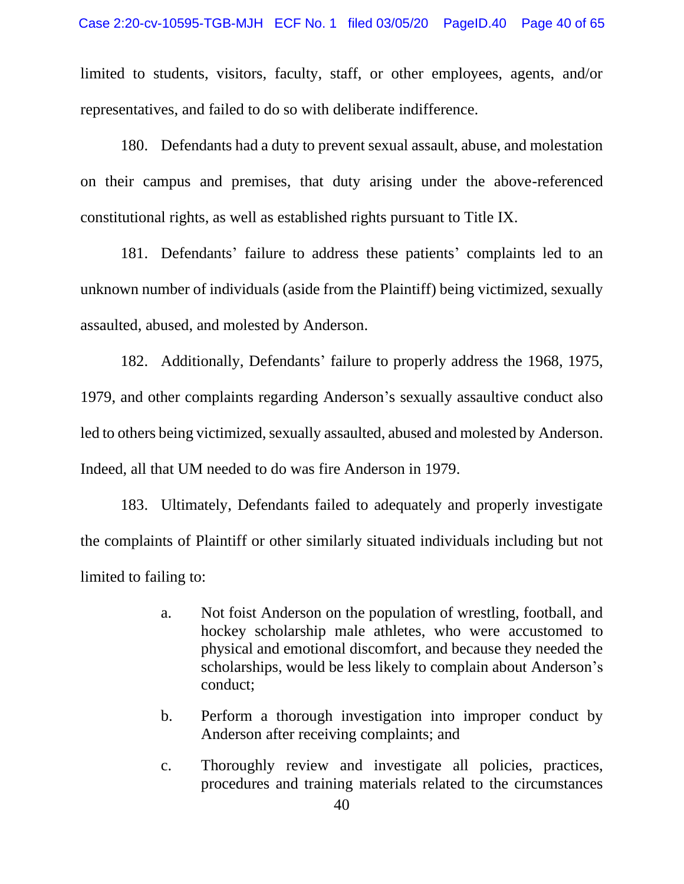limited to students, visitors, faculty, staff, or other employees, agents, and/or representatives, and failed to do so with deliberate indifference.

180. Defendants had a duty to prevent sexual assault, abuse, and molestation on their campus and premises, that duty arising under the above-referenced constitutional rights, as well as established rights pursuant to Title IX.

181. Defendants' failure to address these patients' complaints led to an unknown number of individuals (aside from the Plaintiff) being victimized, sexually assaulted, abused, and molested by Anderson.

182. Additionally, Defendants' failure to properly address the 1968, 1975, 1979, and other complaints regarding Anderson's sexually assaultive conduct also led to others being victimized, sexually assaulted, abused and molested by Anderson. Indeed, all that UM needed to do was fire Anderson in 1979.

183. Ultimately, Defendants failed to adequately and properly investigate the complaints of Plaintiff or other similarly situated individuals including but not limited to failing to:

> a. Not foist Anderson on the population of wrestling, football, and hockey scholarship male athletes, who were accustomed to physical and emotional discomfort, and because they needed the scholarships, would be less likely to complain about Anderson's conduct;
>
> b. Perform a thorough investigation into improper conduct by Anderson after receiving complaints; and
>
> c. Thoroughly review and investigate all policies, practices, procedures and training materials related to the circumstances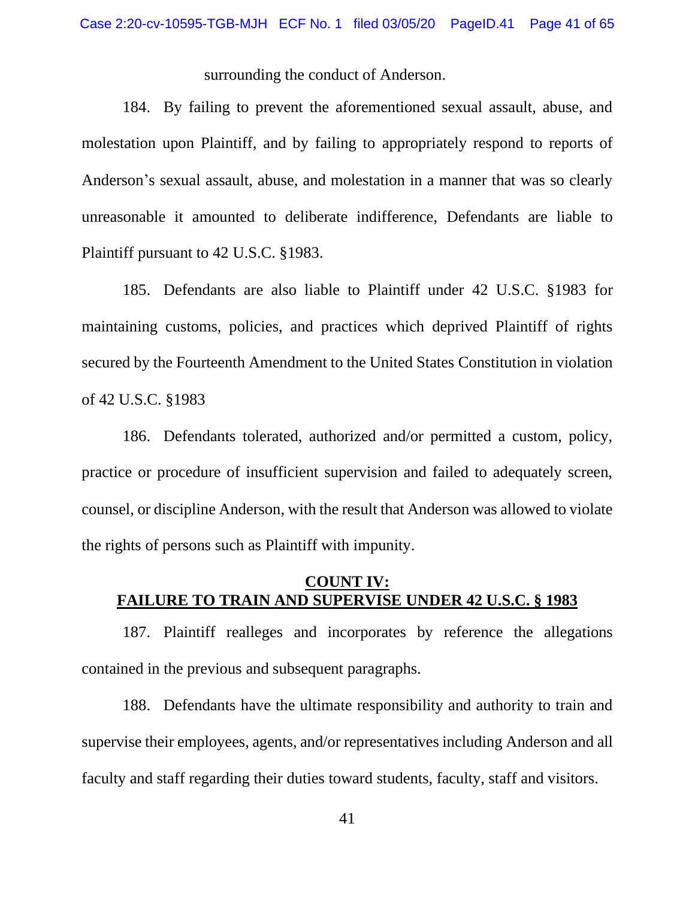surrounding the conduct of Anderson.

184. By failing to prevent the aforementioned sexual assault, abuse, and molestation upon Plaintiff, and by failing to appropriately respond to reports of Anderson's sexual assault, abuse, and molestation in a manner that was so clearly unreasonable it amounted to deliberate indifference, Defendants are liable to Plaintiff pursuant to 42 U.S.C. §1983.

185. Defendants are also liable to Plaintiff under 42 U.S.C. §1983 for maintaining customs, policies, and practices which deprived Plaintiff of rights secured by the Fourteenth Amendment to the United States Constitution in violation of 42 U.S.C. §1983

186. Defendants tolerated, authorized and/or permitted a custom, policy, practice or procedure of insufficient supervision and failed to adequately screen, counsel, or discipline Anderson, with the result that Anderson was allowed to violate the rights of persons such as Plaintiff with impunity.

## COUNT IV: FAILURE TO TRAIN AND SUPERVISE UNDER 42 U.S.C. § 1983

187. Plaintiff realleges and incorporates by reference the allegations contained in the previous and subsequent paragraphs.

188. Defendants have the ultimate responsibility and authority to train and supervise their employees, agents, and/or representatives including Anderson and all faculty and staff regarding their duties toward students, faculty, staff and visitors.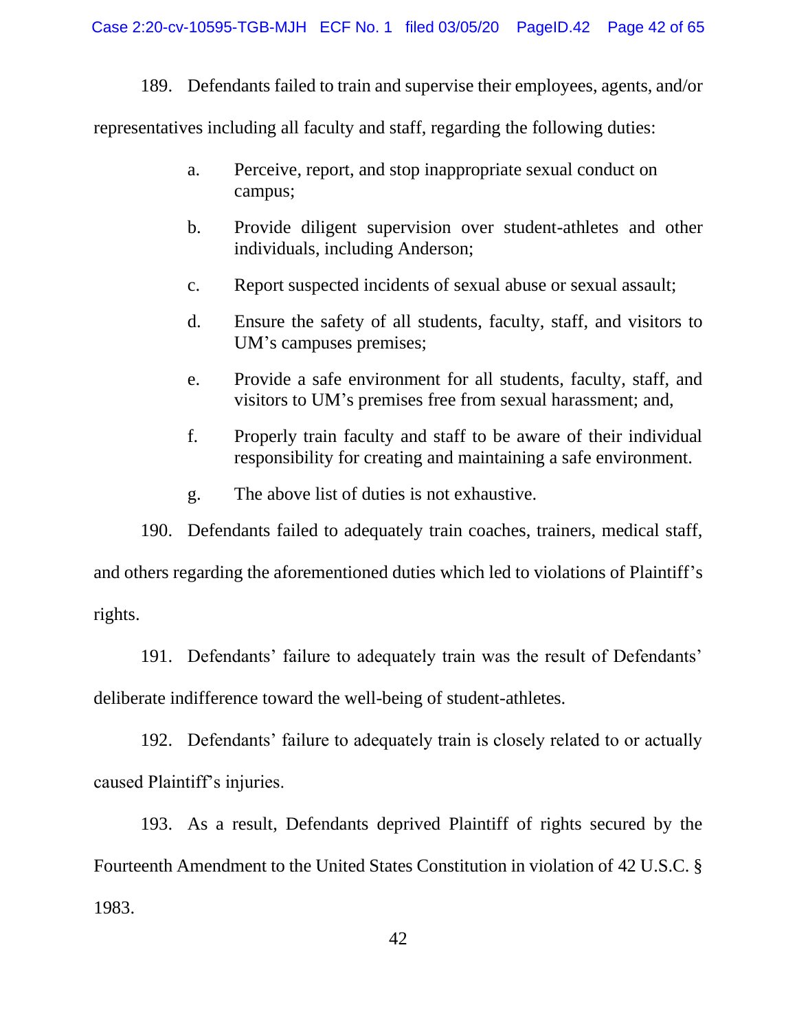189. Defendants failed to train and supervise their employees, agents, and/or representatives including all faculty and staff, regarding the following duties:

a. Perceive, report, and stop inappropriate sexual conduct on campus;

b. Provide diligent supervision over student-athletes and other individuals, including Anderson;

c. Report suspected incidents of sexual abuse or sexual assault;

d. Ensure the safety of all students, faculty, staff, and visitors to UM's campuses premises;

e. Provide a safe environment for all students, faculty, staff, and visitors to UM's premises free from sexual harassment; and,

f. Properly train faculty and staff to be aware of their individual responsibility for creating and maintaining a safe environment.

g. The above list of duties is not exhaustive.

190. Defendants failed to adequately train coaches, trainers, medical staff, and others regarding the aforementioned duties which led to violations of Plaintiff's rights.

191. Defendants' failure to adequately train was the result of Defendants' deliberate indifference toward the well-being of student-athletes.

192. Defendants' failure to adequately train is closely related to or actually caused Plaintiff's injuries.

193. As a result, Defendants deprived Plaintiff of rights secured by the Fourteenth Amendment to the United States Constitution in violation of 42 U.S.C. § 1983.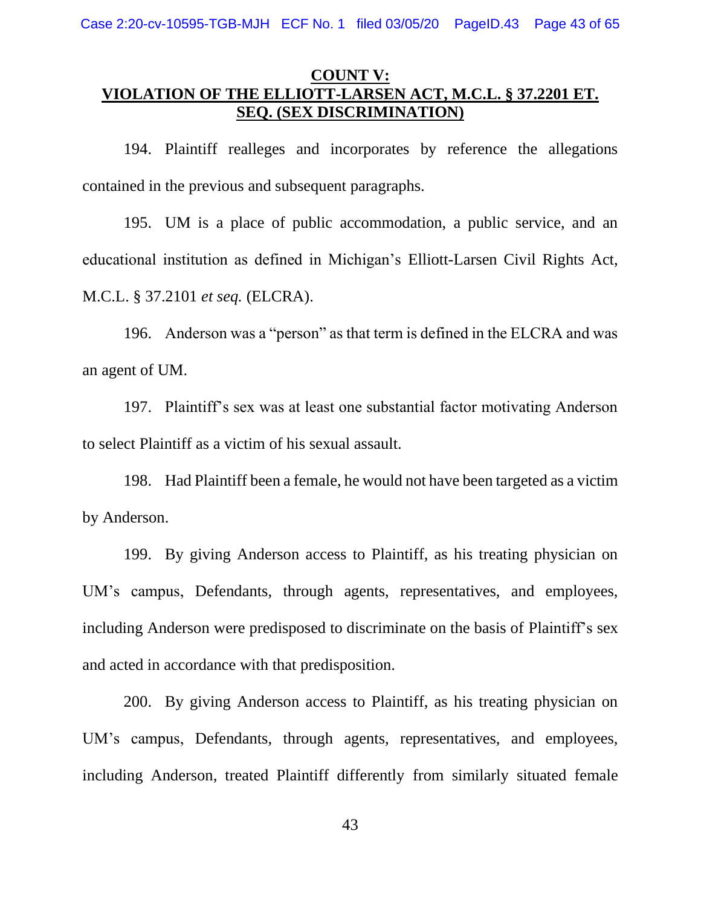## COUNT V:
## VIOLATION OF THE ELLIOTT-LARSEN ACT, M.C.L. § 37.2201 ET. SEQ. (SEX DISCRIMINATION)

194. Plaintiff realleges and incorporates by reference the allegations contained in the previous and subsequent paragraphs.

195. UM is a place of public accommodation, a public service, and an educational institution as defined in Michigan's Elliott-Larsen Civil Rights Act, M.C.L. § 37.2101 *et seq.* (ELCRA).

196. Anderson was a "person" as that term is defined in the ELCRA and was an agent of UM.

197. Plaintiff's sex was at least one substantial factor motivating Anderson to select Plaintiff as a victim of his sexual assault.

198. Had Plaintiff been a female, he would not have been targeted as a victim by Anderson.

199. By giving Anderson access to Plaintiff, as his treating physician on UM's campus, Defendants, through agents, representatives, and employees, including Anderson were predisposed to discriminate on the basis of Plaintiff's sex and acted in accordance with that predisposition.

200. By giving Anderson access to Plaintiff, as his treating physician on UM's campus, Defendants, through agents, representatives, and employees, including Anderson, treated Plaintiff differently from similarly situated female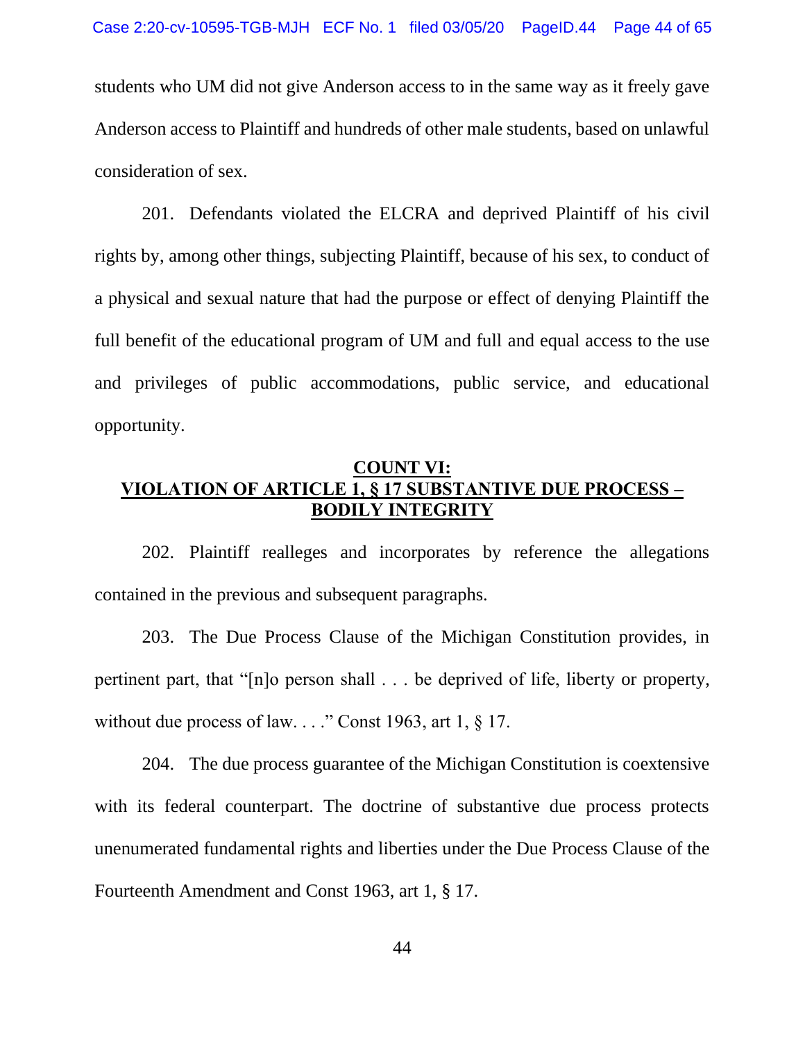students who UM did not give Anderson access to in the same way as it freely gave Anderson access to Plaintiff and hundreds of other male students, based on unlawful consideration of sex.

201. Defendants violated the ELCRA and deprived Plaintiff of his civil rights by, among other things, subjecting Plaintiff, because of his sex, to conduct of a physical and sexual nature that had the purpose or effect of denying Plaintiff the full benefit of the educational program of UM and full and equal access to the use and privileges of public accommodations, public service, and educational opportunity.

## COUNT VI: VIOLATION OF ARTICLE 1, § 17 SUBSTANTIVE DUE PROCESS – BODILY INTEGRITY

202. Plaintiff realleges and incorporates by reference the allegations contained in the previous and subsequent paragraphs.

203. The Due Process Clause of the Michigan Constitution provides, in pertinent part, that "[n]o person shall . . . be deprived of life, liberty or property, without due process of law. . . ." Const 1963, art 1, § 17.

204. The due process guarantee of the Michigan Constitution is coextensive with its federal counterpart. The doctrine of substantive due process protects unenumerated fundamental rights and liberties under the Due Process Clause of the Fourteenth Amendment and Const 1963, art 1, § 17.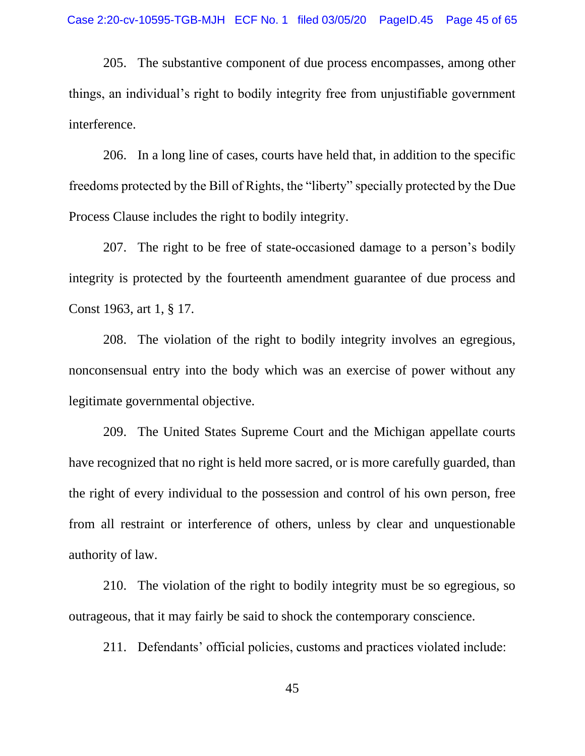205. The substantive component of due process encompasses, among other things, an individual's right to bodily integrity free from unjustifiable government interference.

206. In a long line of cases, courts have held that, in addition to the specific freedoms protected by the Bill of Rights, the "liberty" specially protected by the Due Process Clause includes the right to bodily integrity.

207. The right to be free of state-occasioned damage to a person's bodily integrity is protected by the fourteenth amendment guarantee of due process and Const 1963, art 1, § 17.

208. The violation of the right to bodily integrity involves an egregious, nonconsensual entry into the body which was an exercise of power without any legitimate governmental objective.

209. The United States Supreme Court and the Michigan appellate courts have recognized that no right is held more sacred, or is more carefully guarded, than the right of every individual to the possession and control of his own person, free from all restraint or interference of others, unless by clear and unquestionable authority of law.

210. The violation of the right to bodily integrity must be so egregious, so outrageous, that it may fairly be said to shock the contemporary conscience.

211. Defendants' official policies, customs and practices violated include: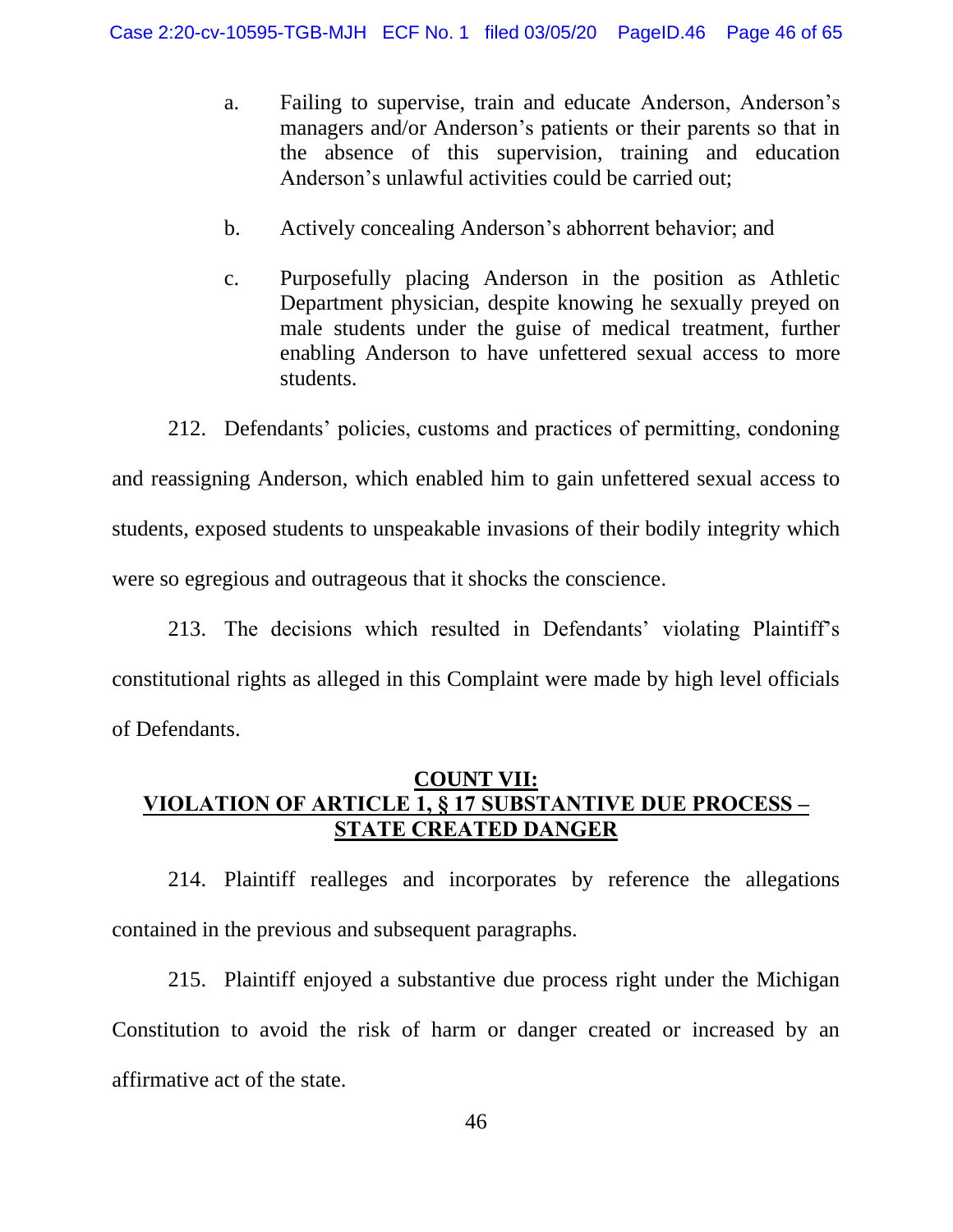a. Failing to supervise, train and educate Anderson, Anderson's managers and/or Anderson's patients or their parents so that in the absence of this supervision, training and education Anderson's unlawful activities could be carried out;

b. Actively concealing Anderson's abhorrent behavior; and

c. Purposefully placing Anderson in the position as Athletic Department physician, despite knowing he sexually preyed on male students under the guise of medical treatment, further enabling Anderson to have unfettered sexual access to more students.

212. Defendants' policies, customs and practices of permitting, condoning and reassigning Anderson, which enabled him to gain unfettered sexual access to students, exposed students to unspeakable invasions of their bodily integrity which were so egregious and outrageous that it shocks the conscience.

213. The decisions which resulted in Defendants' violating Plaintiff's constitutional rights as alleged in this Complaint were made by high level officials of Defendants.

## COUNT VII: VIOLATION OF ARTICLE 1, § 17 SUBSTANTIVE DUE PROCESS – STATE CREATED DANGER

214. Plaintiff realleges and incorporates by reference the allegations contained in the previous and subsequent paragraphs.

215. Plaintiff enjoyed a substantive due process right under the Michigan Constitution to avoid the risk of harm or danger created or increased by an affirmative act of the state.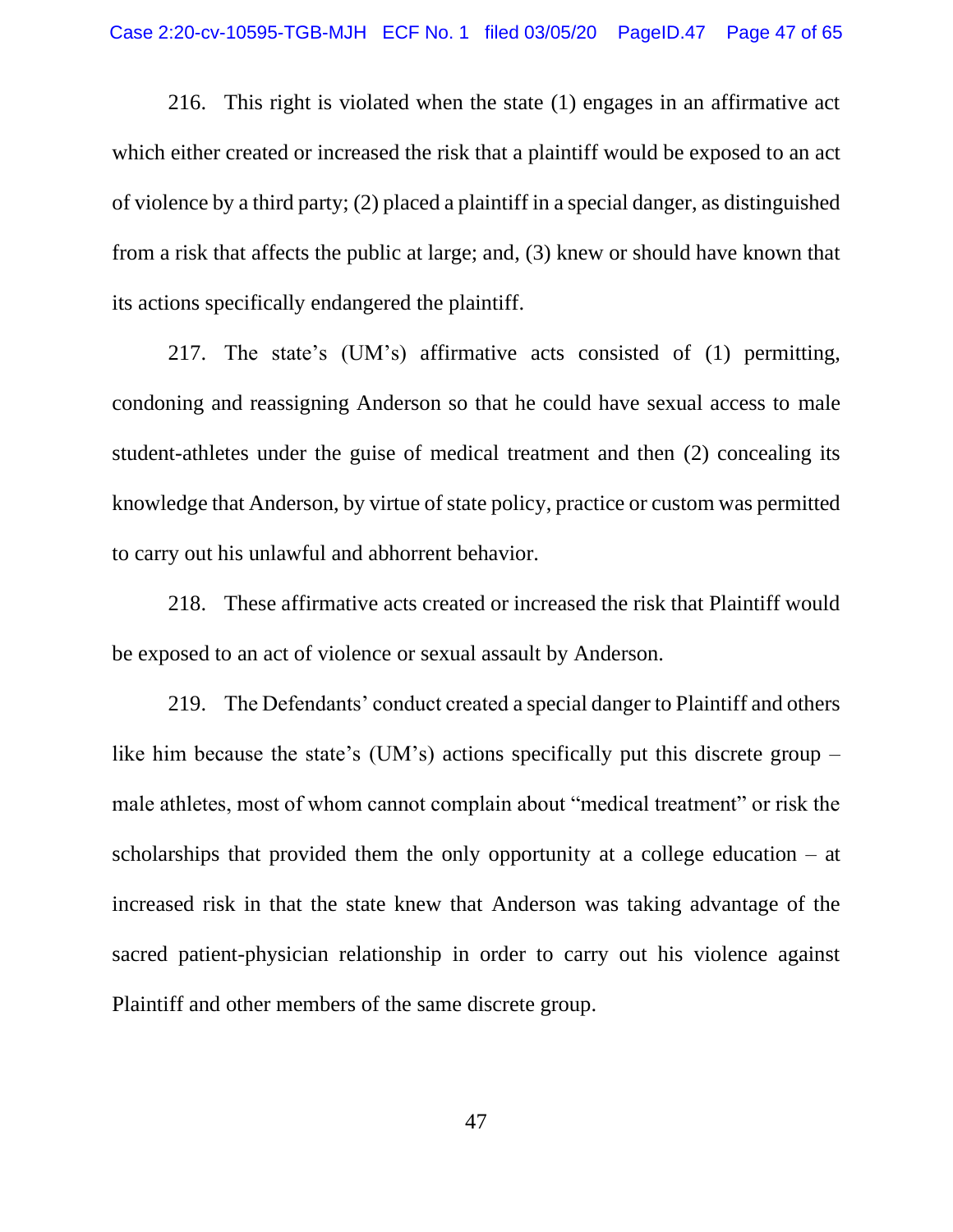216. This right is violated when the state (1) engages in an affirmative act which either created or increased the risk that a plaintiff would be exposed to an act of violence by a third party; (2) placed a plaintiff in a special danger, as distinguished from a risk that affects the public at large; and, (3) knew or should have known that its actions specifically endangered the plaintiff.

217. The state's (UM's) affirmative acts consisted of (1) permitting, condoning and reassigning Anderson so that he could have sexual access to male student-athletes under the guise of medical treatment and then (2) concealing its knowledge that Anderson, by virtue of state policy, practice or custom was permitted to carry out his unlawful and abhorrent behavior.

218. These affirmative acts created or increased the risk that Plaintiff would be exposed to an act of violence or sexual assault by Anderson.

219. The Defendants' conduct created a special danger to Plaintiff and others like him because the state's (UM's) actions specifically put this discrete group – male athletes, most of whom cannot complain about "medical treatment" or risk the scholarships that provided them the only opportunity at a college education – at increased risk in that the state knew that Anderson was taking advantage of the sacred patient-physician relationship in order to carry out his violence against Plaintiff and other members of the same discrete group.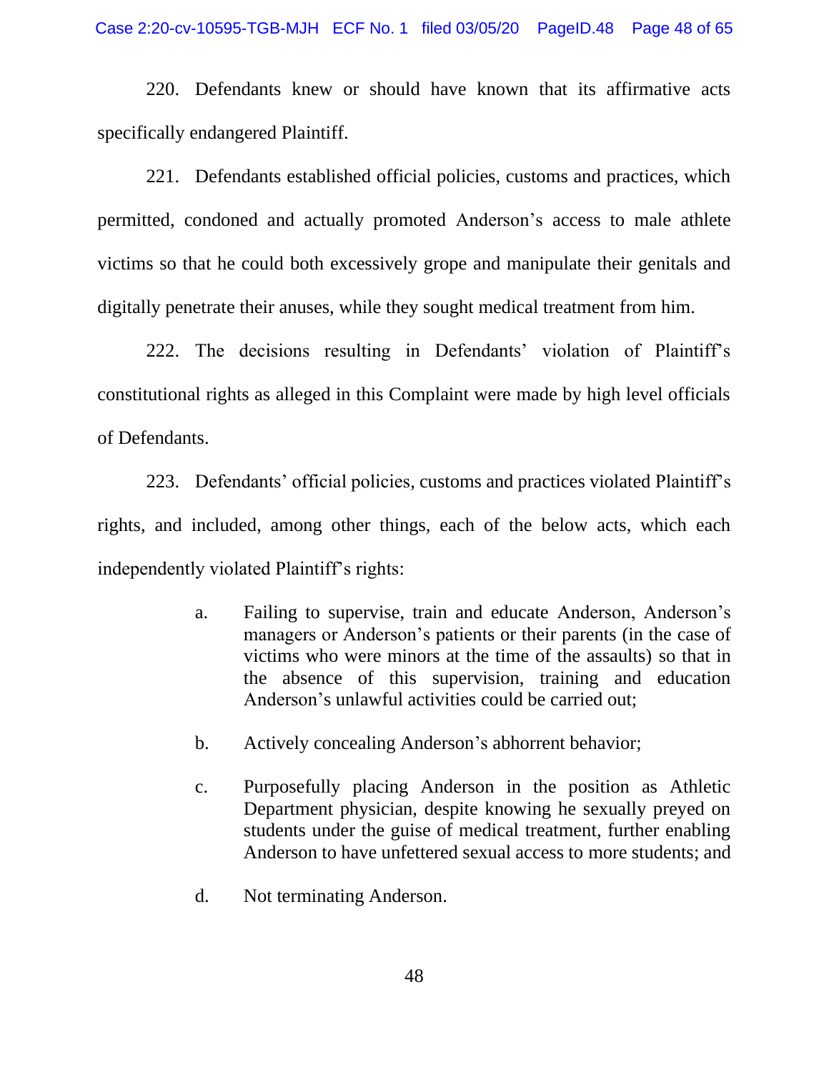220. Defendants knew or should have known that its affirmative acts specifically endangered Plaintiff.

221. Defendants established official policies, customs and practices, which permitted, condoned and actually promoted Anderson's access to male athlete victims so that he could both excessively grope and manipulate their genitals and digitally penetrate their anuses, while they sought medical treatment from him.

222. The decisions resulting in Defendants' violation of Plaintiff's constitutional rights as alleged in this Complaint were made by high level officials of Defendants.

223. Defendants' official policies, customs and practices violated Plaintiff's rights, and included, among other things, each of the below acts, which each independently violated Plaintiff's rights:

> a. Failing to supervise, train and educate Anderson, Anderson's managers or Anderson's patients or their parents (in the case of victims who were minors at the time of the assaults) so that in the absence of this supervision, training and education Anderson's unlawful activities could be carried out;
>
> b. Actively concealing Anderson's abhorrent behavior;
>
> c. Purposefully placing Anderson in the position as Athletic Department physician, despite knowing he sexually preyed on students under the guise of medical treatment, further enabling Anderson to have unfettered sexual access to more students; and
>
> d. Not terminating Anderson.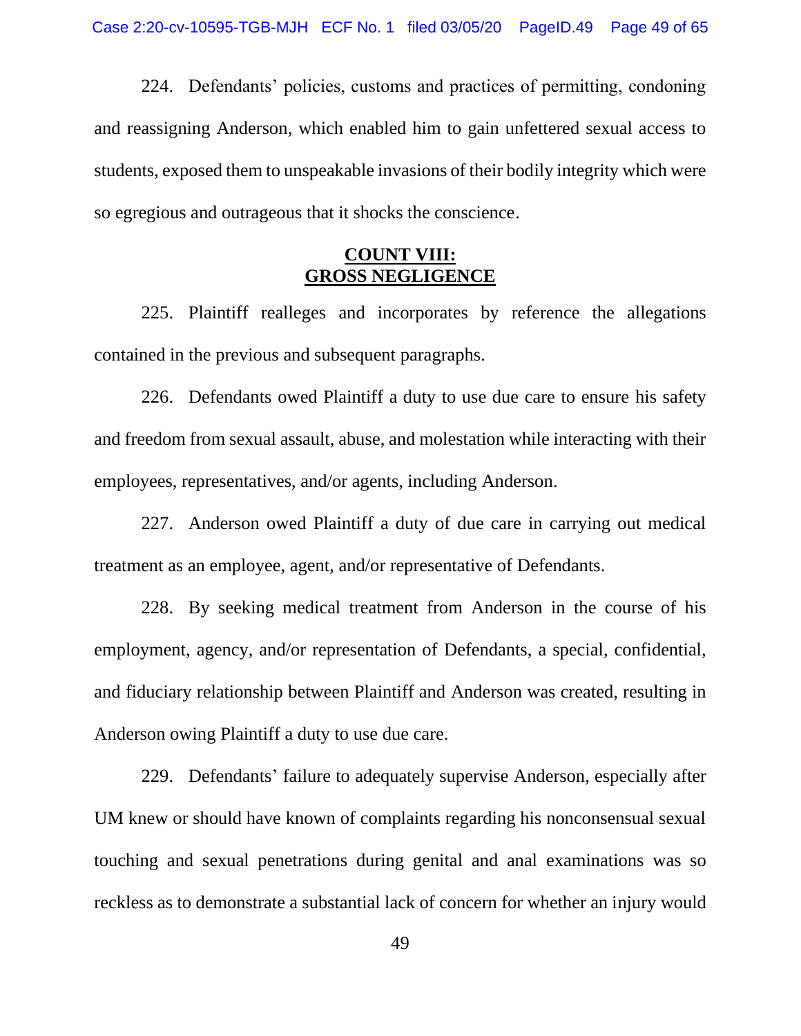224. Defendants' policies, customs and practices of permitting, condoning and reassigning Anderson, which enabled him to gain unfettered sexual access to students, exposed them to unspeakable invasions of their bodily integrity which were so egregious and outrageous that it shocks the conscience.

## COUNT VIII: GROSS NEGLIGENCE

225. Plaintiff realleges and incorporates by reference the allegations contained in the previous and subsequent paragraphs.

226. Defendants owed Plaintiff a duty to use due care to ensure his safety and freedom from sexual assault, abuse, and molestation while interacting with their employees, representatives, and/or agents, including Anderson.

227. Anderson owed Plaintiff a duty of due care in carrying out medical treatment as an employee, agent, and/or representative of Defendants.

228. By seeking medical treatment from Anderson in the course of his employment, agency, and/or representation of Defendants, a special, confidential, and fiduciary relationship between Plaintiff and Anderson was created, resulting in Anderson owing Plaintiff a duty to use due care.

229. Defendants' failure to adequately supervise Anderson, especially after UM knew or should have known of complaints regarding his nonconsensual sexual touching and sexual penetrations during genital and anal examinations was so reckless as to demonstrate a substantial lack of concern for whether an injury would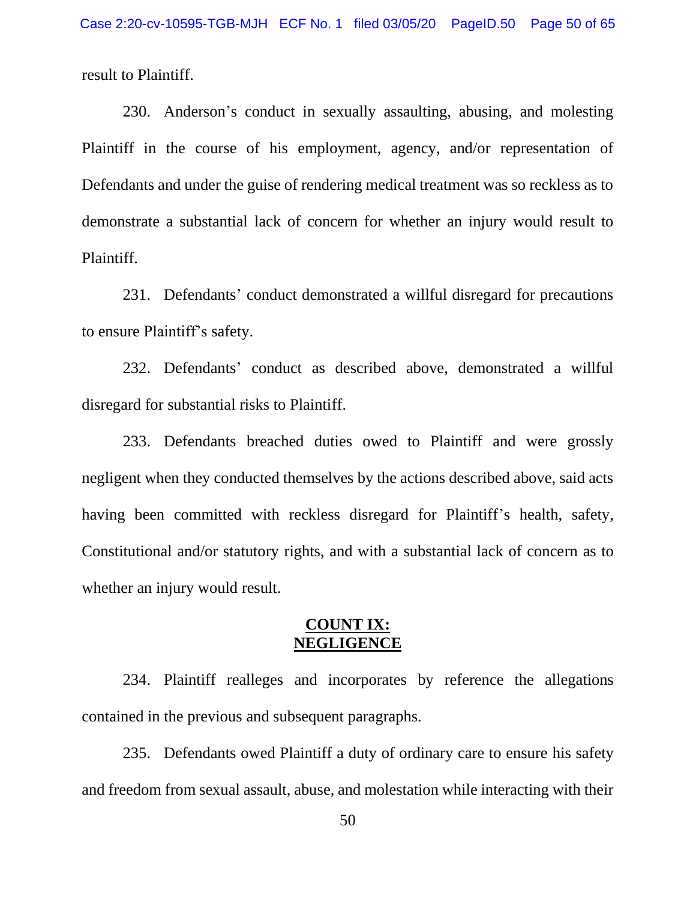result to Plaintiff.

230. Anderson's conduct in sexually assaulting, abusing, and molesting Plaintiff in the course of his employment, agency, and/or representation of Defendants and under the guise of rendering medical treatment was so reckless as to demonstrate a substantial lack of concern for whether an injury would result to Plaintiff.

231. Defendants' conduct demonstrated a willful disregard for precautions to ensure Plaintiff's safety.

232. Defendants' conduct as described above, demonstrated a willful disregard for substantial risks to Plaintiff.

233. Defendants breached duties owed to Plaintiff and were grossly negligent when they conducted themselves by the actions described above, said acts having been committed with reckless disregard for Plaintiff's health, safety, Constitutional and/or statutory rights, and with a substantial lack of concern as to whether an injury would result.

## COUNT IX: NEGLIGENCE

234. Plaintiff realleges and incorporates by reference the allegations contained in the previous and subsequent paragraphs.

235. Defendants owed Plaintiff a duty of ordinary care to ensure his safety and freedom from sexual assault, abuse, and molestation while interacting with their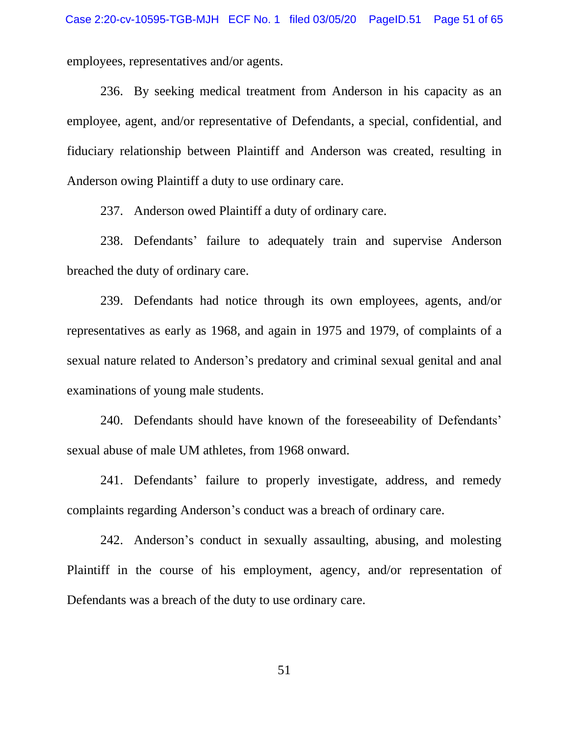employees, representatives and/or agents.

236. By seeking medical treatment from Anderson in his capacity as an employee, agent, and/or representative of Defendants, a special, confidential, and fiduciary relationship between Plaintiff and Anderson was created, resulting in Anderson owing Plaintiff a duty to use ordinary care.

237. Anderson owed Plaintiff a duty of ordinary care.

238. Defendants' failure to adequately train and supervise Anderson breached the duty of ordinary care.

239. Defendants had notice through its own employees, agents, and/or representatives as early as 1968, and again in 1975 and 1979, of complaints of a sexual nature related to Anderson's predatory and criminal sexual genital and anal examinations of young male students.

240. Defendants should have known of the foreseeability of Defendants' sexual abuse of male UM athletes, from 1968 onward.

241. Defendants' failure to properly investigate, address, and remedy complaints regarding Anderson's conduct was a breach of ordinary care.

242. Anderson's conduct in sexually assaulting, abusing, and molesting Plaintiff in the course of his employment, agency, and/or representation of Defendants was a breach of the duty to use ordinary care.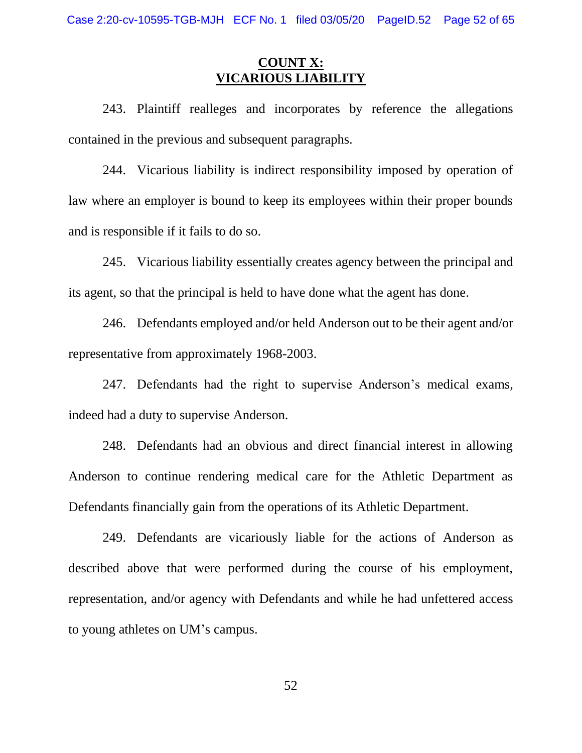**COUNT X:**
**VICARIOUS LIABILITY**

243. Plaintiff realleges and incorporates by reference the allegations contained in the previous and subsequent paragraphs.

244. Vicarious liability is indirect responsibility imposed by operation of law where an employer is bound to keep its employees within their proper bounds and is responsible if it fails to do so.

245. Vicarious liability essentially creates agency between the principal and its agent, so that the principal is held to have done what the agent has done.

246. Defendants employed and/or held Anderson out to be their agent and/or representative from approximately 1968-2003.

247. Defendants had the right to supervise Anderson's medical exams, indeed had a duty to supervise Anderson.

248. Defendants had an obvious and direct financial interest in allowing Anderson to continue rendering medical care for the Athletic Department as Defendants financially gain from the operations of its Athletic Department.

249. Defendants are vicariously liable for the actions of Anderson as described above that were performed during the course of his employment, representation, and/or agency with Defendants and while he had unfettered access to young athletes on UM's campus.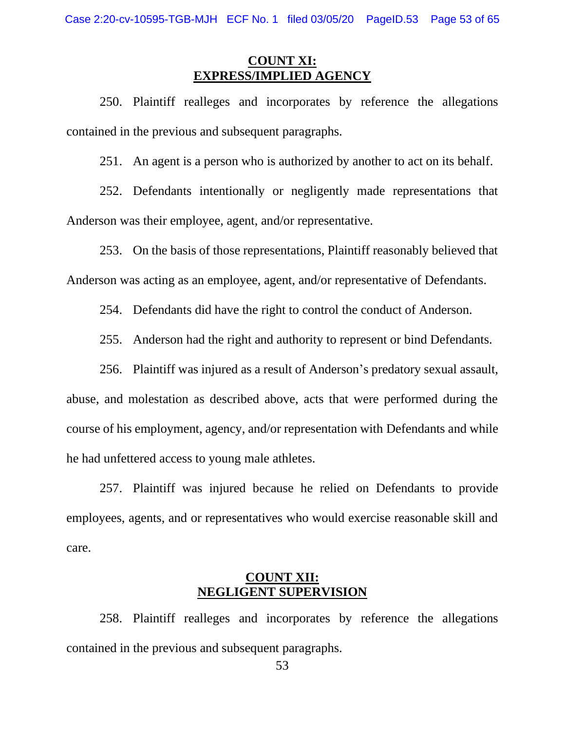## **COUNT XI:**
## **EXPRESS/IMPLIED AGENCY**

250. Plaintiff realleges and incorporates by reference the allegations contained in the previous and subsequent paragraphs.

251. An agent is a person who is authorized by another to act on its behalf.

252. Defendants intentionally or negligently made representations that Anderson was their employee, agent, and/or representative.

253. On the basis of those representations, Plaintiff reasonably believed that Anderson was acting as an employee, agent, and/or representative of Defendants.

254. Defendants did have the right to control the conduct of Anderson.

255. Anderson had the right and authority to represent or bind Defendants.

256. Plaintiff was injured as a result of Anderson's predatory sexual assault, abuse, and molestation as described above, acts that were performed during the course of his employment, agency, and/or representation with Defendants and while he had unfettered access to young male athletes.

257. Plaintiff was injured because he relied on Defendants to provide employees, agents, and or representatives who would exercise reasonable skill and care.

## **COUNT XII:**
## **NEGLIGENT SUPERVISION**

258. Plaintiff realleges and incorporates by reference the allegations contained in the previous and subsequent paragraphs.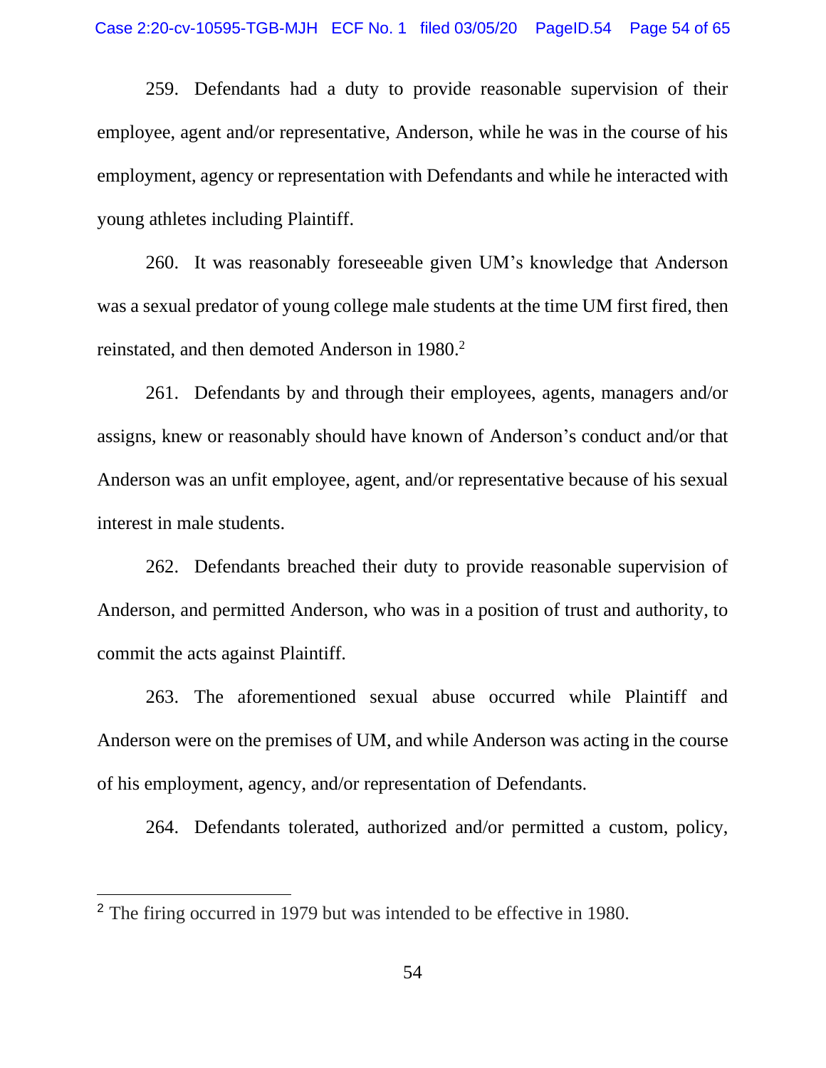259. Defendants had a duty to provide reasonable supervision of their employee, agent and/or representative, Anderson, while he was in the course of his employment, agency or representation with Defendants and while he interacted with young athletes including Plaintiff.

260. It was reasonably foreseeable given UM's knowledge that Anderson was a sexual predator of young college male students at the time UM first fired, then reinstated, and then demoted Anderson in 1980.[2]

261. Defendants by and through their employees, agents, managers and/or assigns, knew or reasonably should have known of Anderson's conduct and/or that Anderson was an unfit employee, agent, and/or representative because of his sexual interest in male students.

262. Defendants breached their duty to provide reasonable supervision of Anderson, and permitted Anderson, who was in a position of trust and authority, to commit the acts against Plaintiff.

263. The aforementioned sexual abuse occurred while Plaintiff and Anderson were on the premises of UM, and while Anderson was acting in the course of his employment, agency, and/or representation of Defendants.

264. Defendants tolerated, authorized and/or permitted a custom, policy,

[2] The firing occurred in 1979 but was intended to be effective in 1980.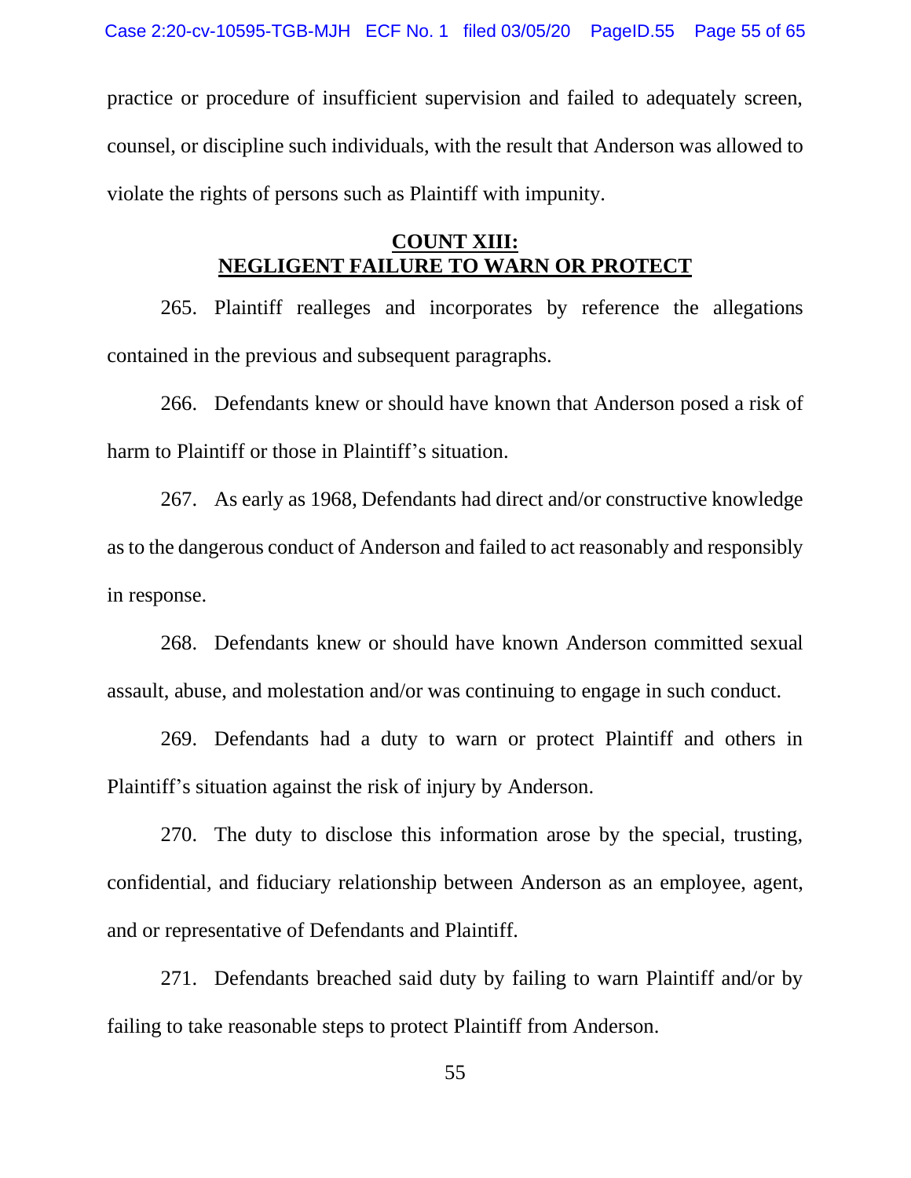practice or procedure of insufficient supervision and failed to adequately screen, counsel, or discipline such individuals, with the result that Anderson was allowed to violate the rights of persons such as Plaintiff with impunity.

## COUNT XIII: NEGLIGENT FAILURE TO WARN OR PROTECT

265. Plaintiff realleges and incorporates by reference the allegations contained in the previous and subsequent paragraphs.

266. Defendants knew or should have known that Anderson posed a risk of harm to Plaintiff or those in Plaintiff's situation.

267. As early as 1968, Defendants had direct and/or constructive knowledge as to the dangerous conduct of Anderson and failed to act reasonably and responsibly in response.

268. Defendants knew or should have known Anderson committed sexual assault, abuse, and molestation and/or was continuing to engage in such conduct.

269. Defendants had a duty to warn or protect Plaintiff and others in Plaintiff's situation against the risk of injury by Anderson.

270. The duty to disclose this information arose by the special, trusting, confidential, and fiduciary relationship between Anderson as an employee, agent, and or representative of Defendants and Plaintiff.

271. Defendants breached said duty by failing to warn Plaintiff and/or by failing to take reasonable steps to protect Plaintiff from Anderson.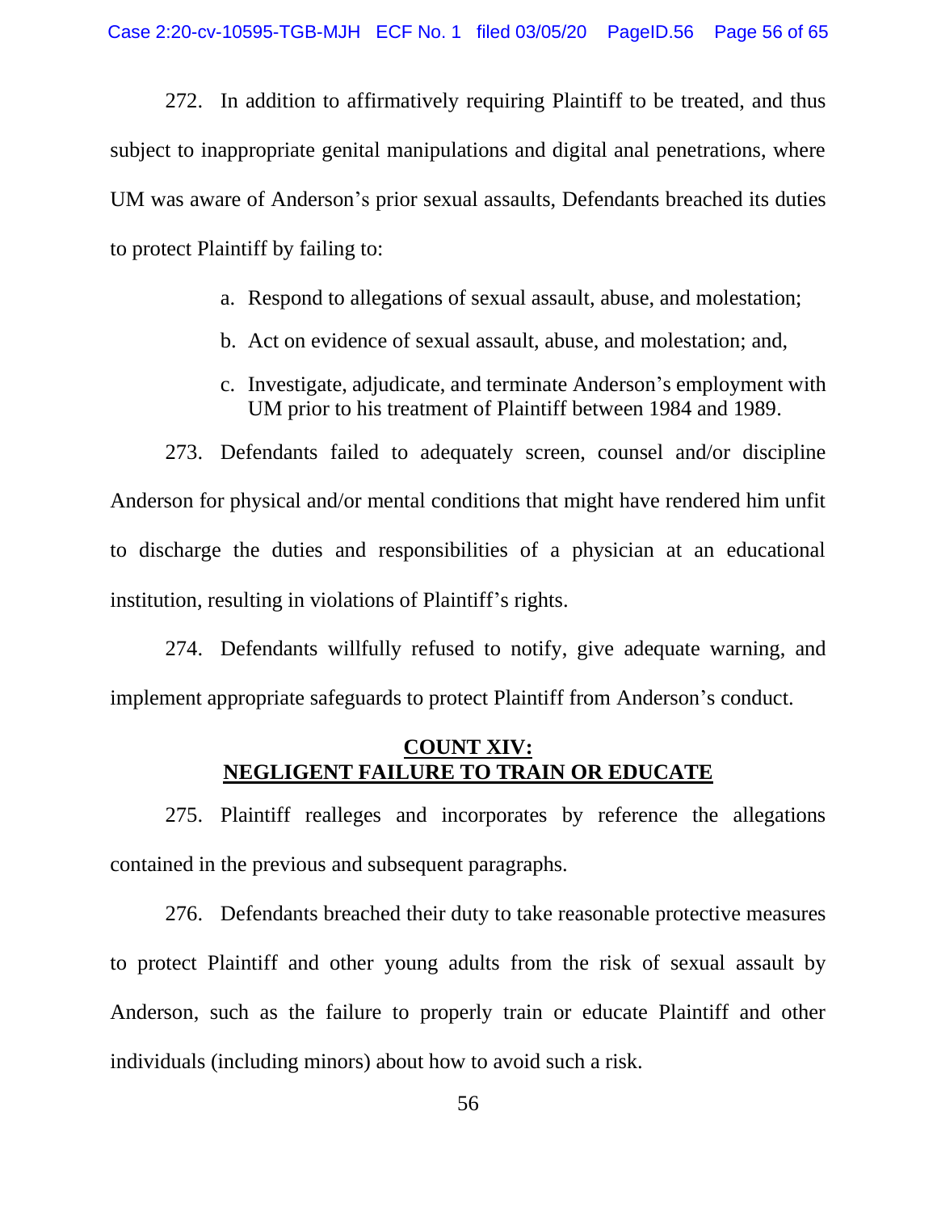272. In addition to affirmatively requiring Plaintiff to be treated, and thus subject to inappropriate genital manipulations and digital anal penetrations, where UM was aware of Anderson's prior sexual assaults, Defendants breached its duties to protect Plaintiff by failing to:

a. Respond to allegations of sexual assault, abuse, and molestation;

b. Act on evidence of sexual assault, abuse, and molestation; and,

c. Investigate, adjudicate, and terminate Anderson's employment with UM prior to his treatment of Plaintiff between 1984 and 1989.

273. Defendants failed to adequately screen, counsel and/or discipline Anderson for physical and/or mental conditions that might have rendered him unfit to discharge the duties and responsibilities of a physician at an educational institution, resulting in violations of Plaintiff's rights.

274. Defendants willfully refused to notify, give adequate warning, and implement appropriate safeguards to protect Plaintiff from Anderson's conduct.

## COUNT XIV: NEGLIGENT FAILURE TO TRAIN OR EDUCATE

275. Plaintiff realleges and incorporates by reference the allegations contained in the previous and subsequent paragraphs.

276. Defendants breached their duty to take reasonable protective measures to protect Plaintiff and other young adults from the risk of sexual assault by Anderson, such as the failure to properly train or educate Plaintiff and other individuals (including minors) about how to avoid such a risk.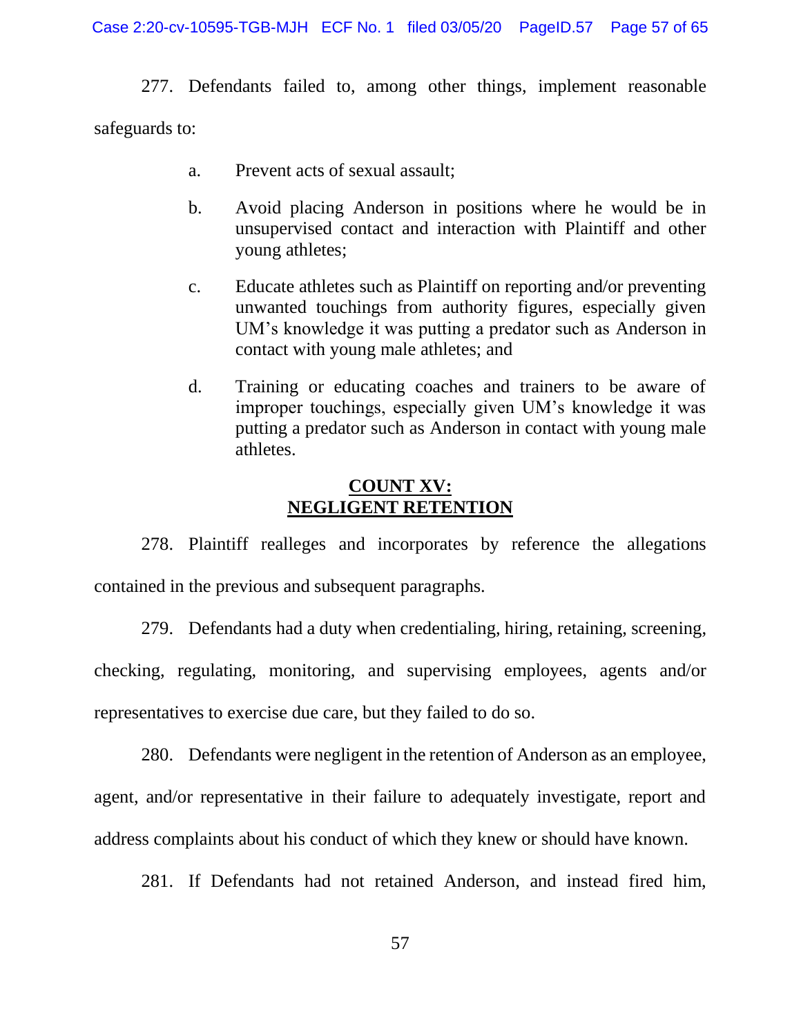277. Defendants failed to, among other things, implement reasonable safeguards to:

a. Prevent acts of sexual assault;

b. Avoid placing Anderson in positions where he would be in unsupervised contact and interaction with Plaintiff and other young athletes;

c. Educate athletes such as Plaintiff on reporting and/or preventing unwanted touchings from authority figures, especially given UM's knowledge it was putting a predator such as Anderson in contact with young male athletes; and

d. Training or educating coaches and trainers to be aware of improper touchings, especially given UM's knowledge it was putting a predator such as Anderson in contact with young male athletes.

## COUNT XV: NEGLIGENT RETENTION

278. Plaintiff realleges and incorporates by reference the allegations contained in the previous and subsequent paragraphs.

279. Defendants had a duty when credentialing, hiring, retaining, screening, checking, regulating, monitoring, and supervising employees, agents and/or representatives to exercise due care, but they failed to do so.

280. Defendants were negligent in the retention of Anderson as an employee, agent, and/or representative in their failure to adequately investigate, report and address complaints about his conduct of which they knew or should have known.

281. If Defendants had not retained Anderson, and instead fired him,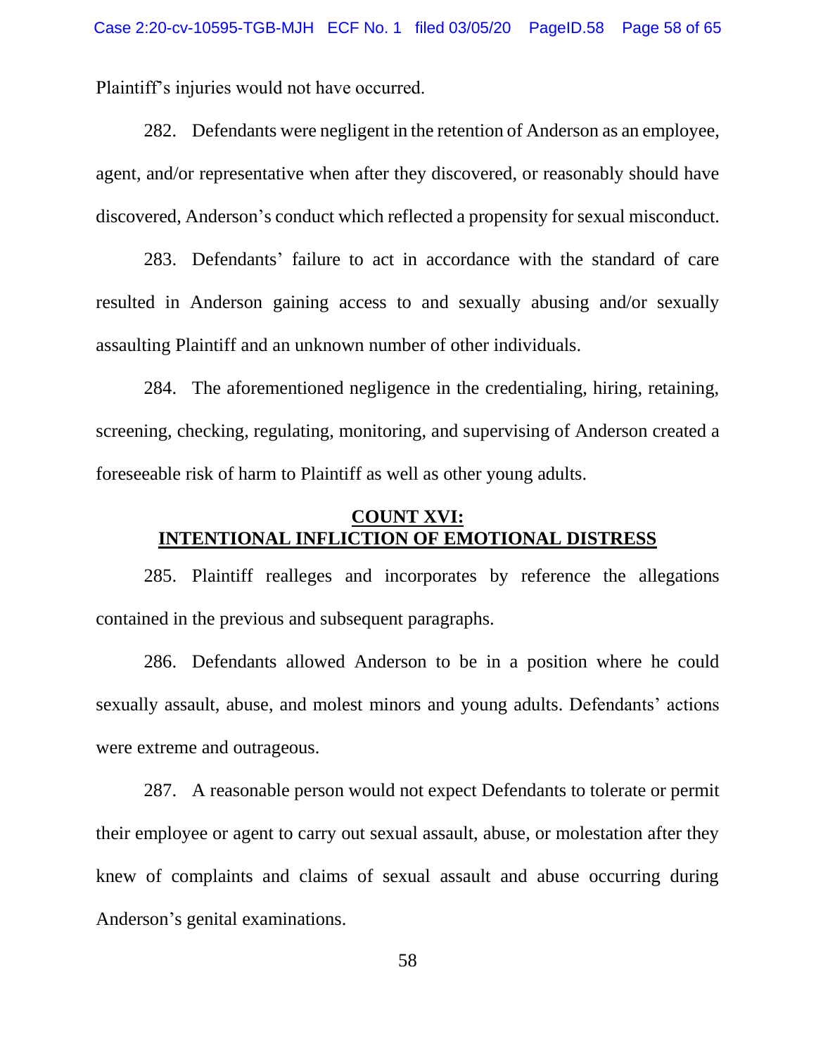Plaintiff's injuries would not have occurred.

282. Defendants were negligent in the retention of Anderson as an employee, agent, and/or representative when after they discovered, or reasonably should have discovered, Anderson's conduct which reflected a propensity for sexual misconduct.

283. Defendants' failure to act in accordance with the standard of care resulted in Anderson gaining access to and sexually abusing and/or sexually assaulting Plaintiff and an unknown number of other individuals.

284. The aforementioned negligence in the credentialing, hiring, retaining, screening, checking, regulating, monitoring, and supervising of Anderson created a foreseeable risk of harm to Plaintiff as well as other young adults.

## COUNT XVI: INTENTIONAL INFLICTION OF EMOTIONAL DISTRESS

285. Plaintiff realleges and incorporates by reference the allegations contained in the previous and subsequent paragraphs.

286. Defendants allowed Anderson to be in a position where he could sexually assault, abuse, and molest minors and young adults. Defendants' actions were extreme and outrageous.

287. A reasonable person would not expect Defendants to tolerate or permit their employee or agent to carry out sexual assault, abuse, or molestation after they knew of complaints and claims of sexual assault and abuse occurring during Anderson's genital examinations.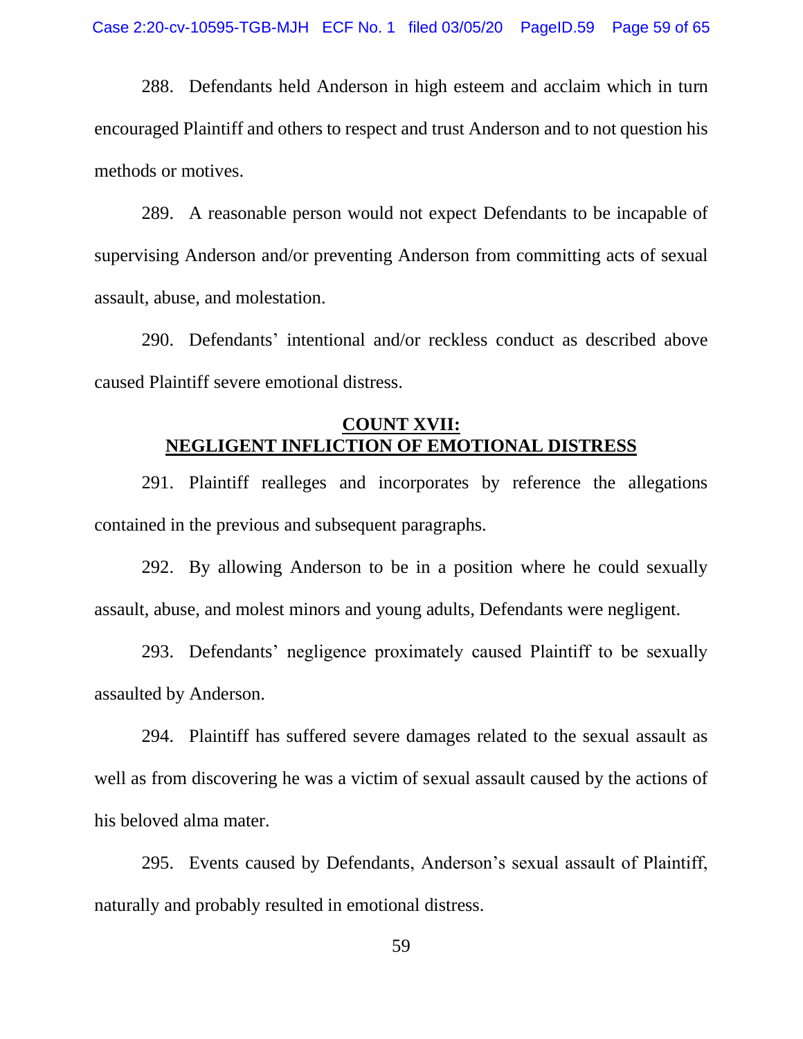288. Defendants held Anderson in high esteem and acclaim which in turn encouraged Plaintiff and others to respect and trust Anderson and to not question his methods or motives.

289. A reasonable person would not expect Defendants to be incapable of supervising Anderson and/or preventing Anderson from committing acts of sexual assault, abuse, and molestation.

290. Defendants' intentional and/or reckless conduct as described above caused Plaintiff severe emotional distress.

## COUNT XVII: NEGLIGENT INFLICTION OF EMOTIONAL DISTRESS

291. Plaintiff realleges and incorporates by reference the allegations contained in the previous and subsequent paragraphs.

292. By allowing Anderson to be in a position where he could sexually assault, abuse, and molest minors and young adults, Defendants were negligent.

293. Defendants' negligence proximately caused Plaintiff to be sexually assaulted by Anderson.

294. Plaintiff has suffered severe damages related to the sexual assault as well as from discovering he was a victim of sexual assault caused by the actions of his beloved alma mater.

295. Events caused by Defendants, Anderson's sexual assault of Plaintiff, naturally and probably resulted in emotional distress.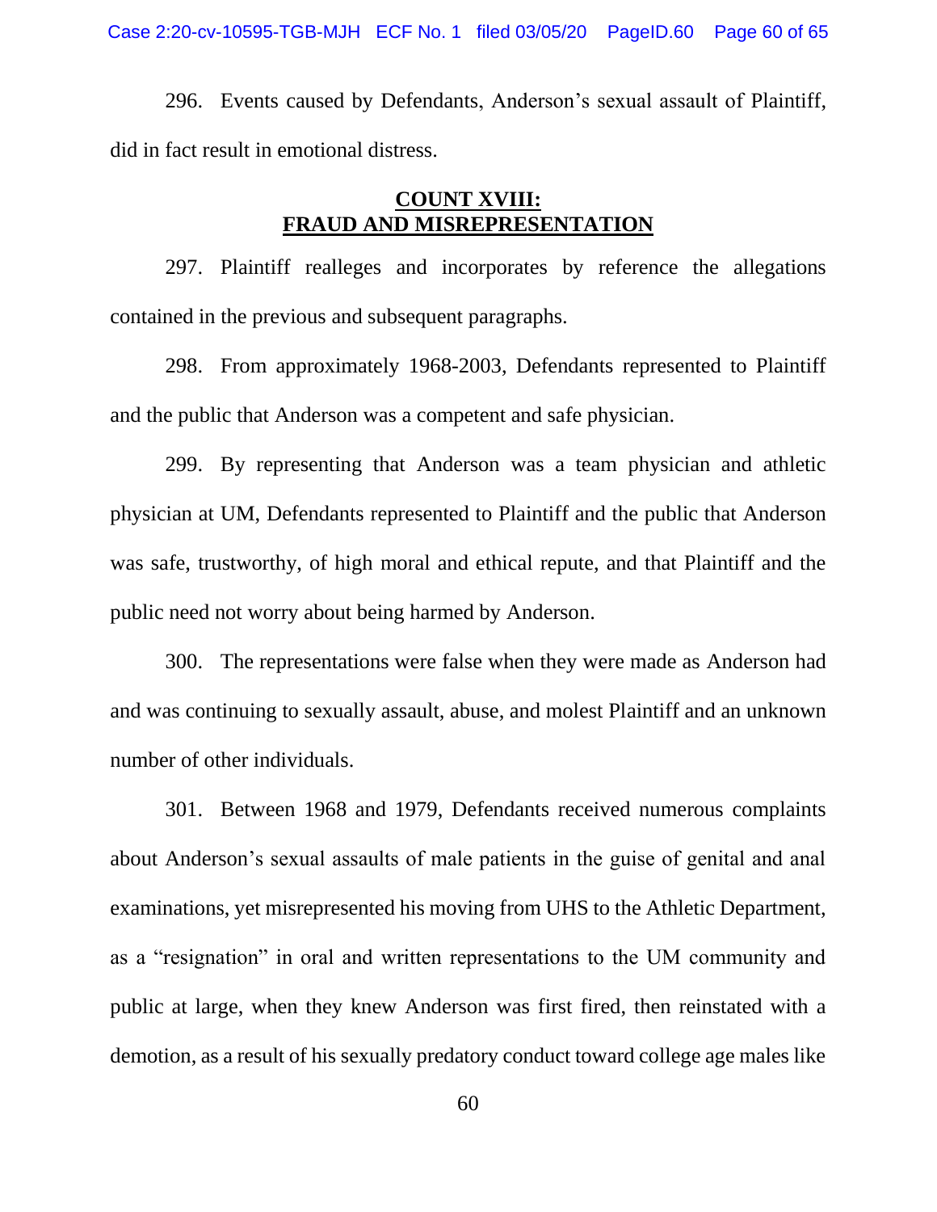296. Events caused by Defendants, Anderson's sexual assault of Plaintiff, did in fact result in emotional distress.

## COUNT XVIII: FRAUD AND MISREPRESENTATION

297. Plaintiff realleges and incorporates by reference the allegations contained in the previous and subsequent paragraphs.

298. From approximately 1968-2003, Defendants represented to Plaintiff and the public that Anderson was a competent and safe physician.

299. By representing that Anderson was a team physician and athletic physician at UM, Defendants represented to Plaintiff and the public that Anderson was safe, trustworthy, of high moral and ethical repute, and that Plaintiff and the public need not worry about being harmed by Anderson.

300. The representations were false when they were made as Anderson had and was continuing to sexually assault, abuse, and molest Plaintiff and an unknown number of other individuals.

301. Between 1968 and 1979, Defendants received numerous complaints about Anderson's sexual assaults of male patients in the guise of genital and anal examinations, yet misrepresented his moving from UHS to the Athletic Department, as a "resignation" in oral and written representations to the UM community and public at large, when they knew Anderson was first fired, then reinstated with a demotion, as a result of his sexually predatory conduct toward college age males like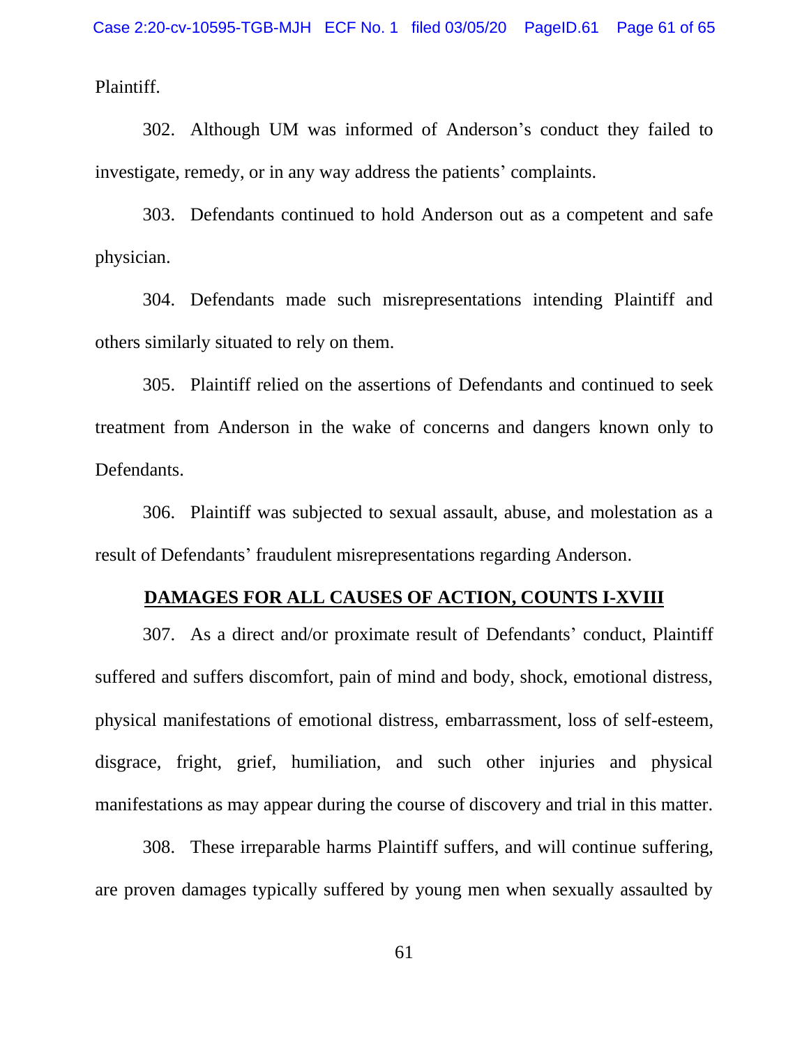Plaintiff.

302. Although UM was informed of Anderson's conduct they failed to investigate, remedy, or in any way address the patients' complaints.

303. Defendants continued to hold Anderson out as a competent and safe physician.

304. Defendants made such misrepresentations intending Plaintiff and others similarly situated to rely on them.

305. Plaintiff relied on the assertions of Defendants and continued to seek treatment from Anderson in the wake of concerns and dangers known only to Defendants.

306. Plaintiff was subjected to sexual assault, abuse, and molestation as a result of Defendants' fraudulent misrepresentations regarding Anderson.

## DAMAGES FOR ALL CAUSES OF ACTION, COUNTS I-XVIII

307. As a direct and/or proximate result of Defendants' conduct, Plaintiff suffered and suffers discomfort, pain of mind and body, shock, emotional distress, physical manifestations of emotional distress, embarrassment, loss of self-esteem, disgrace, fright, grief, humiliation, and such other injuries and physical manifestations as may appear during the course of discovery and trial in this matter.

308. These irreparable harms Plaintiff suffers, and will continue suffering, are proven damages typically suffered by young men when sexually assaulted by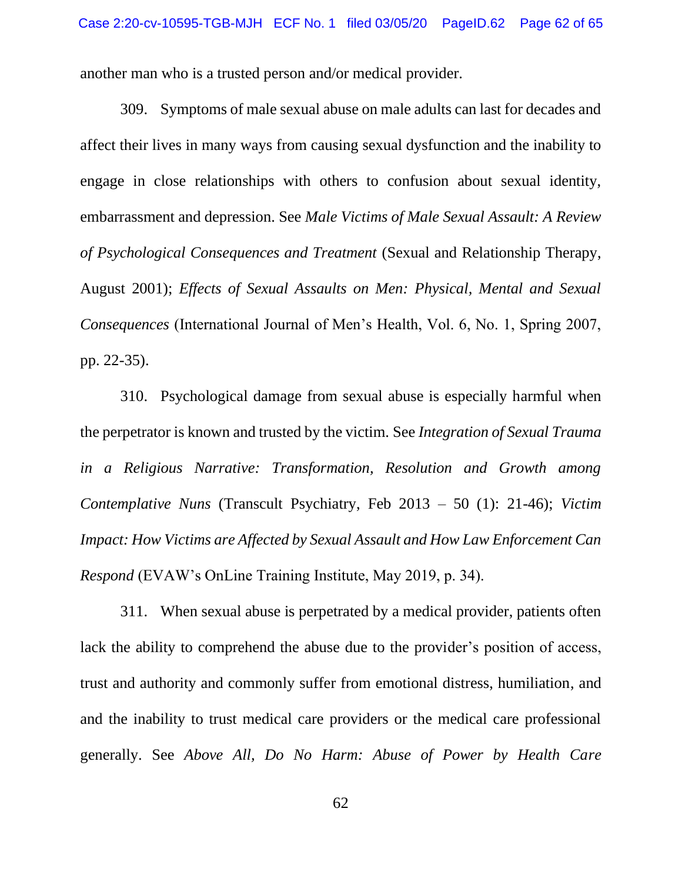another man who is a trusted person and/or medical provider.

309. Symptoms of male sexual abuse on male adults can last for decades and affect their lives in many ways from causing sexual dysfunction and the inability to engage in close relationships with others to confusion about sexual identity, embarrassment and depression. See *Male Victims of Male Sexual Assault: A Review of Psychological Consequences and Treatment* (Sexual and Relationship Therapy, August 2001); *Effects of Sexual Assaults on Men: Physical, Mental and Sexual Consequences* (International Journal of Men's Health, Vol. 6, No. 1, Spring 2007, pp. 22-35).

310. Psychological damage from sexual abuse is especially harmful when the perpetrator is known and trusted by the victim. See *Integration of Sexual Trauma in a Religious Narrative: Transformation, Resolution and Growth among Contemplative Nuns* (Transcult Psychiatry, Feb 2013 – 50 (1): 21-46); *Victim Impact: How Victims are Affected by Sexual Assault and How Law Enforcement Can Respond* (EVAW's OnLine Training Institute, May 2019, p. 34).

311. When sexual abuse is perpetrated by a medical provider, patients often lack the ability to comprehend the abuse due to the provider's position of access, trust and authority and commonly suffer from emotional distress, humiliation, and and the inability to trust medical care providers or the medical care professional generally. See *Above All, Do No Harm: Abuse of Power by Health Care*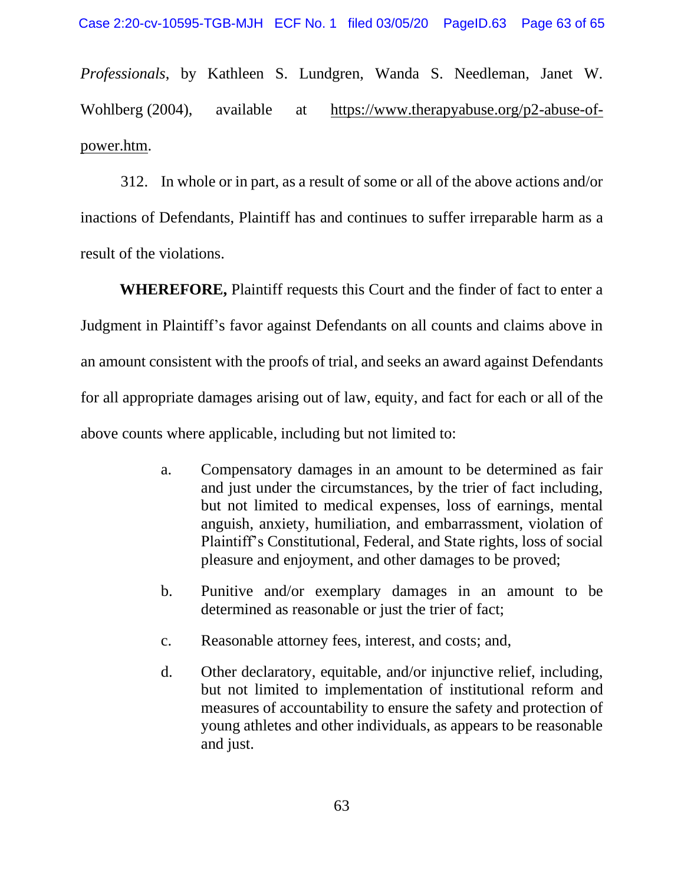*Professionals*, by Kathleen S. Lundgren, Wanda S. Needleman, Janet W. Wohlberg (2004), available at https://www.therapyabuse.org/p2-abuse-of-power.htm.

312. In whole or in part, as a result of some or all of the above actions and/or inactions of Defendants, Plaintiff has and continues to suffer irreparable harm as a result of the violations.

**WHEREFORE,** Plaintiff requests this Court and the finder of fact to enter a Judgment in Plaintiff's favor against Defendants on all counts and claims above in an amount consistent with the proofs of trial, and seeks an award against Defendants for all appropriate damages arising out of law, equity, and fact for each or all of the above counts where applicable, including but not limited to:

a. Compensatory damages in an amount to be determined as fair and just under the circumstances, by the trier of fact including, but not limited to medical expenses, loss of earnings, mental anguish, anxiety, humiliation, and embarrassment, violation of Plaintiff's Constitutional, Federal, and State rights, loss of social pleasure and enjoyment, and other damages to be proved;

b. Punitive and/or exemplary damages in an amount to be determined as reasonable or just the trier of fact;

c. Reasonable attorney fees, interest, and costs; and,

d. Other declaratory, equitable, and/or injunctive relief, including, but not limited to implementation of institutional reform and measures of accountability to ensure the safety and protection of young athletes and other individuals, as appears to be reasonable and just.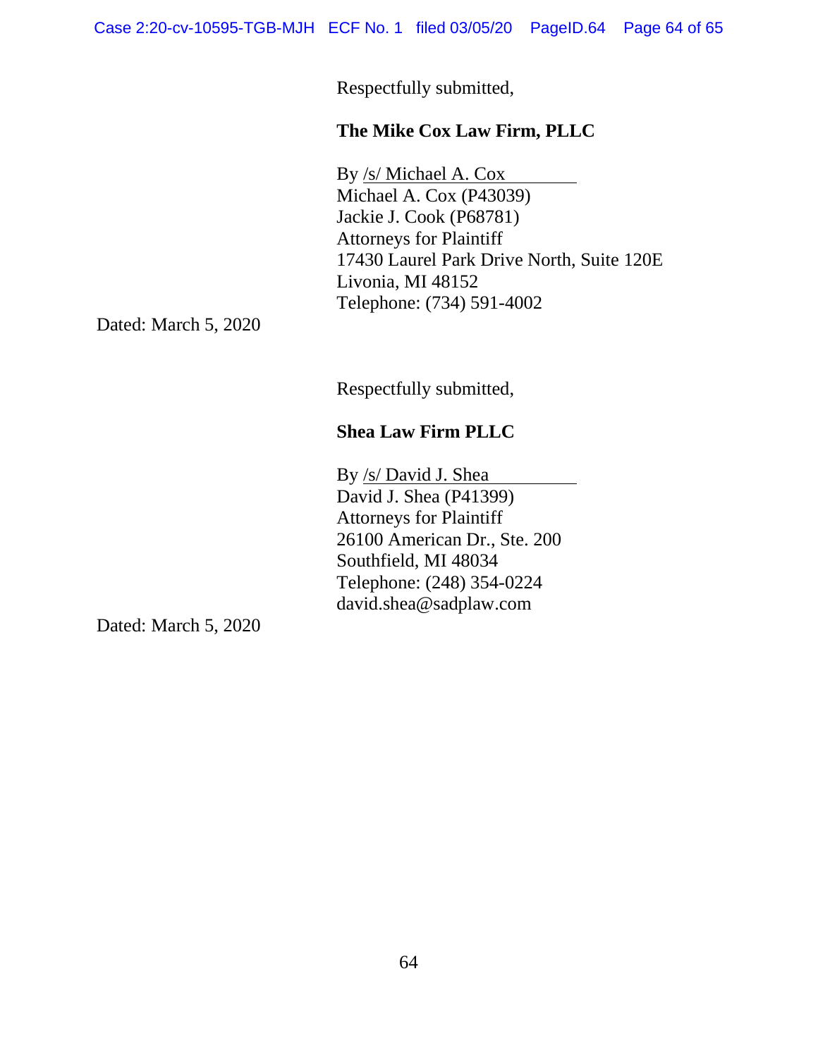Respectfully submitted,

**The Mike Cox Law Firm, PLLC**

By /s/ Michael A. Cox
Michael A. Cox (P43039)
Jackie J. Cook (P68781)
Attorneys for Plaintiff
17430 Laurel Park Drive North, Suite 120E
Livonia, MI 48152
Telephone: (734) 591-4002

Dated: March 5, 2020

Respectfully submitted,

**Shea Law Firm PLLC**

By /s/ David J. Shea
David J. Shea (P41399)
Attorneys for Plaintiff
26100 American Dr., Ste. 200
Southfield, MI 48034
Telephone: (248) 354-0224
david.shea@sadplaw.com

Dated: March 5, 2020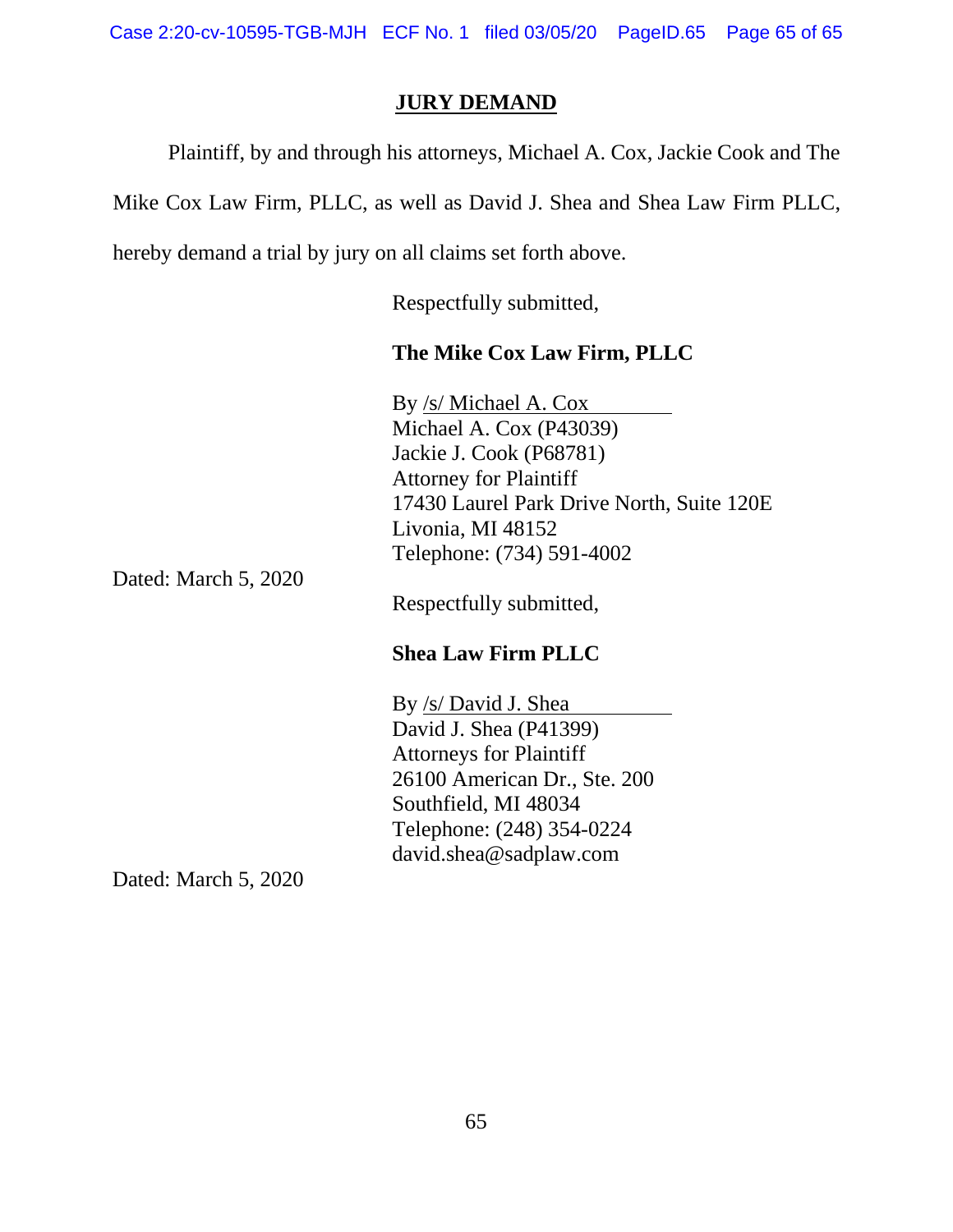## JURY DEMAND

Plaintiff, by and through his attorneys, Michael A. Cox, Jackie Cook and The Mike Cox Law Firm, PLLC, as well as David J. Shea and Shea Law Firm PLLC, hereby demand a trial by jury on all claims set forth above.

Respectfully submitted,

**The Mike Cox Law Firm, PLLC**

By /s/ Michael A. Cox
Michael A. Cox (P43039)
Jackie J. Cook (P68781)
Attorney for Plaintiff
17430 Laurel Park Drive North, Suite 120E
Livonia, MI 48152
Telephone: (734) 591-4002

Dated: March 5, 2020

Respectfully submitted,

**Shea Law Firm PLLC**

By /s/ David J. Shea
David J. Shea (P41399)
Attorneys for Plaintiff
26100 American Dr., Ste. 200
Southfield, MI 48034
Telephone: (248) 354-0224
david.shea@sadplaw.com

Dated: March 5, 2020